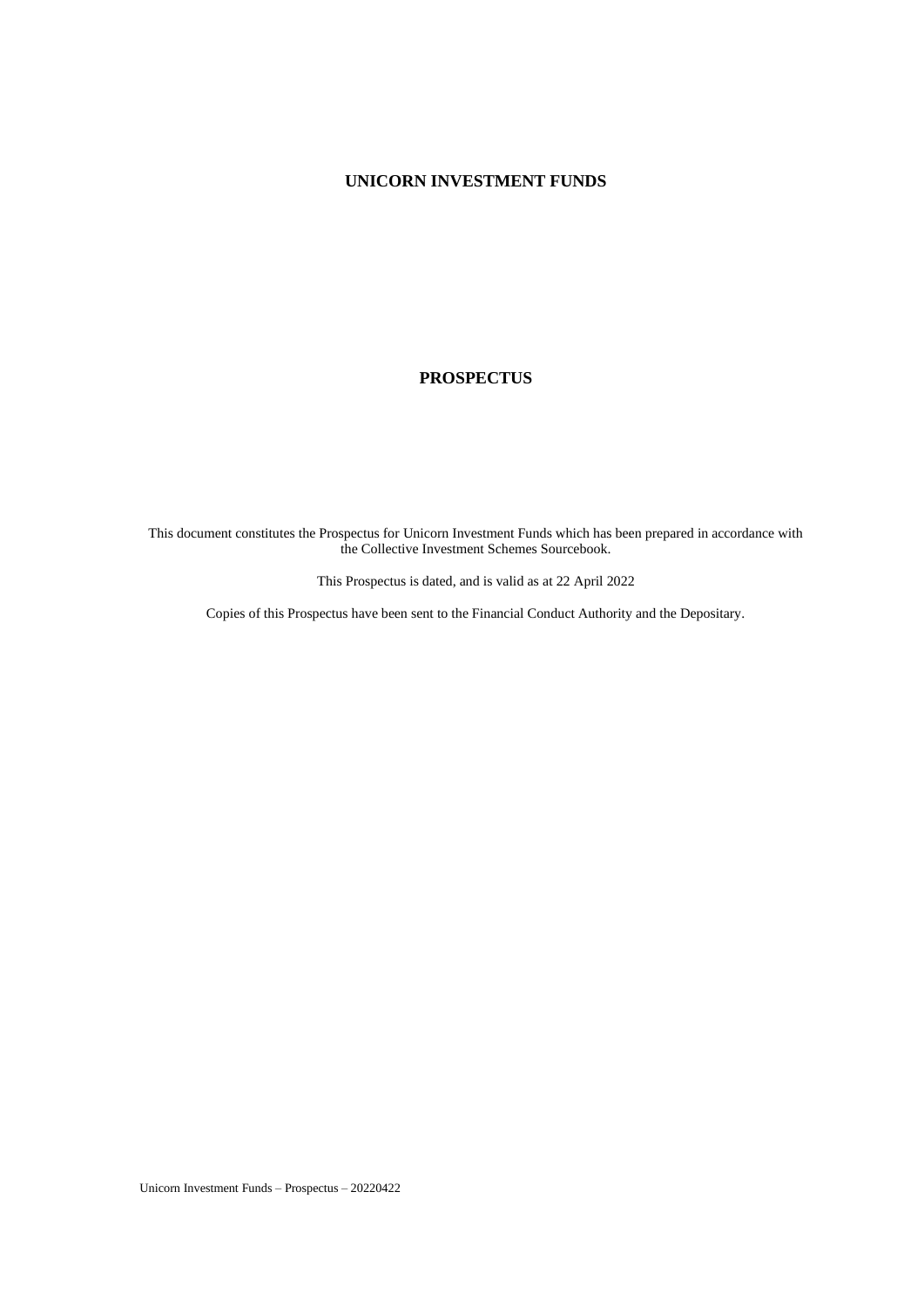# UNICORN INVESTMENT FUNDS

## PROSPECTUS

This document constitutes the Prospectus for Unicorn Investment Funds which has been prepared in accordance with the Collective Investment Schemes Sourcebook.

This Prospectus is dated, and is valid as at 22 April 2022

Copies of this Prospectus have been sent to the Financial Conduct Authority and the Depositary.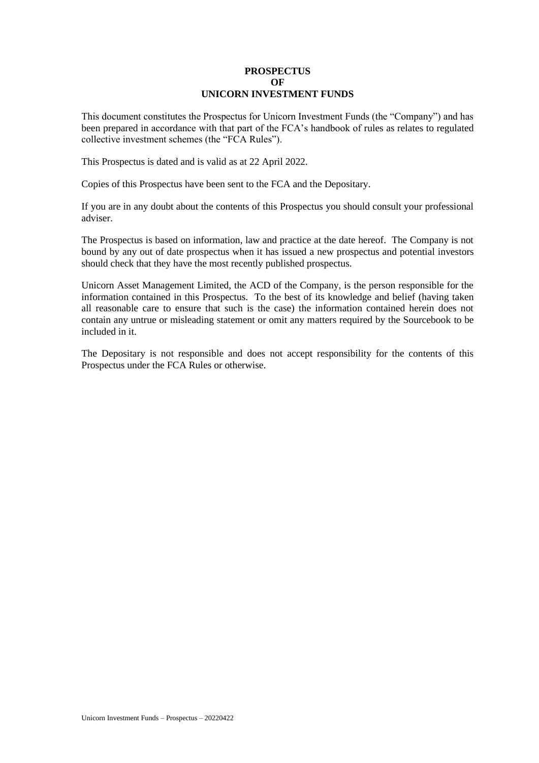# PROSPECTUS
# OF
# UNICORN INVESTMENT FUNDS

This document constitutes the Prospectus for Unicorn Investment Funds (the "Company") and has been prepared in accordance with that part of the FCA's handbook of rules as relates to regulated collective investment schemes (the "FCA Rules").

This Prospectus is dated and is valid as at 22 April 2022.

Copies of this Prospectus have been sent to the FCA and the Depositary.

If you are in any doubt about the contents of this Prospectus you should consult your professional adviser.

The Prospectus is based on information, law and practice at the date hereof. The Company is not bound by any out of date prospectus when it has issued a new prospectus and potential investors should check that they have the most recently published prospectus.

Unicorn Asset Management Limited, the ACD of the Company, is the person responsible for the information contained in this Prospectus. To the best of its knowledge and belief (having taken all reasonable care to ensure that such is the case) the information contained herein does not contain any untrue or misleading statement or omit any matters required by the Sourcebook to be included in it.

The Depositary is not responsible and does not accept responsibility for the contents of this Prospectus under the FCA Rules or otherwise.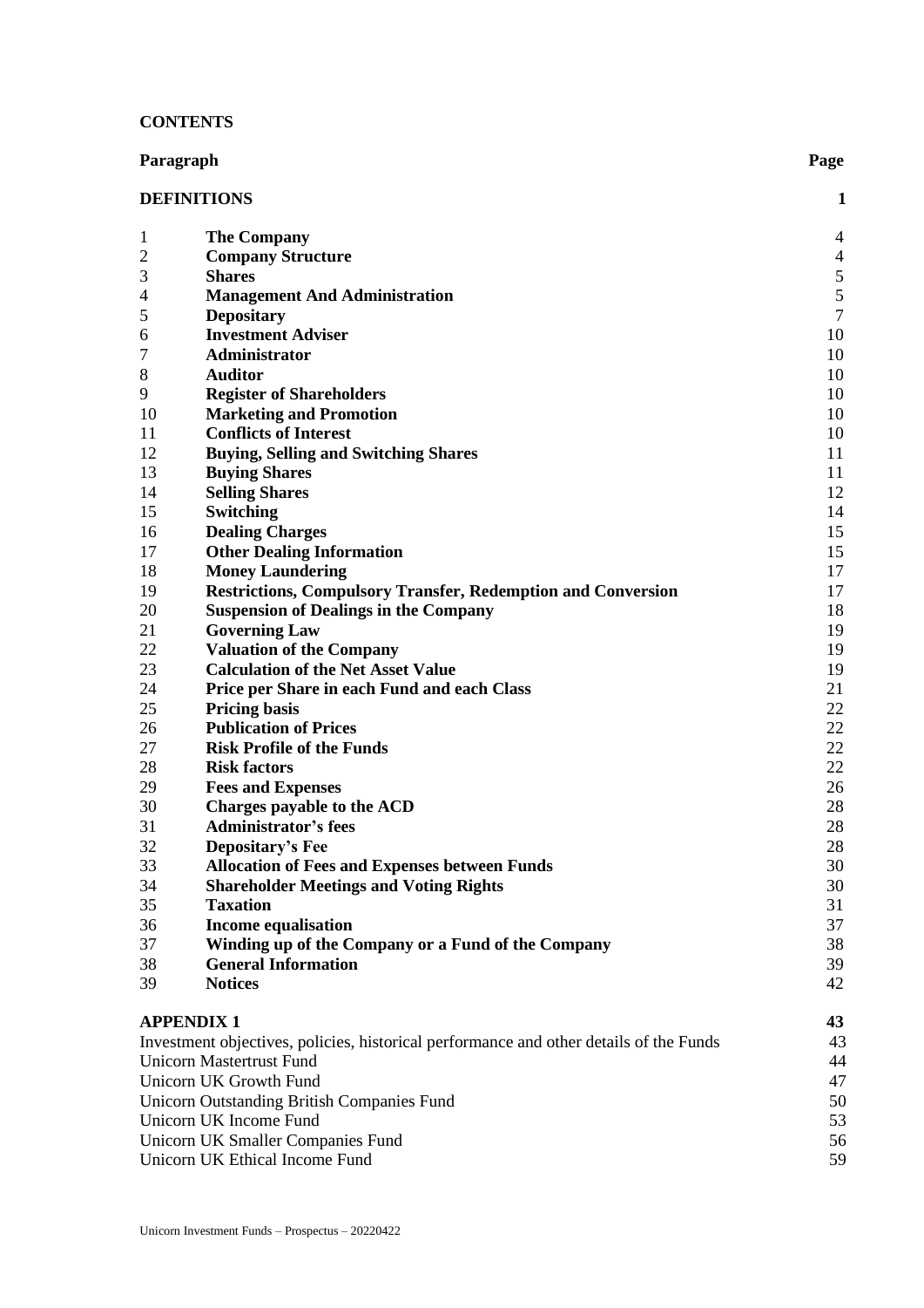**CONTENTS**

| Paragraph | | Page |
|---|---|---|
| **DEFINITIONS** | | **1** |
| 1 | **The Company** | 4 |
| 2 | **Company Structure** | 4 |
| 3 | **Shares** | 5 |
| 4 | **Management And Administration** | 5 |
| 5 | **Depositary** | 7 |
| 6 | **Investment Adviser** | 10 |
| 7 | **Administrator** | 10 |
| 8 | **Auditor** | 10 |
| 9 | **Register of Shareholders** | 10 |
| 10 | **Marketing and Promotion** | 10 |
| 11 | **Conflicts of Interest** | 10 |
| 12 | **Buying, Selling and Switching Shares** | 11 |
| 13 | **Buying Shares** | 11 |
| 14 | **Selling Shares** | 12 |
| 15 | **Switching** | 14 |
| 16 | **Dealing Charges** | 15 |
| 17 | **Other Dealing Information** | 15 |
| 18 | **Money Laundering** | 17 |
| 19 | **Restrictions, Compulsory Transfer, Redemption and Conversion** | 17 |
| 20 | **Suspension of Dealings in the Company** | 18 |
| 21 | **Governing Law** | 19 |
| 22 | **Valuation of the Company** | 19 |
| 23 | **Calculation of the Net Asset Value** | 19 |
| 24 | **Price per Share in each Fund and each Class** | 21 |
| 25 | **Pricing basis** | 22 |
| 26 | **Publication of Prices** | 22 |
| 27 | **Risk Profile of the Funds** | 22 |
| 28 | **Risk factors** | 22 |
| 29 | **Fees and Expenses** | 26 |
| 30 | **Charges payable to the ACD** | 28 |
| 31 | **Administrator's fees** | 28 |
| 32 | **Depositary's Fee** | 28 |
| 33 | **Allocation of Fees and Expenses between Funds** | 30 |
| 34 | **Shareholder Meetings and Voting Rights** | 30 |
| 35 | **Taxation** | 31 |
| 36 | **Income equalisation** | 37 |
| 37 | **Winding up of the Company or a Fund of the Company** | 38 |
| 38 | **General Information** | 39 |
| 39 | **Notices** | 42 |
| **APPENDIX 1** | | **43** |
| Investment objectives, policies, historical performance and other details of the Funds | | 43 |
| Unicorn Mastertrust Fund | | 44 |
| Unicorn UK Growth Fund | | 47 |
| Unicorn Outstanding British Companies Fund | | 50 |
| Unicorn UK Income Fund | | 53 |
| Unicorn UK Smaller Companies Fund | | 56 |
| Unicorn UK Ethical Income Fund | | 59 |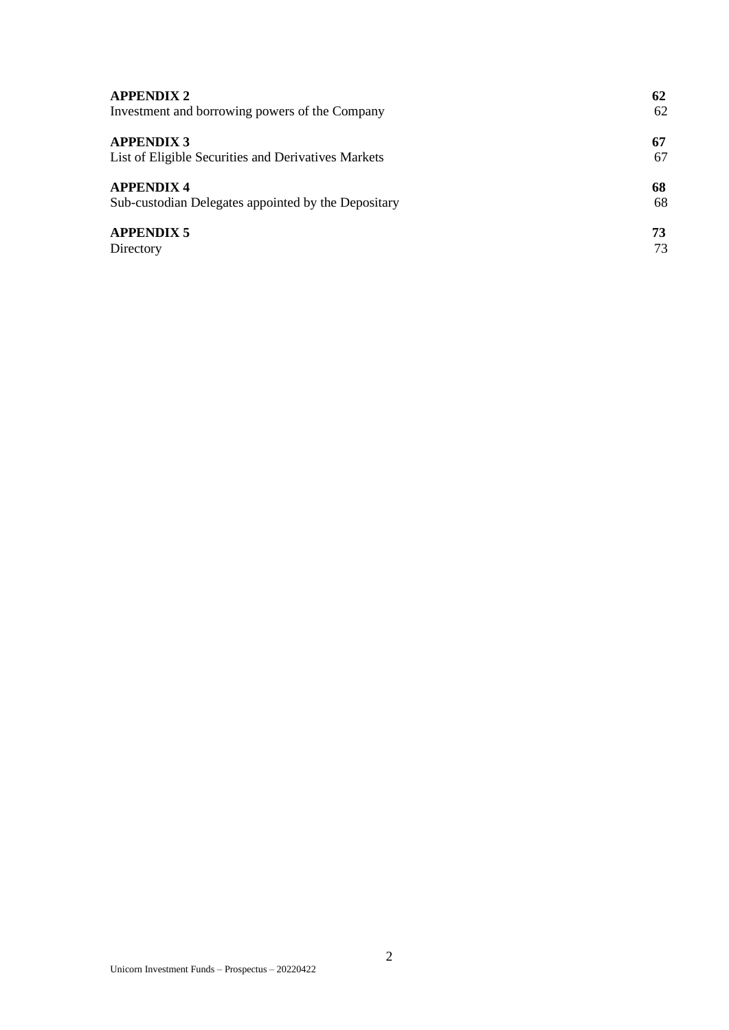| | |
|---|---|
| **APPENDIX 2** | **62** |
| Investment and borrowing powers of the Company | 62 |
| **APPENDIX 3** | **67** |
| List of Eligible Securities and Derivatives Markets | 67 |
| **APPENDIX 4** | **68** |
| Sub-custodian Delegates appointed by the Depositary | 68 |
| **APPENDIX 5** | **73** |
| Directory | 73 |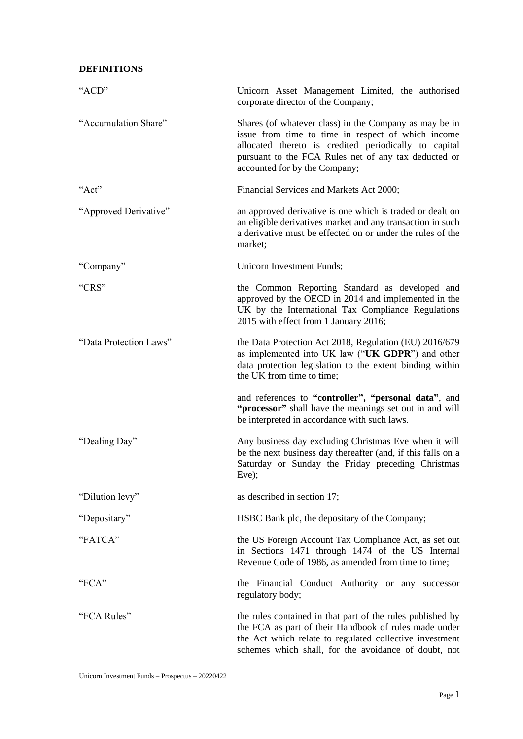**DEFINITIONS**

| | |
|---|---|
| "ACD" | Unicorn Asset Management Limited, the authorised corporate director of the Company; |
| "Accumulation Share" | Shares (of whatever class) in the Company as may be in issue from time to time in respect of which income allocated thereto is credited periodically to capital pursuant to the FCA Rules net of any tax deducted or accounted for by the Company; |
| "Act" | Financial Services and Markets Act 2000; |
| "Approved Derivative" | an approved derivative is one which is traded or dealt on an eligible derivatives market and any transaction in such a derivative must be effected on or under the rules of the market; |
| "Company" | Unicorn Investment Funds; |
| "CRS" | the Common Reporting Standard as developed and approved by the OECD in 2014 and implemented in the UK by the International Tax Compliance Regulations 2015 with effect from 1 January 2016; |
| "Data Protection Laws" | the Data Protection Act 2018, Regulation (EU) 2016/679 as implemented into UK law ("**UK GDPR**") and other data protection legislation to the extent binding within the UK from time to time;<br><br>and references to **"controller", "personal data"**, and **"processor"** shall have the meanings set out in and will be interpreted in accordance with such laws. |
| "Dealing Day" | Any business day excluding Christmas Eve when it will be the next business day thereafter (and, if this falls on a Saturday or Sunday the Friday preceding Christmas Eve); |
| "Dilution levy" | as described in section 17; |
| "Depositary" | HSBC Bank plc, the depositary of the Company; |
| "FATCA" | the US Foreign Account Tax Compliance Act, as set out in Sections 1471 through 1474 of the US Internal Revenue Code of 1986, as amended from time to time; |
| "FCA" | the Financial Conduct Authority or any successor regulatory body; |
| "FCA Rules" | the rules contained in that part of the rules published by the FCA as part of their Handbook of rules made under the Act which relate to regulated collective investment schemes which shall, for the avoidance of doubt, not |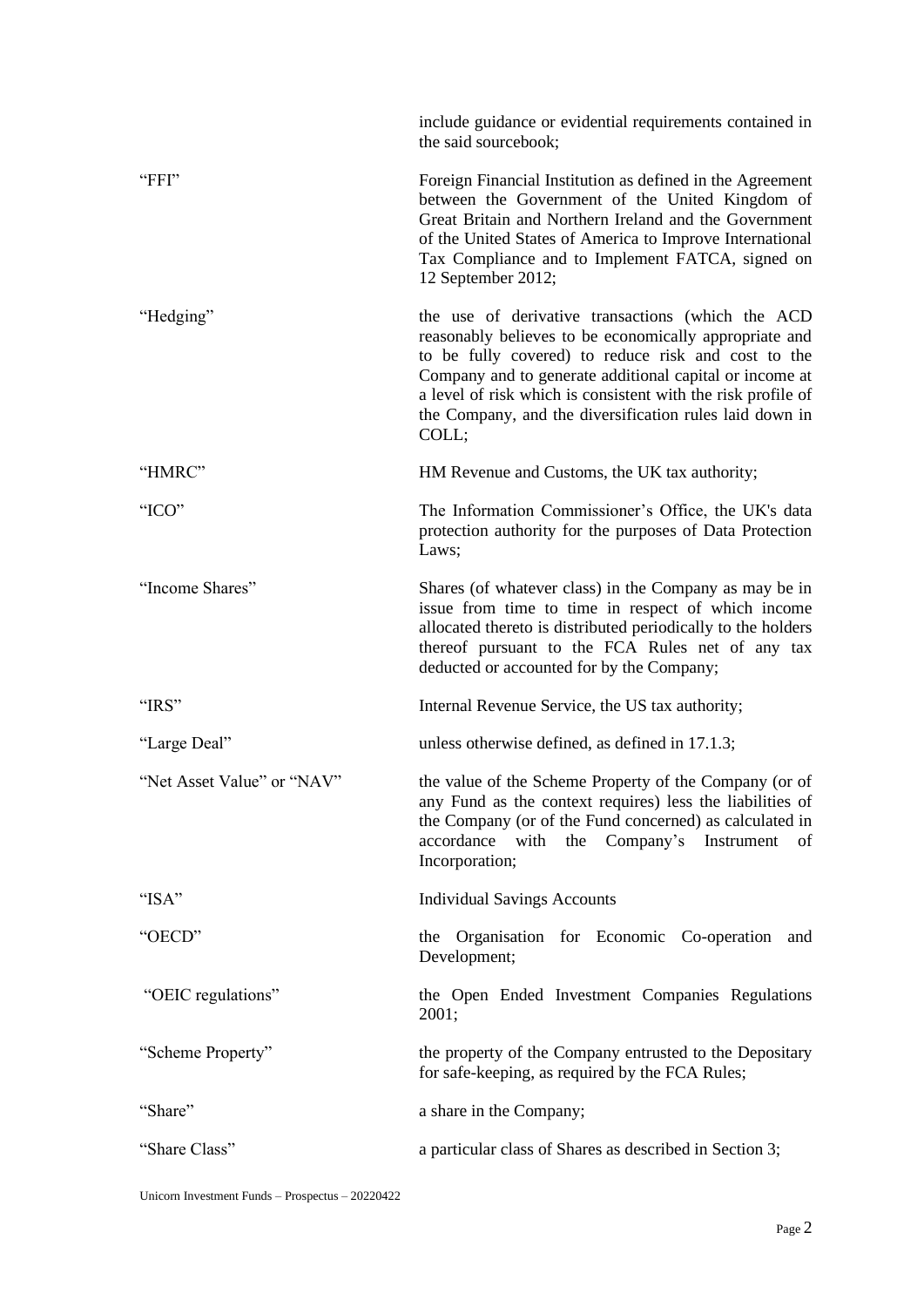| | |
|---|---|
| | include guidance or evidential requirements contained in the said sourcebook; |
| "FFI" | Foreign Financial Institution as defined in the Agreement between the Government of the United Kingdom of Great Britain and Northern Ireland and the Government of the United States of America to Improve International Tax Compliance and to Implement FATCA, signed on 12 September 2012; |
| "Hedging" | the use of derivative transactions (which the ACD reasonably believes to be economically appropriate and to be fully covered) to reduce risk and cost to the Company and to generate additional capital or income at a level of risk which is consistent with the risk profile of the Company, and the diversification rules laid down in COLL; |
| "HMRC" | HM Revenue and Customs, the UK tax authority; |
| "ICO" | The Information Commissioner's Office, the UK's data protection authority for the purposes of Data Protection Laws; |
| "Income Shares" | Shares (of whatever class) in the Company as may be in issue from time to time in respect of which income allocated thereto is distributed periodically to the holders thereof pursuant to the FCA Rules net of any tax deducted or accounted for by the Company; |
| "IRS" | Internal Revenue Service, the US tax authority; |
| "Large Deal" | unless otherwise defined, as defined in 17.1.3; |
| "Net Asset Value" or "NAV" | the value of the Scheme Property of the Company (or of any Fund as the context requires) less the liabilities of the Company (or of the Fund concerned) as calculated in accordance with the Company's Instrument of Incorporation; |
| "ISA" | Individual Savings Accounts |
| "OECD" | the Organisation for Economic Co-operation and Development; |
| "OEIC regulations" | the Open Ended Investment Companies Regulations 2001; |
| "Scheme Property" | the property of the Company entrusted to the Depositary for safe-keeping, as required by the FCA Rules; |
| "Share" | a share in the Company; |
| "Share Class" | a particular class of Shares as described in Section 3; |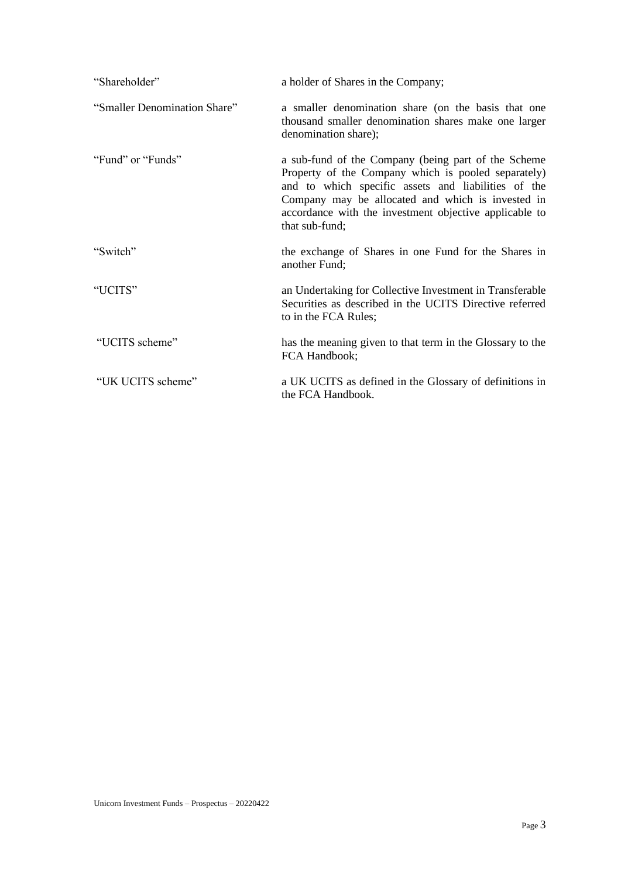| | |
|---|---|
| "Shareholder" | a holder of Shares in the Company; |
| "Smaller Denomination Share" | a smaller denomination share (on the basis that one thousand smaller denomination shares make one larger denomination share); |
| "Fund" or "Funds" | a sub-fund of the Company (being part of the Scheme Property of the Company which is pooled separately) and to which specific assets and liabilities of the Company may be allocated and which is invested in accordance with the investment objective applicable to that sub-fund; |
| "Switch" | the exchange of Shares in one Fund for the Shares in another Fund; |
| "UCITS" | an Undertaking for Collective Investment in Transferable Securities as described in the UCITS Directive referred to in the FCA Rules; |
| "UCITS scheme" | has the meaning given to that term in the Glossary to the FCA Handbook; |
| "UK UCITS scheme" | a UK UCITS as defined in the Glossary of definitions in the FCA Handbook. |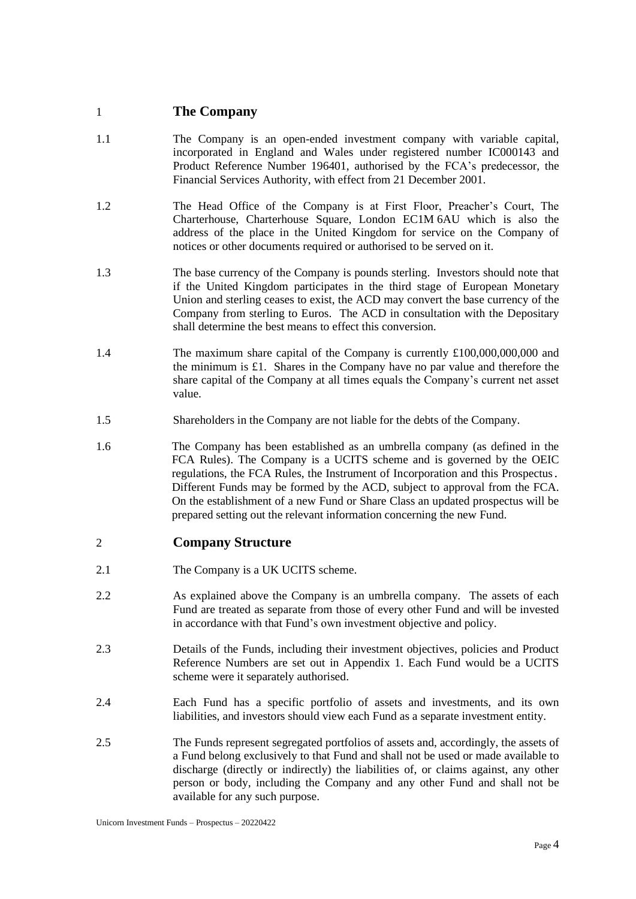## 1 The Company

1.1 The Company is an open-ended investment company with variable capital, incorporated in England and Wales under registered number IC000143 and Product Reference Number 196401, authorised by the FCA's predecessor, the Financial Services Authority, with effect from 21 December 2001.

1.2 The Head Office of the Company is at First Floor, Preacher's Court, The Charterhouse, Charterhouse Square, London EC1M 6AU which is also the address of the place in the United Kingdom for service on the Company of notices or other documents required or authorised to be served on it.

1.3 The base currency of the Company is pounds sterling. Investors should note that if the United Kingdom participates in the third stage of European Monetary Union and sterling ceases to exist, the ACD may convert the base currency of the Company from sterling to Euros. The ACD in consultation with the Depositary shall determine the best means to effect this conversion.

1.4 The maximum share capital of the Company is currently £100,000,000,000 and the minimum is £1. Shares in the Company have no par value and therefore the share capital of the Company at all times equals the Company's current net asset value.

1.5 Shareholders in the Company are not liable for the debts of the Company.

1.6 The Company has been established as an umbrella company (as defined in the FCA Rules). The Company is a UCITS scheme and is governed by the OEIC regulations, the FCA Rules, the Instrument of Incorporation and this Prospectus. Different Funds may be formed by the ACD, subject to approval from the FCA. On the establishment of a new Fund or Share Class an updated prospectus will be prepared setting out the relevant information concerning the new Fund.

## 2 Company Structure

2.1 The Company is a UK UCITS scheme.

2.2 As explained above the Company is an umbrella company. The assets of each Fund are treated as separate from those of every other Fund and will be invested in accordance with that Fund's own investment objective and policy.

2.3 Details of the Funds, including their investment objectives, policies and Product Reference Numbers are set out in Appendix 1. Each Fund would be a UCITS scheme were it separately authorised.

2.4 Each Fund has a specific portfolio of assets and investments, and its own liabilities, and investors should view each Fund as a separate investment entity.

2.5 The Funds represent segregated portfolios of assets and, accordingly, the assets of a Fund belong exclusively to that Fund and shall not be used or made available to discharge (directly or indirectly) the liabilities of, or claims against, any other person or body, including the Company and any other Fund and shall not be available for any such purpose.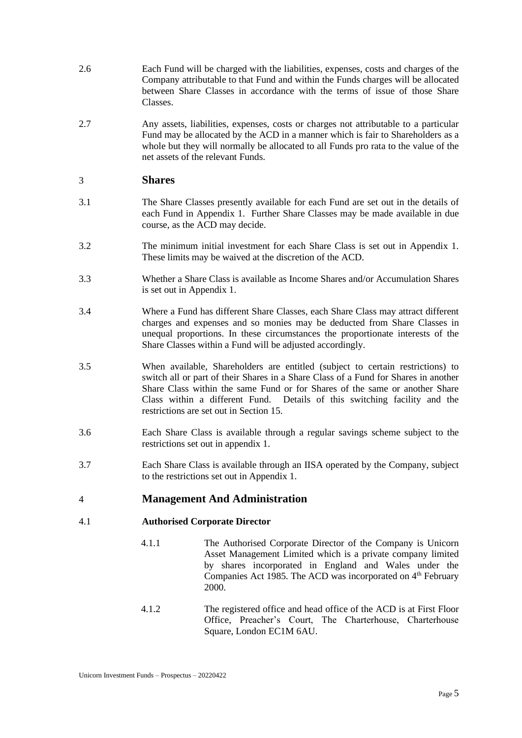2.6 Each Fund will be charged with the liabilities, expenses, costs and charges of the Company attributable to that Fund and within the Funds charges will be allocated between Share Classes in accordance with the terms of issue of those Share Classes.

2.7 Any assets, liabilities, expenses, costs or charges not attributable to a particular Fund may be allocated by the ACD in a manner which is fair to Shareholders as a whole but they will normally be allocated to all Funds pro rata to the value of the net assets of the relevant Funds.

## 3 Shares

3.1 The Share Classes presently available for each Fund are set out in the details of each Fund in Appendix 1. Further Share Classes may be made available in due course, as the ACD may decide.

3.2 The minimum initial investment for each Share Class is set out in Appendix 1. These limits may be waived at the discretion of the ACD.

3.3 Whether a Share Class is available as Income Shares and/or Accumulation Shares is set out in Appendix 1.

3.4 Where a Fund has different Share Classes, each Share Class may attract different charges and expenses and so monies may be deducted from Share Classes in unequal proportions. In these circumstances the proportionate interests of the Share Classes within a Fund will be adjusted accordingly.

3.5 When available, Shareholders are entitled (subject to certain restrictions) to switch all or part of their Shares in a Share Class of a Fund for Shares in another Share Class within the same Fund or for Shares of the same or another Share Class within a different Fund. Details of this switching facility and the restrictions are set out in Section 15.

3.6 Each Share Class is available through a regular savings scheme subject to the restrictions set out in appendix 1.

3.7 Each Share Class is available through an IISA operated by the Company, subject to the restrictions set out in Appendix 1.

## 4 Management And Administration

### 4.1 Authorised Corporate Director

4.1.1 The Authorised Corporate Director of the Company is Unicorn Asset Management Limited which is a private company limited by shares incorporated in England and Wales under the Companies Act 1985. The ACD was incorporated on 4th February 2000.

4.1.2 The registered office and head office of the ACD is at First Floor Office, Preacher's Court, The Charterhouse, Charterhouse Square, London EC1M 6AU.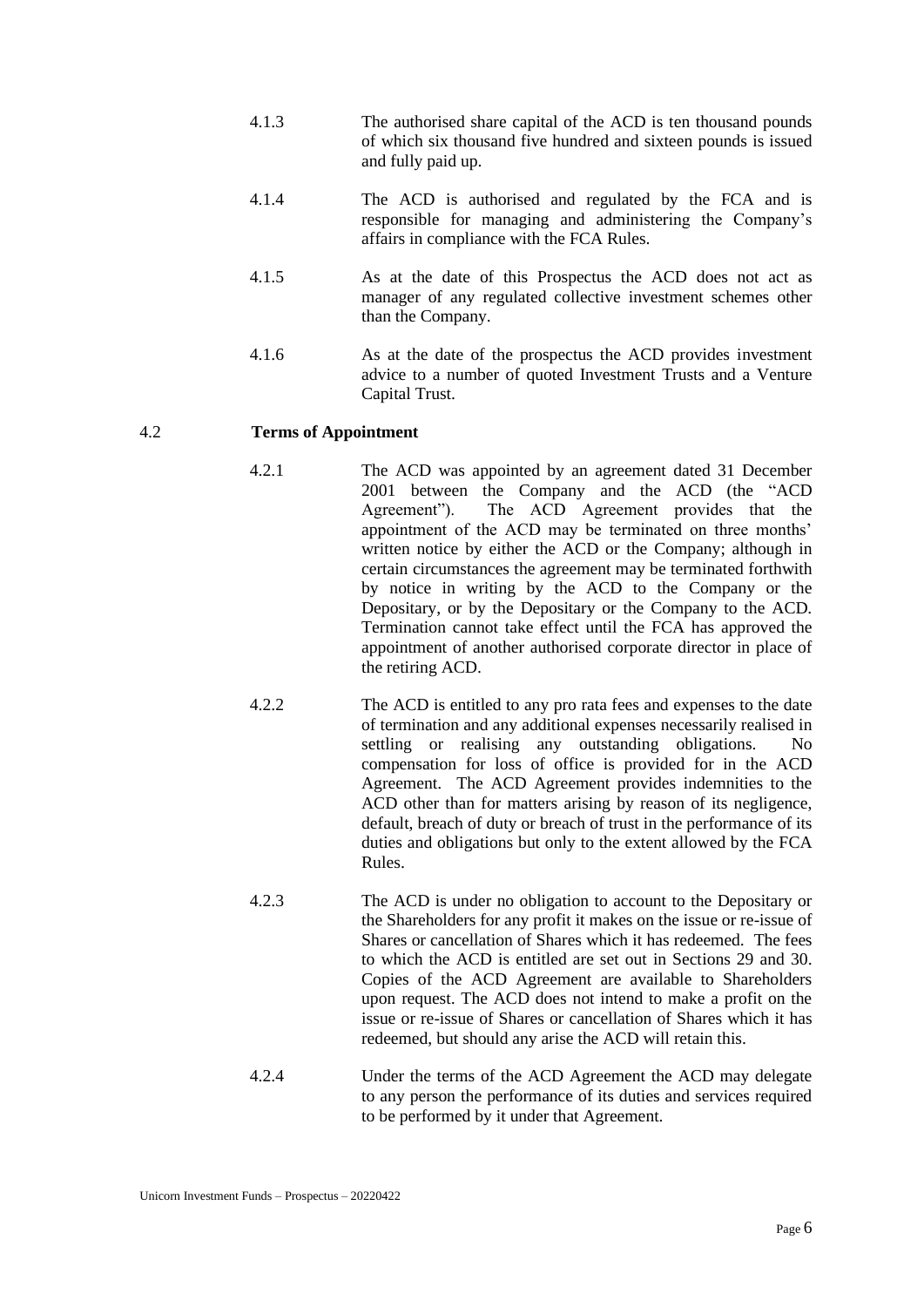4.1.3 The authorised share capital of the ACD is ten thousand pounds of which six thousand five hundred and sixteen pounds is issued and fully paid up.

4.1.4 The ACD is authorised and regulated by the FCA and is responsible for managing and administering the Company's affairs in compliance with the FCA Rules.

4.1.5 As at the date of this Prospectus the ACD does not act as manager of any regulated collective investment schemes other than the Company.

4.1.6 As at the date of the prospectus the ACD provides investment advice to a number of quoted Investment Trusts and a Venture Capital Trust.

## 4.2 Terms of Appointment

4.2.1 The ACD was appointed by an agreement dated 31 December 2001 between the Company and the ACD (the "ACD Agreement"). The ACD Agreement provides that the appointment of the ACD may be terminated on three months' written notice by either the ACD or the Company; although in certain circumstances the agreement may be terminated forthwith by notice in writing by the ACD to the Company or the Depositary, or by the Depositary or the Company to the ACD. Termination cannot take effect until the FCA has approved the appointment of another authorised corporate director in place of the retiring ACD.

4.2.2 The ACD is entitled to any pro rata fees and expenses to the date of termination and any additional expenses necessarily realised in settling or realising any outstanding obligations. No compensation for loss of office is provided for in the ACD Agreement. The ACD Agreement provides indemnities to the ACD other than for matters arising by reason of its negligence, default, breach of duty or breach of trust in the performance of its duties and obligations but only to the extent allowed by the FCA Rules.

4.2.3 The ACD is under no obligation to account to the Depositary or the Shareholders for any profit it makes on the issue or re-issue of Shares or cancellation of Shares which it has redeemed. The fees to which the ACD is entitled are set out in Sections 29 and 30. Copies of the ACD Agreement are available to Shareholders upon request. The ACD does not intend to make a profit on the issue or re-issue of Shares or cancellation of Shares which it has redeemed, but should any arise the ACD will retain this.

4.2.4 Under the terms of the ACD Agreement the ACD may delegate to any person the performance of its duties and services required to be performed by it under that Agreement.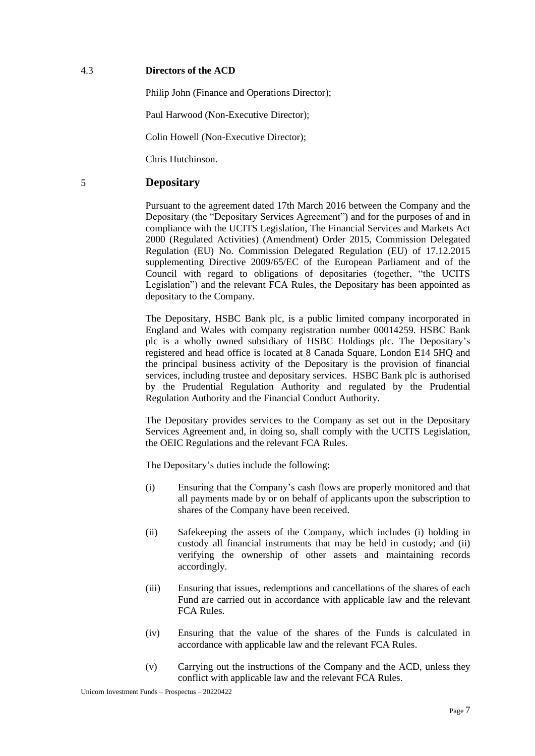### 4.3 Directors of the ACD

Philip John (Finance and Operations Director);

Paul Harwood (Non-Executive Director);

Colin Howell (Non-Executive Director);

Chris Hutchinson.

## 5 Depositary

Pursuant to the agreement dated 17th March 2016 between the Company and the Depositary (the "Depositary Services Agreement") and for the purposes of and in compliance with the UCITS Legislation, The Financial Services and Markets Act 2000 (Regulated Activities) (Amendment) Order 2015, Commission Delegated Regulation (EU) No. Commission Delegated Regulation (EU) of 17.12.2015 supplementing Directive 2009/65/EC of the European Parliament and of the Council with regard to obligations of depositaries (together, "the UCITS Legislation") and the relevant FCA Rules, the Depositary has been appointed as depositary to the Company.

The Depositary, HSBC Bank plc, is a public limited company incorporated in England and Wales with company registration number 00014259. HSBC Bank plc is a wholly owned subsidiary of HSBC Holdings plc. The Depositary's registered and head office is located at 8 Canada Square, London E14 5HQ and the principal business activity of the Depositary is the provision of financial services, including trustee and depositary services. HSBC Bank plc is authorised by the Prudential Regulation Authority and regulated by the Prudential Regulation Authority and the Financial Conduct Authority.

The Depositary provides services to the Company as set out in the Depositary Services Agreement and, in doing so, shall comply with the UCITS Legislation, the OEIC Regulations and the relevant FCA Rules.

The Depositary's duties include the following:

(i) Ensuring that the Company's cash flows are properly monitored and that all payments made by or on behalf of applicants upon the subscription to shares of the Company have been received.

(ii) Safekeeping the assets of the Company, which includes (i) holding in custody all financial instruments that may be held in custody; and (ii) verifying the ownership of other assets and maintaining records accordingly.

(iii) Ensuring that issues, redemptions and cancellations of the shares of each Fund are carried out in accordance with applicable law and the relevant FCA Rules.

(iv) Ensuring that the value of the shares of the Funds is calculated in accordance with applicable law and the relevant FCA Rules.

(v) Carrying out the instructions of the Company and the ACD, unless they conflict with applicable law and the relevant FCA Rules.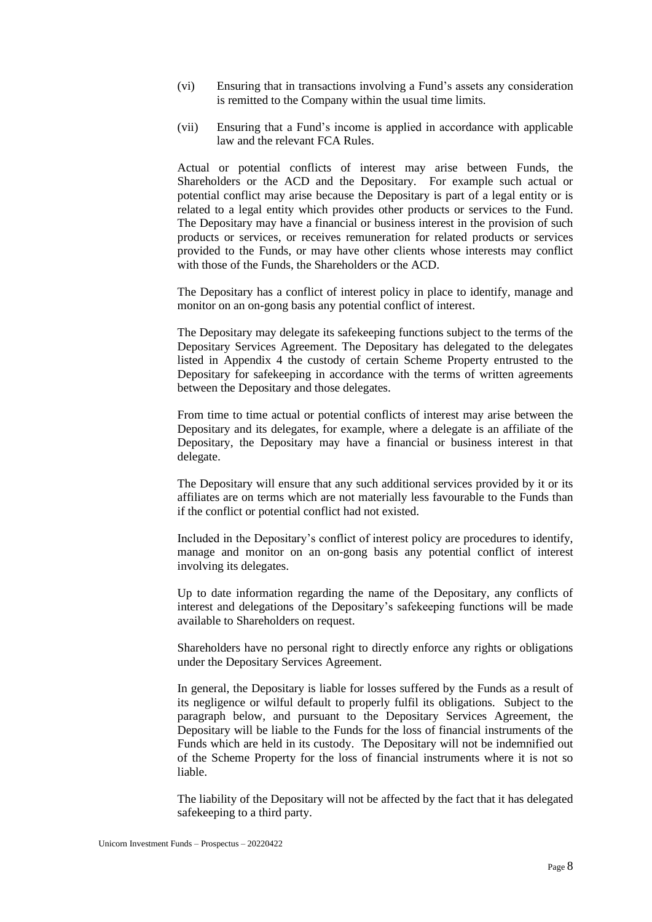(vi) Ensuring that in transactions involving a Fund's assets any consideration is remitted to the Company within the usual time limits.

(vii) Ensuring that a Fund's income is applied in accordance with applicable law and the relevant FCA Rules.

Actual or potential conflicts of interest may arise between Funds, the Shareholders or the ACD and the Depositary. For example such actual or potential conflict may arise because the Depositary is part of a legal entity or is related to a legal entity which provides other products or services to the Fund. The Depositary may have a financial or business interest in the provision of such products or services, or receives remuneration for related products or services provided to the Funds, or may have other clients whose interests may conflict with those of the Funds, the Shareholders or the ACD.

The Depositary has a conflict of interest policy in place to identify, manage and monitor on an on-gong basis any potential conflict of interest.

The Depositary may delegate its safekeeping functions subject to the terms of the Depositary Services Agreement. The Depositary has delegated to the delegates listed in Appendix 4 the custody of certain Scheme Property entrusted to the Depositary for safekeeping in accordance with the terms of written agreements between the Depositary and those delegates.

From time to time actual or potential conflicts of interest may arise between the Depositary and its delegates, for example, where a delegate is an affiliate of the Depositary, the Depositary may have a financial or business interest in that delegate.

The Depositary will ensure that any such additional services provided by it or its affiliates are on terms which are not materially less favourable to the Funds than if the conflict or potential conflict had not existed.

Included in the Depositary's conflict of interest policy are procedures to identify, manage and monitor on an on-gong basis any potential conflict of interest involving its delegates.

Up to date information regarding the name of the Depositary, any conflicts of interest and delegations of the Depositary's safekeeping functions will be made available to Shareholders on request.

Shareholders have no personal right to directly enforce any rights or obligations under the Depositary Services Agreement.

In general, the Depositary is liable for losses suffered by the Funds as a result of its negligence or wilful default to properly fulfil its obligations. Subject to the paragraph below, and pursuant to the Depositary Services Agreement, the Depositary will be liable to the Funds for the loss of financial instruments of the Funds which are held in its custody. The Depositary will not be indemnified out of the Scheme Property for the loss of financial instruments where it is not so liable.

The liability of the Depositary will not be affected by the fact that it has delegated safekeeping to a third party.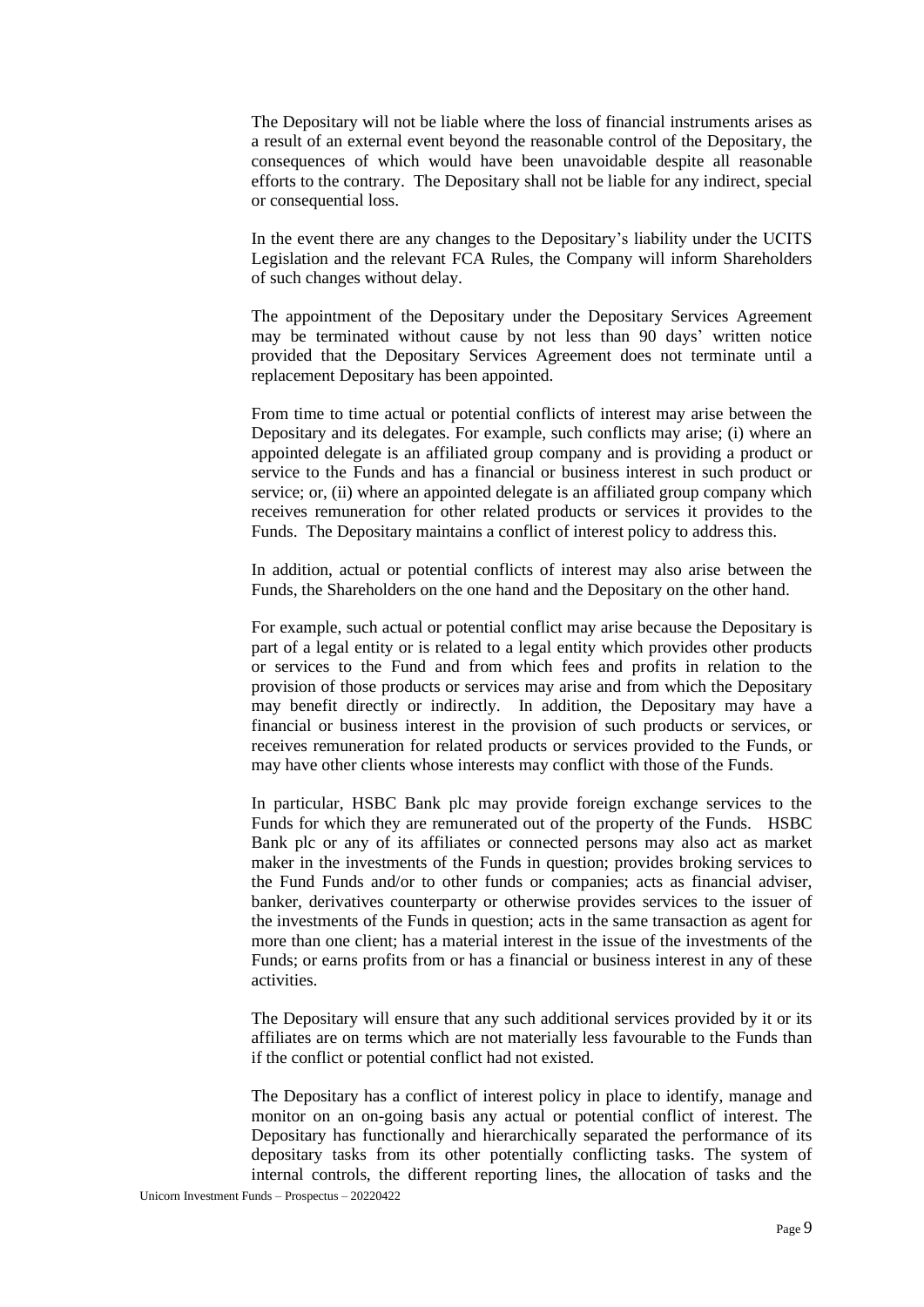The Depositary will not be liable where the loss of financial instruments arises as a result of an external event beyond the reasonable control of the Depositary, the consequences of which would have been unavoidable despite all reasonable efforts to the contrary. The Depositary shall not be liable for any indirect, special or consequential loss.

In the event there are any changes to the Depositary's liability under the UCITS Legislation and the relevant FCA Rules, the Company will inform Shareholders of such changes without delay.

The appointment of the Depositary under the Depositary Services Agreement may be terminated without cause by not less than 90 days' written notice provided that the Depositary Services Agreement does not terminate until a replacement Depositary has been appointed.

From time to time actual or potential conflicts of interest may arise between the Depositary and its delegates. For example, such conflicts may arise; (i) where an appointed delegate is an affiliated group company and is providing a product or service to the Funds and has a financial or business interest in such product or service; or, (ii) where an appointed delegate is an affiliated group company which receives remuneration for other related products or services it provides to the Funds. The Depositary maintains a conflict of interest policy to address this.

In addition, actual or potential conflicts of interest may also arise between the Funds, the Shareholders on the one hand and the Depositary on the other hand.

For example, such actual or potential conflict may arise because the Depositary is part of a legal entity or is related to a legal entity which provides other products or services to the Fund and from which fees and profits in relation to the provision of those products or services may arise and from which the Depositary may benefit directly or indirectly. In addition, the Depositary may have a financial or business interest in the provision of such products or services, or receives remuneration for related products or services provided to the Funds, or may have other clients whose interests may conflict with those of the Funds.

In particular, HSBC Bank plc may provide foreign exchange services to the Funds for which they are remunerated out of the property of the Funds. HSBC Bank plc or any of its affiliates or connected persons may also act as market maker in the investments of the Funds in question; provides broking services to the Fund Funds and/or to other funds or companies; acts as financial adviser, banker, derivatives counterparty or otherwise provides services to the issuer of the investments of the Funds in question; acts in the same transaction as agent for more than one client; has a material interest in the issue of the investments of the Funds; or earns profits from or has a financial or business interest in any of these activities.

The Depositary will ensure that any such additional services provided by it or its affiliates are on terms which are not materially less favourable to the Funds than if the conflict or potential conflict had not existed.

The Depositary has a conflict of interest policy in place to identify, manage and monitor on an on-going basis any actual or potential conflict of interest. The Depositary has functionally and hierarchically separated the performance of its depositary tasks from its other potentially conflicting tasks. The system of internal controls, the different reporting lines, the allocation of tasks and the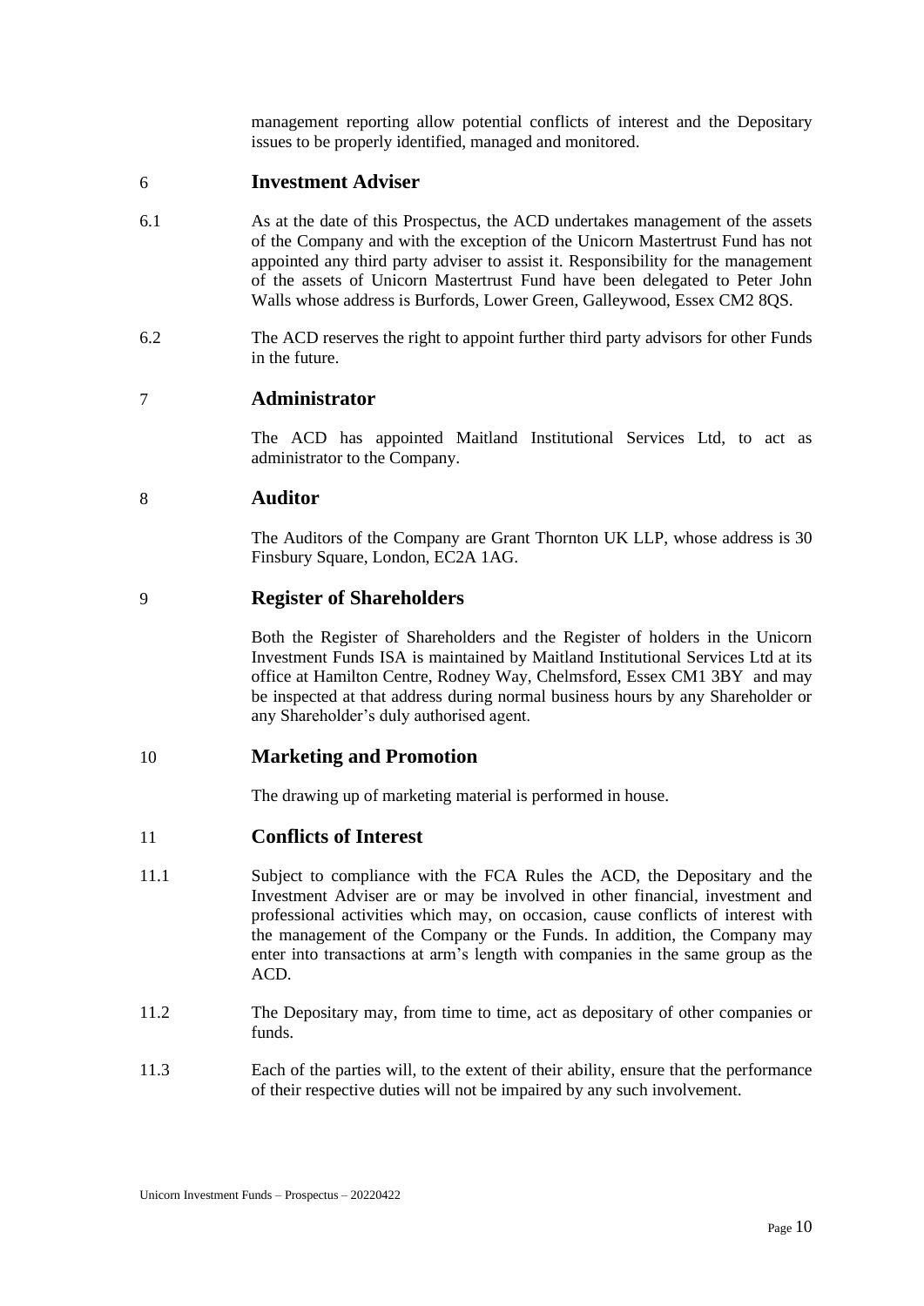management reporting allow potential conflicts of interest and the Depositary issues to be properly identified, managed and monitored.

## 6 Investment Adviser

6.1 As at the date of this Prospectus, the ACD undertakes management of the assets of the Company and with the exception of the Unicorn Mastertrust Fund has not appointed any third party adviser to assist it. Responsibility for the management of the assets of Unicorn Mastertrust Fund have been delegated to Peter John Walls whose address is Burfords, Lower Green, Galleywood, Essex CM2 8QS.

6.2 The ACD reserves the right to appoint further third party advisors for other Funds in the future.

## 7 Administrator

The ACD has appointed Maitland Institutional Services Ltd, to act as administrator to the Company.

## 8 Auditor

The Auditors of the Company are Grant Thornton UK LLP, whose address is 30 Finsbury Square, London, EC2A 1AG.

## 9 Register of Shareholders

Both the Register of Shareholders and the Register of holders in the Unicorn Investment Funds ISA is maintained by Maitland Institutional Services Ltd at its office at Hamilton Centre, Rodney Way, Chelmsford, Essex CM1 3BY and may be inspected at that address during normal business hours by any Shareholder or any Shareholder's duly authorised agent.

## 10 Marketing and Promotion

The drawing up of marketing material is performed in house.

## 11 Conflicts of Interest

11.1 Subject to compliance with the FCA Rules the ACD, the Depositary and the Investment Adviser are or may be involved in other financial, investment and professional activities which may, on occasion, cause conflicts of interest with the management of the Company or the Funds. In addition, the Company may enter into transactions at arm's length with companies in the same group as the ACD.

11.2 The Depositary may, from time to time, act as depositary of other companies or funds.

11.3 Each of the parties will, to the extent of their ability, ensure that the performance of their respective duties will not be impaired by any such involvement.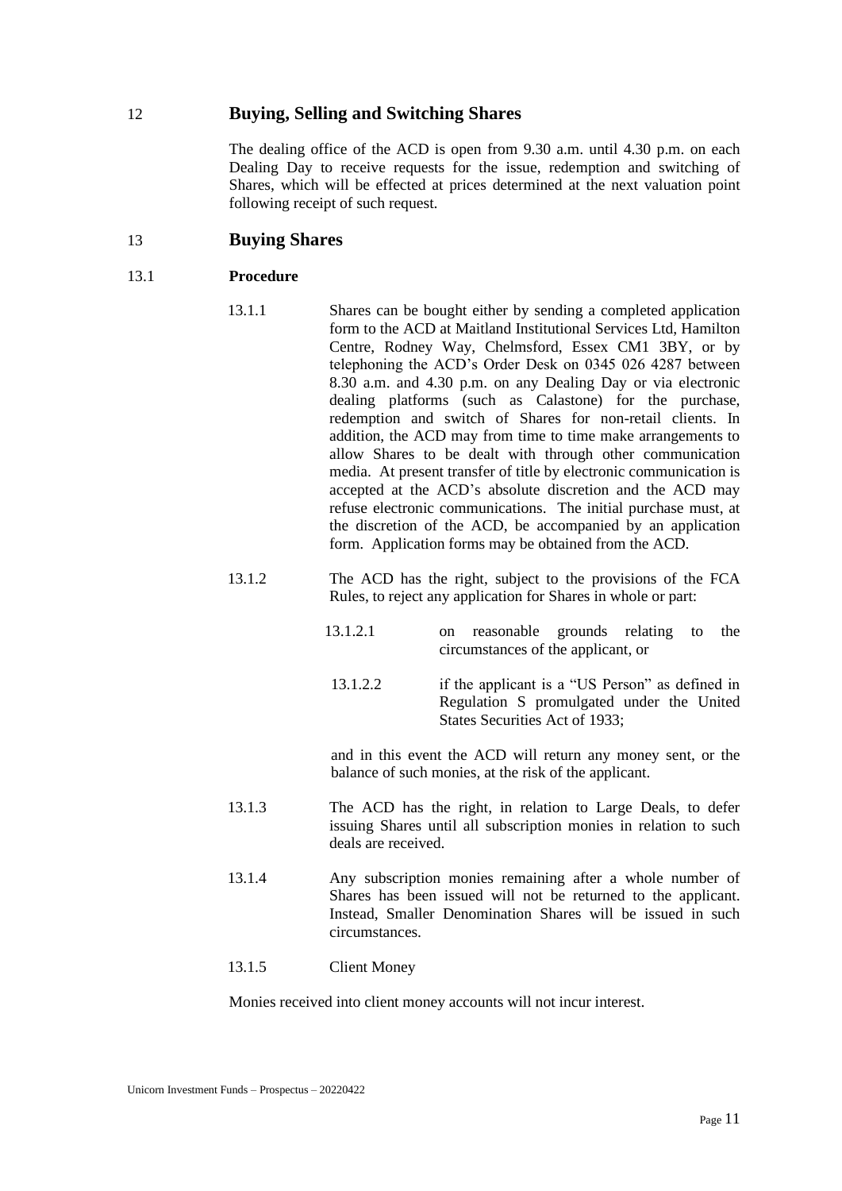## 12 Buying, Selling and Switching Shares

The dealing office of the ACD is open from 9.30 a.m. until 4.30 p.m. on each Dealing Day to receive requests for the issue, redemption and switching of Shares, which will be effected at prices determined at the next valuation point following receipt of such request.

## 13 Buying Shares

### 13.1 Procedure

13.1.1 Shares can be bought either by sending a completed application form to the ACD at Maitland Institutional Services Ltd, Hamilton Centre, Rodney Way, Chelmsford, Essex CM1 3BY, or by telephoning the ACD's Order Desk on 0345 026 4287 between 8.30 a.m. and 4.30 p.m. on any Dealing Day or via electronic dealing platforms (such as Calastone) for the purchase, redemption and switch of Shares for non-retail clients. In addition, the ACD may from time to time make arrangements to allow Shares to be dealt with through other communication media. At present transfer of title by electronic communication is accepted at the ACD's absolute discretion and the ACD may refuse electronic communications. The initial purchase must, at the discretion of the ACD, be accompanied by an application form. Application forms may be obtained from the ACD.

13.1.2 The ACD has the right, subject to the provisions of the FCA Rules, to reject any application for Shares in whole or part:

13.1.2.1 on reasonable grounds relating to the circumstances of the applicant, or

13.1.2.2 if the applicant is a "US Person" as defined in Regulation S promulgated under the United States Securities Act of 1933;

and in this event the ACD will return any money sent, or the balance of such monies, at the risk of the applicant.

13.1.3 The ACD has the right, in relation to Large Deals, to defer issuing Shares until all subscription monies in relation to such deals are received.

13.1.4 Any subscription monies remaining after a whole number of Shares has been issued will not be returned to the applicant. Instead, Smaller Denomination Shares will be issued in such circumstances.

13.1.5 Client Money

Monies received into client money accounts will not incur interest.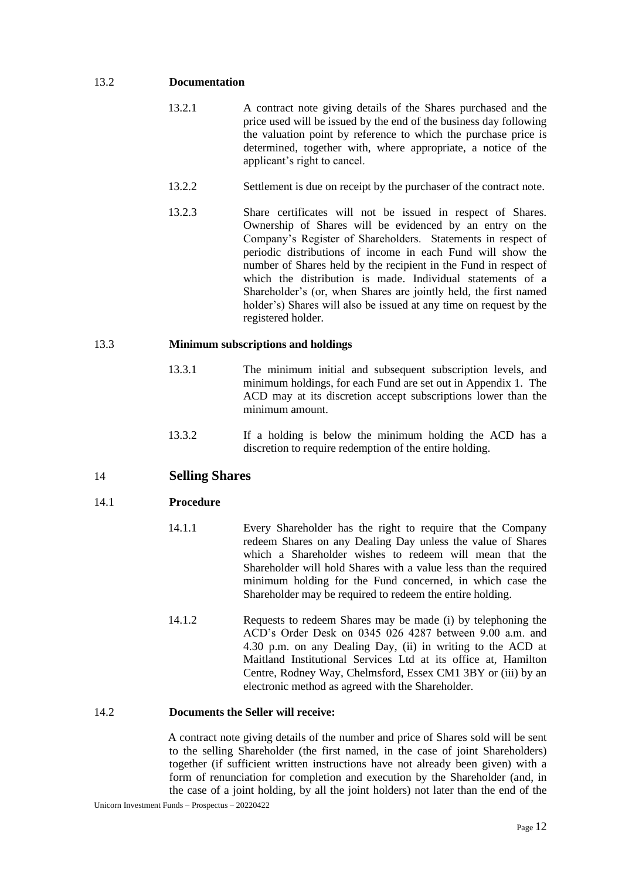### 13.2 Documentation

13.2.1 A contract note giving details of the Shares purchased and the price used will be issued by the end of the business day following the valuation point by reference to which the purchase price is determined, together with, where appropriate, a notice of the applicant's right to cancel.

13.2.2 Settlement is due on receipt by the purchaser of the contract note.

13.2.3 Share certificates will not be issued in respect of Shares. Ownership of Shares will be evidenced by an entry on the Company's Register of Shareholders. Statements in respect of periodic distributions of income in each Fund will show the number of Shares held by the recipient in the Fund in respect of which the distribution is made. Individual statements of a Shareholder's (or, when Shares are jointly held, the first named holder's) Shares will also be issued at any time on request by the registered holder.

### 13.3 Minimum subscriptions and holdings

13.3.1 The minimum initial and subsequent subscription levels, and minimum holdings, for each Fund are set out in Appendix 1. The ACD may at its discretion accept subscriptions lower than the minimum amount.

13.3.2 If a holding is below the minimum holding the ACD has a discretion to require redemption of the entire holding.

## 14 Selling Shares

### 14.1 Procedure

14.1.1 Every Shareholder has the right to require that the Company redeem Shares on any Dealing Day unless the value of Shares which a Shareholder wishes to redeem will mean that the Shareholder will hold Shares with a value less than the required minimum holding for the Fund concerned, in which case the Shareholder may be required to redeem the entire holding.

14.1.2 Requests to redeem Shares may be made (i) by telephoning the ACD's Order Desk on 0345 026 4287 between 9.00 a.m. and 4.30 p.m. on any Dealing Day, (ii) in writing to the ACD at Maitland Institutional Services Ltd at its office at, Hamilton Centre, Rodney Way, Chelmsford, Essex CM1 3BY or (iii) by an electronic method as agreed with the Shareholder.

### 14.2 Documents the Seller will receive:

A contract note giving details of the number and price of Shares sold will be sent to the selling Shareholder (the first named, in the case of joint Shareholders) together (if sufficient written instructions have not already been given) with a form of renunciation for completion and execution by the Shareholder (and, in the case of a joint holding, by all the joint holders) not later than the end of the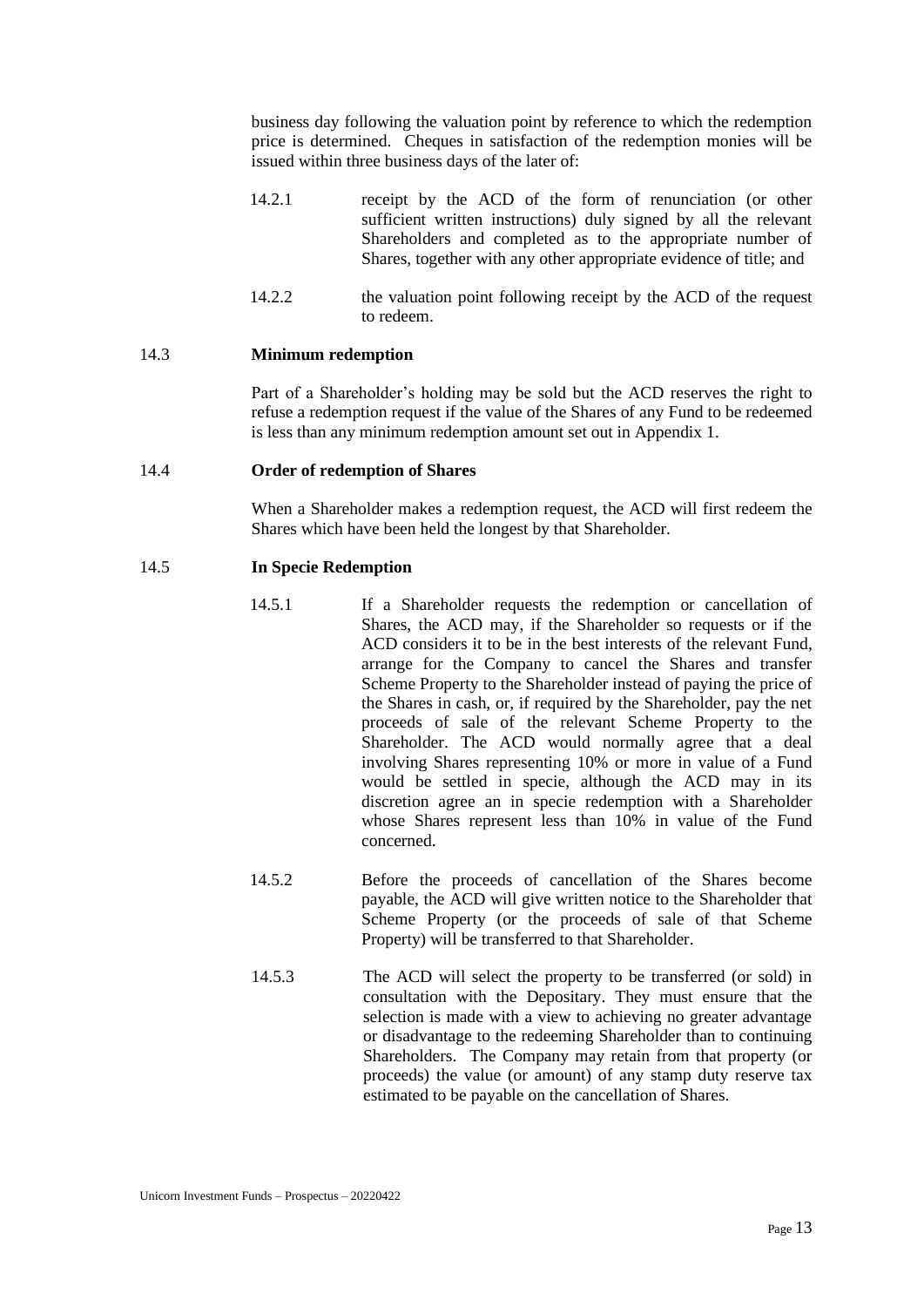business day following the valuation point by reference to which the redemption price is determined. Cheques in satisfaction of the redemption monies will be issued within three business days of the later of:

14.2.1 receipt by the ACD of the form of renunciation (or other sufficient written instructions) duly signed by all the relevant Shareholders and completed as to the appropriate number of Shares, together with any other appropriate evidence of title; and

14.2.2 the valuation point following receipt by the ACD of the request to redeem.

### 14.3 Minimum redemption

Part of a Shareholder's holding may be sold but the ACD reserves the right to refuse a redemption request if the value of the Shares of any Fund to be redeemed is less than any minimum redemption amount set out in Appendix 1.

### 14.4 Order of redemption of Shares

When a Shareholder makes a redemption request, the ACD will first redeem the Shares which have been held the longest by that Shareholder.

### 14.5 In Specie Redemption

14.5.1 If a Shareholder requests the redemption or cancellation of Shares, the ACD may, if the Shareholder so requests or if the ACD considers it to be in the best interests of the relevant Fund, arrange for the Company to cancel the Shares and transfer Scheme Property to the Shareholder instead of paying the price of the Shares in cash, or, if required by the Shareholder, pay the net proceeds of sale of the relevant Scheme Property to the Shareholder. The ACD would normally agree that a deal involving Shares representing 10% or more in value of a Fund would be settled in specie, although the ACD may in its discretion agree an in specie redemption with a Shareholder whose Shares represent less than 10% in value of the Fund concerned.

14.5.2 Before the proceeds of cancellation of the Shares become payable, the ACD will give written notice to the Shareholder that Scheme Property (or the proceeds of sale of that Scheme Property) will be transferred to that Shareholder.

14.5.3 The ACD will select the property to be transferred (or sold) in consultation with the Depositary. They must ensure that the selection is made with a view to achieving no greater advantage or disadvantage to the redeeming Shareholder than to continuing Shareholders. The Company may retain from that property (or proceeds) the value (or amount) of any stamp duty reserve tax estimated to be payable on the cancellation of Shares.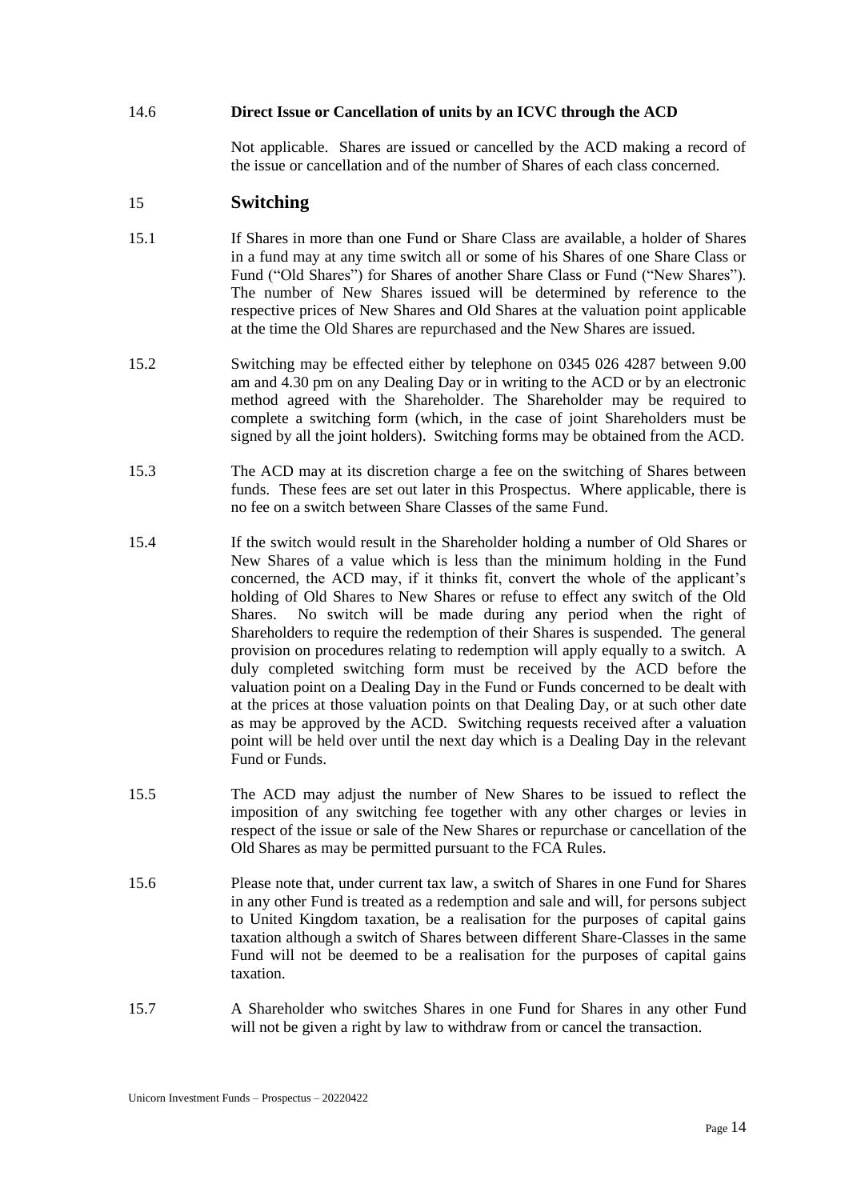### 14.6 Direct Issue or Cancellation of units by an ICVC through the ACD

Not applicable. Shares are issued or cancelled by the ACD making a record of the issue or cancellation and of the number of Shares of each class concerned.

## 15 Switching

15.1 If Shares in more than one Fund or Share Class are available, a holder of Shares in a fund may at any time switch all or some of his Shares of one Share Class or Fund ("Old Shares") for Shares of another Share Class or Fund ("New Shares"). The number of New Shares issued will be determined by reference to the respective prices of New Shares and Old Shares at the valuation point applicable at the time the Old Shares are repurchased and the New Shares are issued.

15.2 Switching may be effected either by telephone on 0345 026 4287 between 9.00 am and 4.30 pm on any Dealing Day or in writing to the ACD or by an electronic method agreed with the Shareholder. The Shareholder may be required to complete a switching form (which, in the case of joint Shareholders must be signed by all the joint holders). Switching forms may be obtained from the ACD.

15.3 The ACD may at its discretion charge a fee on the switching of Shares between funds. These fees are set out later in this Prospectus. Where applicable, there is no fee on a switch between Share Classes of the same Fund.

15.4 If the switch would result in the Shareholder holding a number of Old Shares or New Shares of a value which is less than the minimum holding in the Fund concerned, the ACD may, if it thinks fit, convert the whole of the applicant's holding of Old Shares to New Shares or refuse to effect any switch of the Old Shares. No switch will be made during any period when the right of Shareholders to require the redemption of their Shares is suspended. The general provision on procedures relating to redemption will apply equally to a switch. A duly completed switching form must be received by the ACD before the valuation point on a Dealing Day in the Fund or Funds concerned to be dealt with at the prices at those valuation points on that Dealing Day, or at such other date as may be approved by the ACD. Switching requests received after a valuation point will be held over until the next day which is a Dealing Day in the relevant Fund or Funds.

15.5 The ACD may adjust the number of New Shares to be issued to reflect the imposition of any switching fee together with any other charges or levies in respect of the issue or sale of the New Shares or repurchase or cancellation of the Old Shares as may be permitted pursuant to the FCA Rules.

15.6 Please note that, under current tax law, a switch of Shares in one Fund for Shares in any other Fund is treated as a redemption and sale and will, for persons subject to United Kingdom taxation, be a realisation for the purposes of capital gains taxation although a switch of Shares between different Share-Classes in the same Fund will not be deemed to be a realisation for the purposes of capital gains taxation.

15.7 A Shareholder who switches Shares in one Fund for Shares in any other Fund will not be given a right by law to withdraw from or cancel the transaction.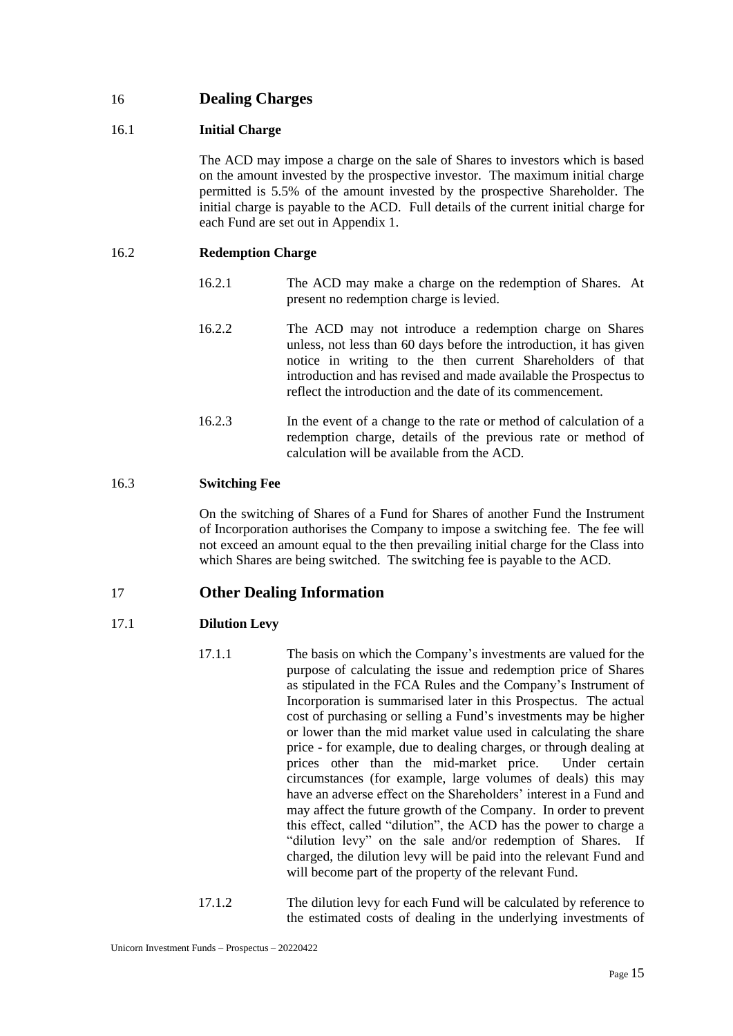## 16 Dealing Charges

### 16.1 Initial Charge

The ACD may impose a charge on the sale of Shares to investors which is based on the amount invested by the prospective investor. The maximum initial charge permitted is 5.5% of the amount invested by the prospective Shareholder. The initial charge is payable to the ACD. Full details of the current initial charge for each Fund are set out in Appendix 1.

### 16.2 Redemption Charge

16.2.1 The ACD may make a charge on the redemption of Shares. At present no redemption charge is levied.

16.2.2 The ACD may not introduce a redemption charge on Shares unless, not less than 60 days before the introduction, it has given notice in writing to the then current Shareholders of that introduction and has revised and made available the Prospectus to reflect the introduction and the date of its commencement.

16.2.3 In the event of a change to the rate or method of calculation of a redemption charge, details of the previous rate or method of calculation will be available from the ACD.

### 16.3 Switching Fee

On the switching of Shares of a Fund for Shares of another Fund the Instrument of Incorporation authorises the Company to impose a switching fee. The fee will not exceed an amount equal to the then prevailing initial charge for the Class into which Shares are being switched. The switching fee is payable to the ACD.

## 17 Other Dealing Information

### 17.1 Dilution Levy

17.1.1 The basis on which the Company's investments are valued for the purpose of calculating the issue and redemption price of Shares as stipulated in the FCA Rules and the Company's Instrument of Incorporation is summarised later in this Prospectus. The actual cost of purchasing or selling a Fund's investments may be higher or lower than the mid market value used in calculating the share price - for example, due to dealing charges, or through dealing at prices other than the mid-market price. Under certain circumstances (for example, large volumes of deals) this may have an adverse effect on the Shareholders' interest in a Fund and may affect the future growth of the Company. In order to prevent this effect, called "dilution", the ACD has the power to charge a "dilution levy" on the sale and/or redemption of Shares. If charged, the dilution levy will be paid into the relevant Fund and will become part of the property of the relevant Fund.

17.1.2 The dilution levy for each Fund will be calculated by reference to the estimated costs of dealing in the underlying investments of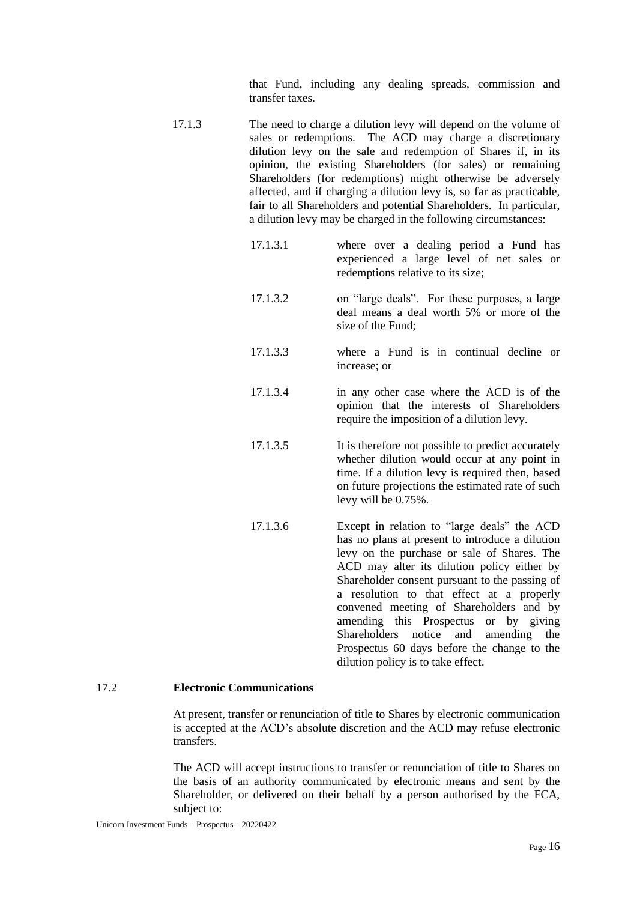that Fund, including any dealing spreads, commission and transfer taxes.

17.1.3 The need to charge a dilution levy will depend on the volume of sales or redemptions. The ACD may charge a discretionary dilution levy on the sale and redemption of Shares if, in its opinion, the existing Shareholders (for sales) or remaining Shareholders (for redemptions) might otherwise be adversely affected, and if charging a dilution levy is, so far as practicable, fair to all Shareholders and potential Shareholders. In particular, a dilution levy may be charged in the following circumstances:

17.1.3.1 where over a dealing period a Fund has experienced a large level of net sales or redemptions relative to its size;

17.1.3.2 on "large deals". For these purposes, a large deal means a deal worth 5% or more of the size of the Fund;

17.1.3.3 where a Fund is in continual decline or increase; or

17.1.3.4 in any other case where the ACD is of the opinion that the interests of Shareholders require the imposition of a dilution levy.

17.1.3.5 It is therefore not possible to predict accurately whether dilution would occur at any point in time. If a dilution levy is required then, based on future projections the estimated rate of such levy will be 0.75%.

17.1.3.6 Except in relation to "large deals" the ACD has no plans at present to introduce a dilution levy on the purchase or sale of Shares. The ACD may alter its dilution policy either by Shareholder consent pursuant to the passing of a resolution to that effect at a properly convened meeting of Shareholders and by amending this Prospectus or by giving Shareholders notice and amending the Prospectus 60 days before the change to the dilution policy is to take effect.

## 17.2 Electronic Communications

At present, transfer or renunciation of title to Shares by electronic communication is accepted at the ACD's absolute discretion and the ACD may refuse electronic transfers.

The ACD will accept instructions to transfer or renunciation of title to Shares on the basis of an authority communicated by electronic means and sent by the Shareholder, or delivered on their behalf by a person authorised by the FCA, subject to: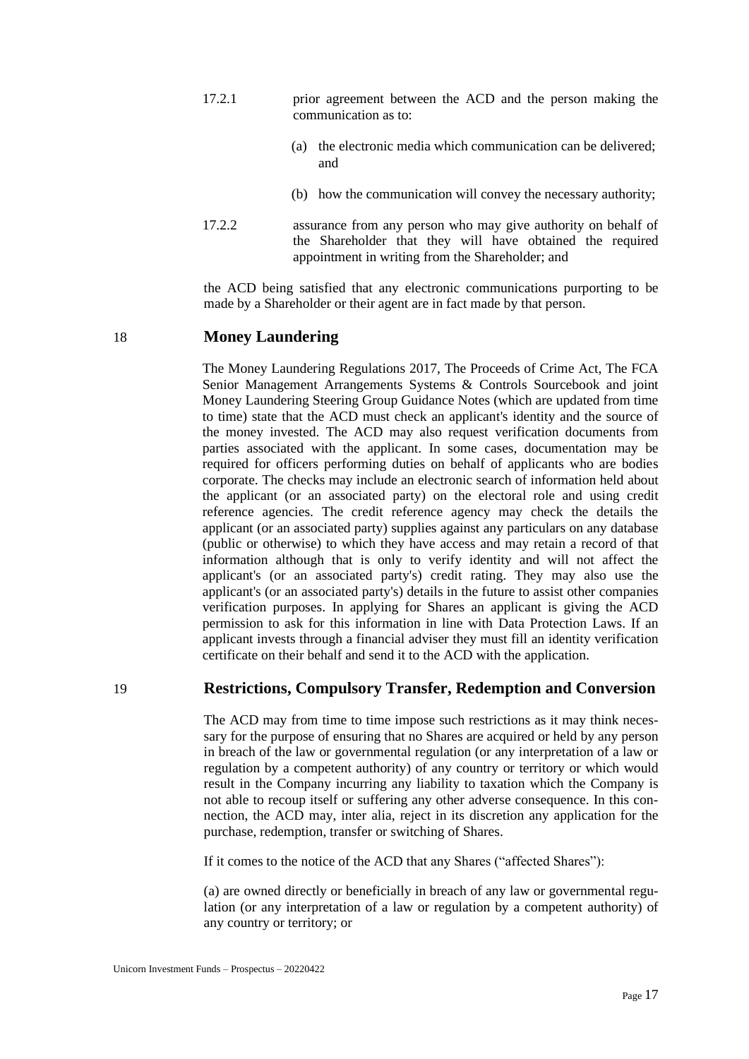17.2.1 prior agreement between the ACD and the person making the communication as to:

(a) the electronic media which communication can be delivered; and

(b) how the communication will convey the necessary authority;

17.2.2 assurance from any person who may give authority on behalf of the Shareholder that they will have obtained the required appointment in writing from the Shareholder; and

the ACD being satisfied that any electronic communications purporting to be made by a Shareholder or their agent are in fact made by that person.

## 18 Money Laundering

The Money Laundering Regulations 2017, The Proceeds of Crime Act, The FCA Senior Management Arrangements Systems & Controls Sourcebook and joint Money Laundering Steering Group Guidance Notes (which are updated from time to time) state that the ACD must check an applicant's identity and the source of the money invested. The ACD may also request verification documents from parties associated with the applicant. In some cases, documentation may be required for officers performing duties on behalf of applicants who are bodies corporate. The checks may include an electronic search of information held about the applicant (or an associated party) on the electoral role and using credit reference agencies. The credit reference agency may check the details the applicant (or an associated party) supplies against any particulars on any database (public or otherwise) to which they have access and may retain a record of that information although that is only to verify identity and will not affect the applicant's (or an associated party's) credit rating. They may also use the applicant's (or an associated party's) details in the future to assist other companies verification purposes. In applying for Shares an applicant is giving the ACD permission to ask for this information in line with Data Protection Laws. If an applicant invests through a financial adviser they must fill an identity verification certificate on their behalf and send it to the ACD with the application.

## 19 Restrictions, Compulsory Transfer, Redemption and Conversion

The ACD may from time to time impose such restrictions as it may think necessary for the purpose of ensuring that no Shares are acquired or held by any person in breach of the law or governmental regulation (or any interpretation of a law or regulation by a competent authority) of any country or territory or which would result in the Company incurring any liability to taxation which the Company is not able to recoup itself or suffering any other adverse consequence. In this connection, the ACD may, inter alia, reject in its discretion any application for the purchase, redemption, transfer or switching of Shares.

If it comes to the notice of the ACD that any Shares ("affected Shares"):

(a) are owned directly or beneficially in breach of any law or governmental regulation (or any interpretation of a law or regulation by a competent authority) of any country or territory; or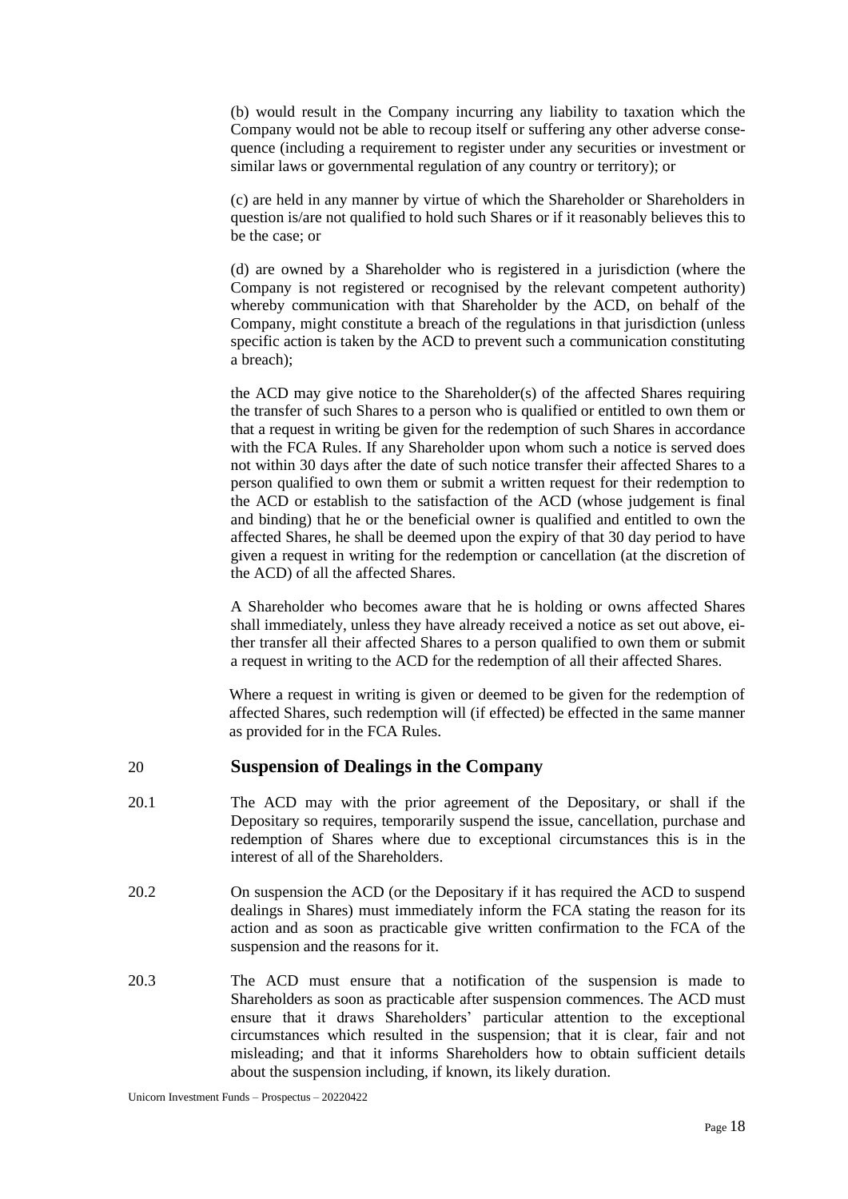(b) would result in the Company incurring any liability to taxation which the Company would not be able to recoup itself or suffering any other adverse consequence (including a requirement to register under any securities or investment or similar laws or governmental regulation of any country or territory); or

(c) are held in any manner by virtue of which the Shareholder or Shareholders in question is/are not qualified to hold such Shares or if it reasonably believes this to be the case; or

(d) are owned by a Shareholder who is registered in a jurisdiction (where the Company is not registered or recognised by the relevant competent authority) whereby communication with that Shareholder by the ACD, on behalf of the Company, might constitute a breach of the regulations in that jurisdiction (unless specific action is taken by the ACD to prevent such a communication constituting a breach);

the ACD may give notice to the Shareholder(s) of the affected Shares requiring the transfer of such Shares to a person who is qualified or entitled to own them or that a request in writing be given for the redemption of such Shares in accordance with the FCA Rules. If any Shareholder upon whom such a notice is served does not within 30 days after the date of such notice transfer their affected Shares to a person qualified to own them or submit a written request for their redemption to the ACD or establish to the satisfaction of the ACD (whose judgement is final and binding) that he or the beneficial owner is qualified and entitled to own the affected Shares, he shall be deemed upon the expiry of that 30 day period to have given a request in writing for the redemption or cancellation (at the discretion of the ACD) of all the affected Shares.

A Shareholder who becomes aware that he is holding or owns affected Shares shall immediately, unless they have already received a notice as set out above, either transfer all their affected Shares to a person qualified to own them or submit a request in writing to the ACD for the redemption of all their affected Shares.

Where a request in writing is given or deemed to be given for the redemption of affected Shares, such redemption will (if effected) be effected in the same manner as provided for in the FCA Rules.

## 20 Suspension of Dealings in the Company

20.1 The ACD may with the prior agreement of the Depositary, or shall if the Depositary so requires, temporarily suspend the issue, cancellation, purchase and redemption of Shares where due to exceptional circumstances this is in the interest of all of the Shareholders.

20.2 On suspension the ACD (or the Depositary if it has required the ACD to suspend dealings in Shares) must immediately inform the FCA stating the reason for its action and as soon as practicable give written confirmation to the FCA of the suspension and the reasons for it.

20.3 The ACD must ensure that a notification of the suspension is made to Shareholders as soon as practicable after suspension commences. The ACD must ensure that it draws Shareholders' particular attention to the exceptional circumstances which resulted in the suspension; that it is clear, fair and not misleading; and that it informs Shareholders how to obtain sufficient details about the suspension including, if known, its likely duration.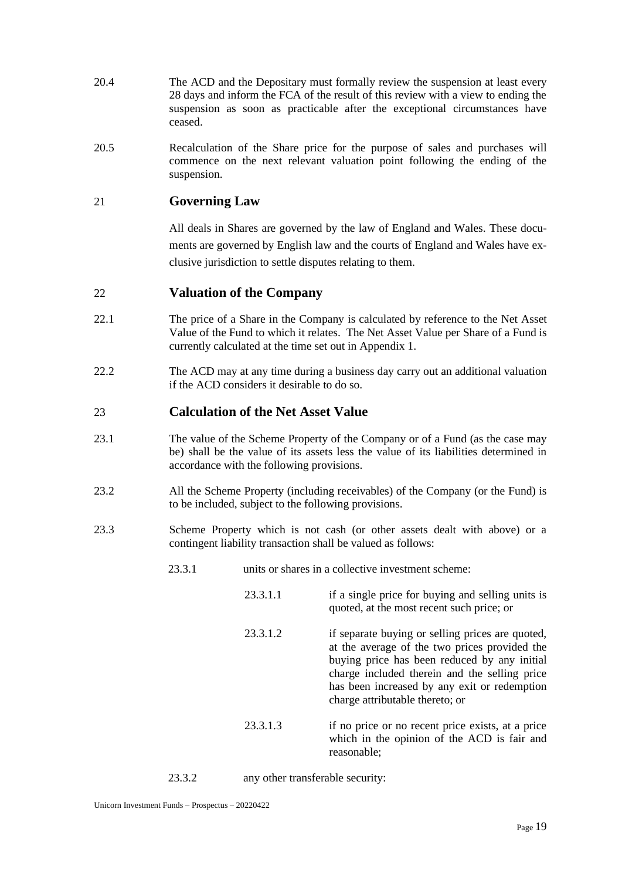20.4 The ACD and the Depositary must formally review the suspension at least every 28 days and inform the FCA of the result of this review with a view to ending the suspension as soon as practicable after the exceptional circumstances have ceased.

20.5 Recalculation of the Share price for the purpose of sales and purchases will commence on the next relevant valuation point following the ending of the suspension.

## 21 Governing Law

All deals in Shares are governed by the law of England and Wales. These documents are governed by English law and the courts of England and Wales have exclusive jurisdiction to settle disputes relating to them.

## 22 Valuation of the Company

22.1 The price of a Share in the Company is calculated by reference to the Net Asset Value of the Fund to which it relates. The Net Asset Value per Share of a Fund is currently calculated at the time set out in Appendix 1.

22.2 The ACD may at any time during a business day carry out an additional valuation if the ACD considers it desirable to do so.

## 23 Calculation of the Net Asset Value

23.1 The value of the Scheme Property of the Company or of a Fund (as the case may be) shall be the value of its assets less the value of its liabilities determined in accordance with the following provisions.

23.2 All the Scheme Property (including receivables) of the Company (or the Fund) is to be included, subject to the following provisions.

23.3 Scheme Property which is not cash (or other assets dealt with above) or a contingent liability transaction shall be valued as follows:

23.3.1 units or shares in a collective investment scheme:

23.3.1.1 if a single price for buying and selling units is quoted, at the most recent such price; or

23.3.1.2 if separate buying or selling prices are quoted, at the average of the two prices provided the buying price has been reduced by any initial charge included therein and the selling price has been increased by any exit or redemption charge attributable thereto; or

23.3.1.3 if no price or no recent price exists, at a price which in the opinion of the ACD is fair and reasonable;

23.3.2 any other transferable security: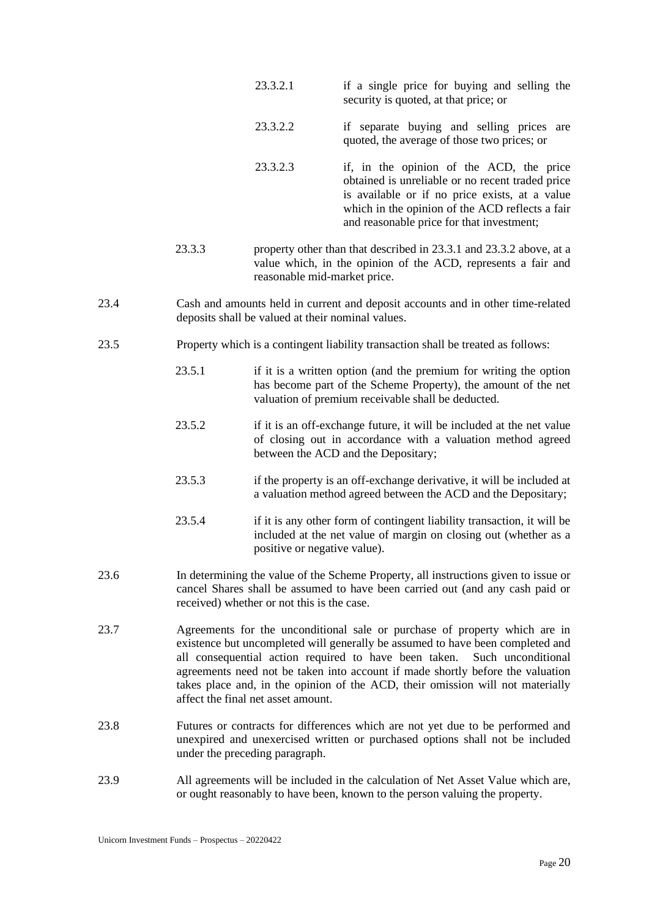23.3.2.1 if a single price for buying and selling the security is quoted, at that price; or

23.3.2.2 if separate buying and selling prices are quoted, the average of those two prices; or

23.3.2.3 if, in the opinion of the ACD, the price obtained is unreliable or no recent traded price is available or if no price exists, at a value which in the opinion of the ACD reflects a fair and reasonable price for that investment;

23.3.3 property other than that described in 23.3.1 and 23.3.2 above, at a value which, in the opinion of the ACD, represents a fair and reasonable mid-market price.

23.4 Cash and amounts held in current and deposit accounts and in other time-related deposits shall be valued at their nominal values.

23.5 Property which is a contingent liability transaction shall be treated as follows:

23.5.1 if it is a written option (and the premium for writing the option has become part of the Scheme Property), the amount of the net valuation of premium receivable shall be deducted.

23.5.2 if it is an off-exchange future, it will be included at the net value of closing out in accordance with a valuation method agreed between the ACD and the Depositary;

23.5.3 if the property is an off-exchange derivative, it will be included at a valuation method agreed between the ACD and the Depositary;

23.5.4 if it is any other form of contingent liability transaction, it will be included at the net value of margin on closing out (whether as a positive or negative value).

23.6 In determining the value of the Scheme Property, all instructions given to issue or cancel Shares shall be assumed to have been carried out (and any cash paid or received) whether or not this is the case.

23.7 Agreements for the unconditional sale or purchase of property which are in existence but uncompleted will generally be assumed to have been completed and all consequential action required to have been taken. Such unconditional agreements need not be taken into account if made shortly before the valuation takes place and, in the opinion of the ACD, their omission will not materially affect the final net asset amount.

23.8 Futures or contracts for differences which are not yet due to be performed and unexpired and unexercised written or purchased options shall not be included under the preceding paragraph.

23.9 All agreements will be included in the calculation of Net Asset Value which are, or ought reasonably to have been, known to the person valuing the property.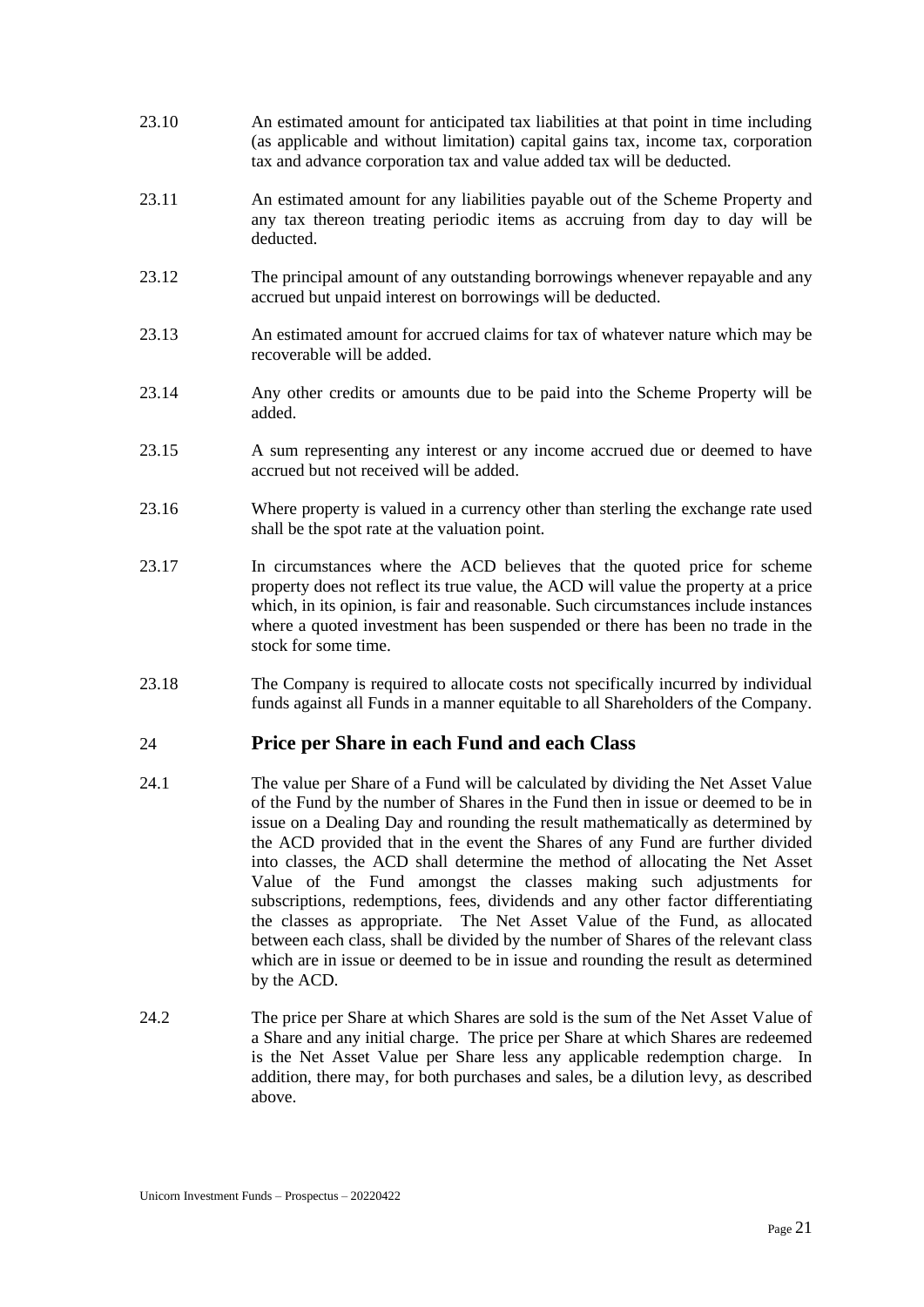23.10 An estimated amount for anticipated tax liabilities at that point in time including (as applicable and without limitation) capital gains tax, income tax, corporation tax and advance corporation tax and value added tax will be deducted.

23.11 An estimated amount for any liabilities payable out of the Scheme Property and any tax thereon treating periodic items as accruing from day to day will be deducted.

23.12 The principal amount of any outstanding borrowings whenever repayable and any accrued but unpaid interest on borrowings will be deducted.

23.13 An estimated amount for accrued claims for tax of whatever nature which may be recoverable will be added.

23.14 Any other credits or amounts due to be paid into the Scheme Property will be added.

23.15 A sum representing any interest or any income accrued due or deemed to have accrued but not received will be added.

23.16 Where property is valued in a currency other than sterling the exchange rate used shall be the spot rate at the valuation point.

23.17 In circumstances where the ACD believes that the quoted price for scheme property does not reflect its true value, the ACD will value the property at a price which, in its opinion, is fair and reasonable. Such circumstances include instances where a quoted investment has been suspended or there has been no trade in the stock for some time.

23.18 The Company is required to allocate costs not specifically incurred by individual funds against all Funds in a manner equitable to all Shareholders of the Company.

## 24 Price per Share in each Fund and each Class

24.1 The value per Share of a Fund will be calculated by dividing the Net Asset Value of the Fund by the number of Shares in the Fund then in issue or deemed to be in issue on a Dealing Day and rounding the result mathematically as determined by the ACD provided that in the event the Shares of any Fund are further divided into classes, the ACD shall determine the method of allocating the Net Asset Value of the Fund amongst the classes making such adjustments for subscriptions, redemptions, fees, dividends and any other factor differentiating the classes as appropriate. The Net Asset Value of the Fund, as allocated between each class, shall be divided by the number of Shares of the relevant class which are in issue or deemed to be in issue and rounding the result as determined by the ACD.

24.2 The price per Share at which Shares are sold is the sum of the Net Asset Value of a Share and any initial charge. The price per Share at which Shares are redeemed is the Net Asset Value per Share less any applicable redemption charge. In addition, there may, for both purchases and sales, be a dilution levy, as described above.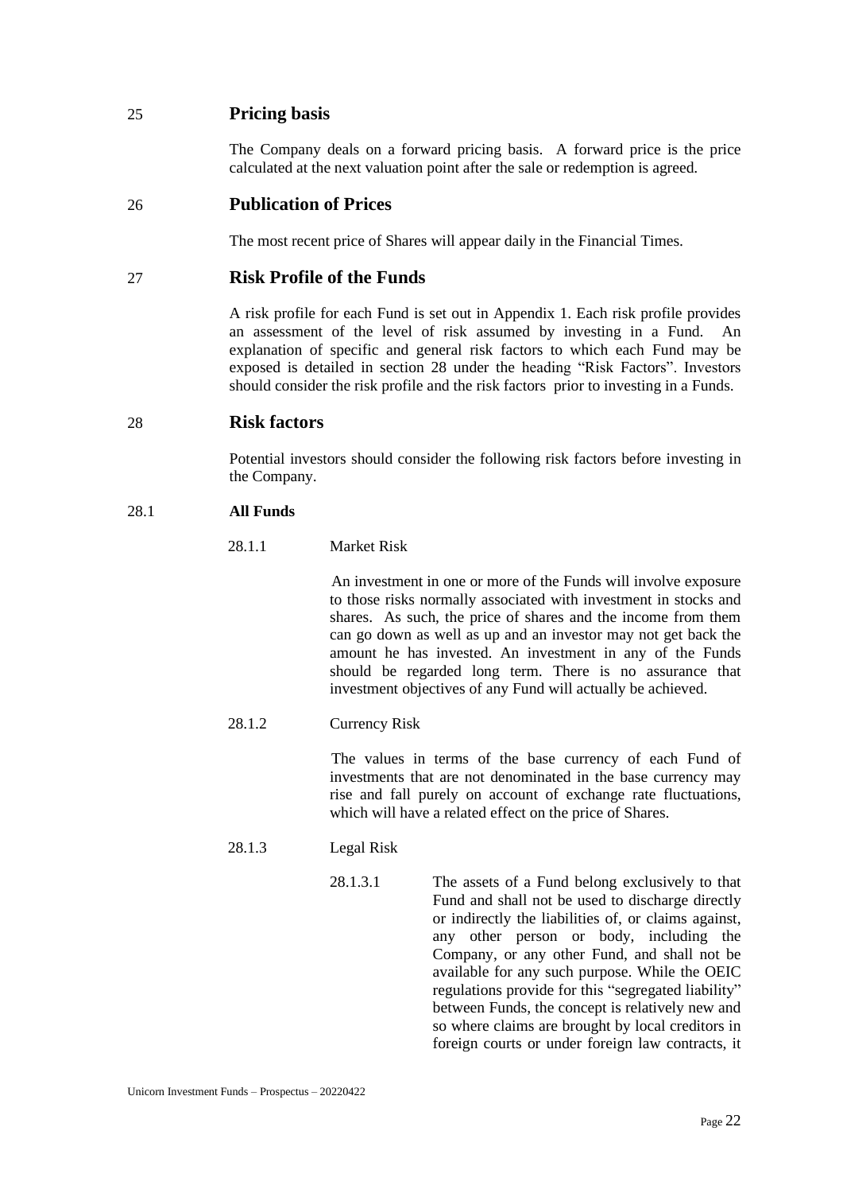## 25 Pricing basis

The Company deals on a forward pricing basis. A forward price is the price calculated at the next valuation point after the sale or redemption is agreed.

## 26 Publication of Prices

The most recent price of Shares will appear daily in the Financial Times.

## 27 Risk Profile of the Funds

A risk profile for each Fund is set out in Appendix 1. Each risk profile provides an assessment of the level of risk assumed by investing in a Fund. An explanation of specific and general risk factors to which each Fund may be exposed is detailed in section 28 under the heading "Risk Factors". Investors should consider the risk profile and the risk factors prior to investing in a Funds.

## 28 Risk factors

Potential investors should consider the following risk factors before investing in the Company.

### 28.1 All Funds

28.1.1 Market Risk

An investment in one or more of the Funds will involve exposure to those risks normally associated with investment in stocks and shares. As such, the price of shares and the income from them can go down as well as up and an investor may not get back the amount he has invested. An investment in any of the Funds should be regarded long term. There is no assurance that investment objectives of any Fund will actually be achieved.

28.1.2 Currency Risk

The values in terms of the base currency of each Fund of investments that are not denominated in the base currency may rise and fall purely on account of exchange rate fluctuations, which will have a related effect on the price of Shares.

28.1.3 Legal Risk

28.1.3.1 The assets of a Fund belong exclusively to that Fund and shall not be used to discharge directly or indirectly the liabilities of, or claims against, any other person or body, including the Company, or any other Fund, and shall not be available for any such purpose. While the OEIC regulations provide for this "segregated liability" between Funds, the concept is relatively new and so where claims are brought by local creditors in foreign courts or under foreign law contracts, it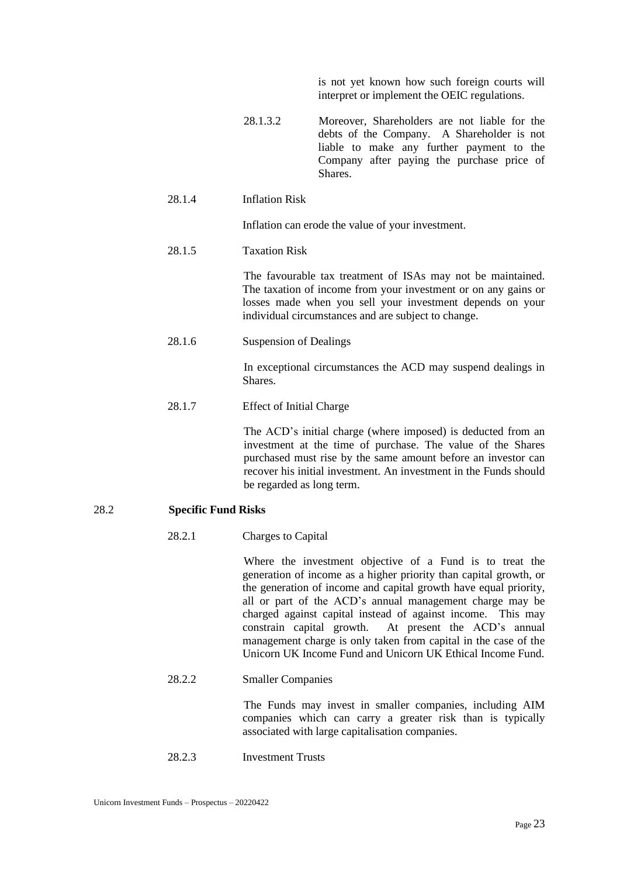is not yet known how such foreign courts will interpret or implement the OEIC regulations.

28.1.3.2 Moreover, Shareholders are not liable for the debts of the Company. A Shareholder is not liable to make any further payment to the Company after paying the purchase price of Shares.

28.1.4 Inflation Risk

Inflation can erode the value of your investment.

28.1.5 Taxation Risk

The favourable tax treatment of ISAs may not be maintained. The taxation of income from your investment or on any gains or losses made when you sell your investment depends on your individual circumstances and are subject to change.

28.1.6 Suspension of Dealings

In exceptional circumstances the ACD may suspend dealings in Shares.

28.1.7 Effect of Initial Charge

The ACD's initial charge (where imposed) is deducted from an investment at the time of purchase. The value of the Shares purchased must rise by the same amount before an investor can recover his initial investment. An investment in the Funds should be regarded as long term.

28.2 **Specific Fund Risks**

28.2.1 Charges to Capital

Where the investment objective of a Fund is to treat the generation of income as a higher priority than capital growth, or the generation of income and capital growth have equal priority, all or part of the ACD's annual management charge may be charged against capital instead of against income. This may constrain capital growth. At present the ACD's annual management charge is only taken from capital in the case of the Unicorn UK Income Fund and Unicorn UK Ethical Income Fund.

28.2.2 Smaller Companies

The Funds may invest in smaller companies, including AIM companies which can carry a greater risk than is typically associated with large capitalisation companies.

28.2.3 Investment Trusts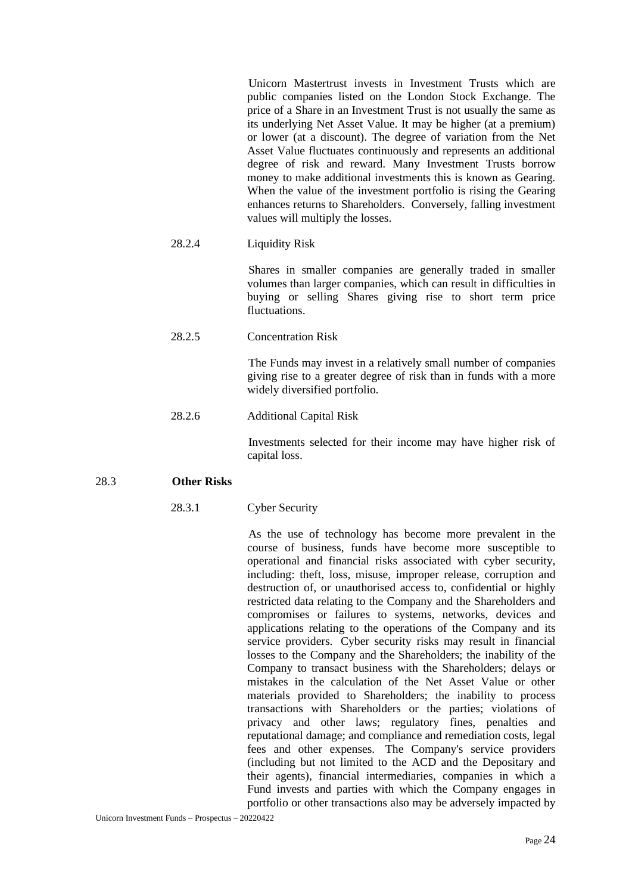Unicorn Mastertrust invests in Investment Trusts which are public companies listed on the London Stock Exchange. The price of a Share in an Investment Trust is not usually the same as its underlying Net Asset Value. It may be higher (at a premium) or lower (at a discount). The degree of variation from the Net Asset Value fluctuates continuously and represents an additional degree of risk and reward. Many Investment Trusts borrow money to make additional investments this is known as Gearing. When the value of the investment portfolio is rising the Gearing enhances returns to Shareholders. Conversely, falling investment values will multiply the losses.

28.2.4 Liquidity Risk

Shares in smaller companies are generally traded in smaller volumes than larger companies, which can result in difficulties in buying or selling Shares giving rise to short term price fluctuations.

28.2.5 Concentration Risk

The Funds may invest in a relatively small number of companies giving rise to a greater degree of risk than in funds with a more widely diversified portfolio.

28.2.6 Additional Capital Risk

Investments selected for their income may have higher risk of capital loss.

## 28.3 Other Risks

28.3.1 Cyber Security

As the use of technology has become more prevalent in the course of business, funds have become more susceptible to operational and financial risks associated with cyber security, including: theft, loss, misuse, improper release, corruption and destruction of, or unauthorised access to, confidential or highly restricted data relating to the Company and the Shareholders and compromises or failures to systems, networks, devices and applications relating to the operations of the Company and its service providers. Cyber security risks may result in financial losses to the Company and the Shareholders; the inability of the Company to transact business with the Shareholders; delays or mistakes in the calculation of the Net Asset Value or other materials provided to Shareholders; the inability to process transactions with Shareholders or the parties; violations of privacy and other laws; regulatory fines, penalties and reputational damage; and compliance and remediation costs, legal fees and other expenses. The Company's service providers (including but not limited to the ACD and the Depositary and their agents), financial intermediaries, companies in which a Fund invests and parties with which the Company engages in portfolio or other transactions also may be adversely impacted by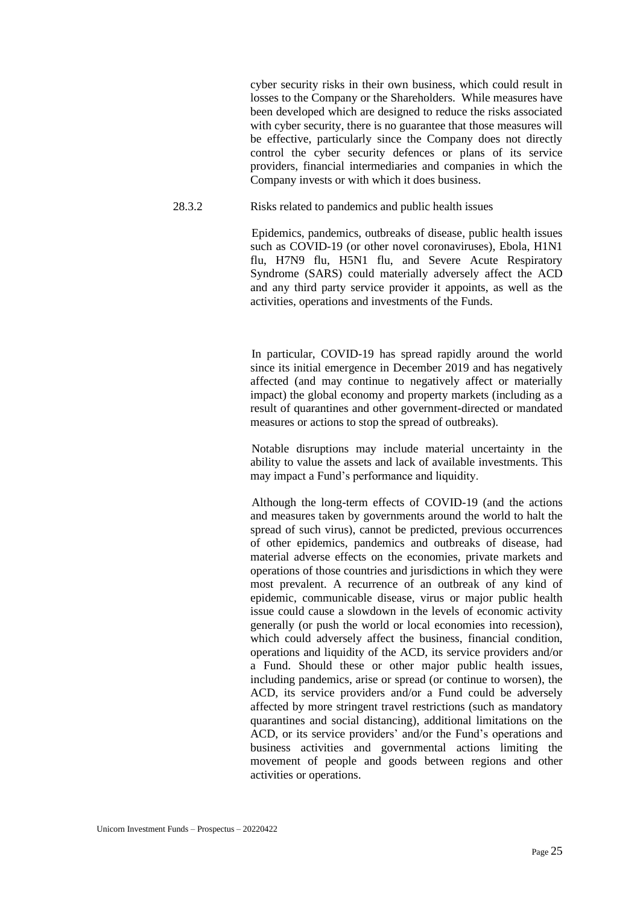cyber security risks in their own business, which could result in losses to the Company or the Shareholders. While measures have been developed which are designed to reduce the risks associated with cyber security, there is no guarantee that those measures will be effective, particularly since the Company does not directly control the cyber security defences or plans of its service providers, financial intermediaries and companies in which the Company invests or with which it does business.

28.3.2 Risks related to pandemics and public health issues

Epidemics, pandemics, outbreaks of disease, public health issues such as COVID-19 (or other novel coronaviruses), Ebola, H1N1 flu, H7N9 flu, H5N1 flu, and Severe Acute Respiratory Syndrome (SARS) could materially adversely affect the ACD and any third party service provider it appoints, as well as the activities, operations and investments of the Funds.

In particular, COVID-19 has spread rapidly around the world since its initial emergence in December 2019 and has negatively affected (and may continue to negatively affect or materially impact) the global economy and property markets (including as a result of quarantines and other government-directed or mandated measures or actions to stop the spread of outbreaks).

Notable disruptions may include material uncertainty in the ability to value the assets and lack of available investments. This may impact a Fund's performance and liquidity.

Although the long-term effects of COVID-19 (and the actions and measures taken by governments around the world to halt the spread of such virus), cannot be predicted, previous occurrences of other epidemics, pandemics and outbreaks of disease, had material adverse effects on the economies, private markets and operations of those countries and jurisdictions in which they were most prevalent. A recurrence of an outbreak of any kind of epidemic, communicable disease, virus or major public health issue could cause a slowdown in the levels of economic activity generally (or push the world or local economies into recession), which could adversely affect the business, financial condition, operations and liquidity of the ACD, its service providers and/or a Fund. Should these or other major public health issues, including pandemics, arise or spread (or continue to worsen), the ACD, its service providers and/or a Fund could be adversely affected by more stringent travel restrictions (such as mandatory quarantines and social distancing), additional limitations on the ACD, or its service providers' and/or the Fund's operations and business activities and governmental actions limiting the movement of people and goods between regions and other activities or operations.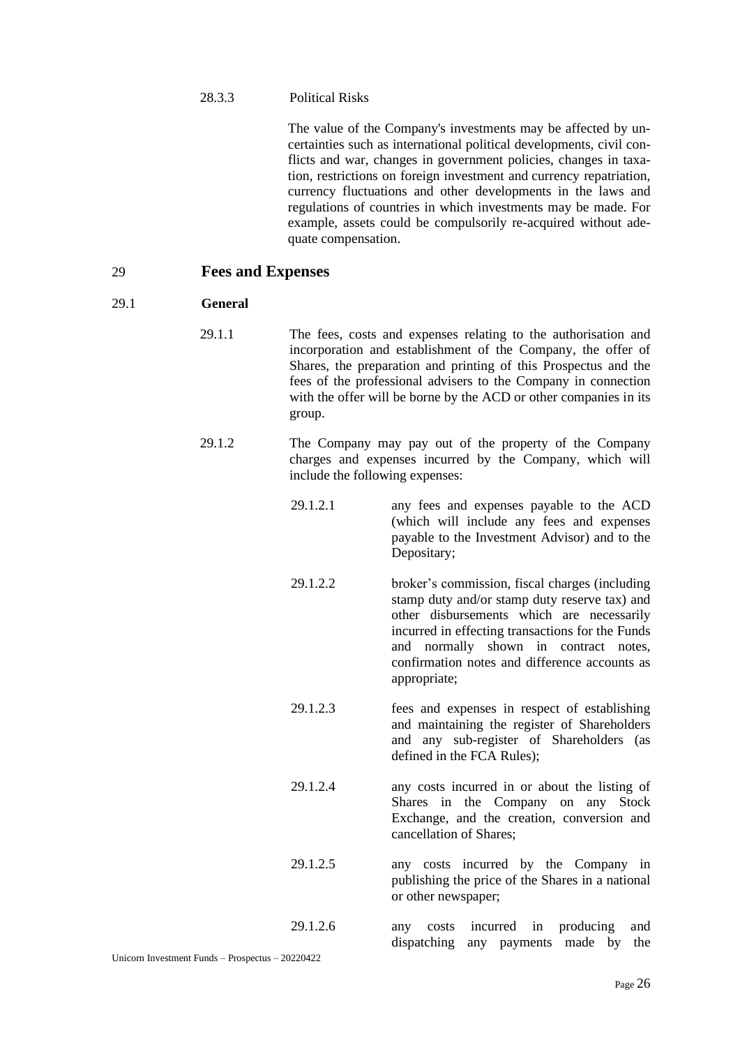28.3.3 Political Risks

The value of the Company's investments may be affected by uncertainties such as international political developments, civil conflicts and war, changes in government policies, changes in taxation, restrictions on foreign investment and currency repatriation, currency fluctuations and other developments in the laws and regulations of countries in which investments may be made. For example, assets could be compulsorily re-acquired without adequate compensation.

## 29 Fees and Expenses

### 29.1 General

29.1.1 The fees, costs and expenses relating to the authorisation and incorporation and establishment of the Company, the offer of Shares, the preparation and printing of this Prospectus and the fees of the professional advisers to the Company in connection with the offer will be borne by the ACD or other companies in its group.

29.1.2 The Company may pay out of the property of the Company charges and expenses incurred by the Company, which will include the following expenses:

29.1.2.1 any fees and expenses payable to the ACD (which will include any fees and expenses payable to the Investment Advisor) and to the Depositary;

29.1.2.2 broker's commission, fiscal charges (including stamp duty and/or stamp duty reserve tax) and other disbursements which are necessarily incurred in effecting transactions for the Funds and normally shown in contract notes, confirmation notes and difference accounts as appropriate;

29.1.2.3 fees and expenses in respect of establishing and maintaining the register of Shareholders and any sub-register of Shareholders (as defined in the FCA Rules);

29.1.2.4 any costs incurred in or about the listing of Shares in the Company on any Stock Exchange, and the creation, conversion and cancellation of Shares;

29.1.2.5 any costs incurred by the Company in publishing the price of the Shares in a national or other newspaper;

29.1.2.6 any costs incurred in producing and dispatching any payments made by the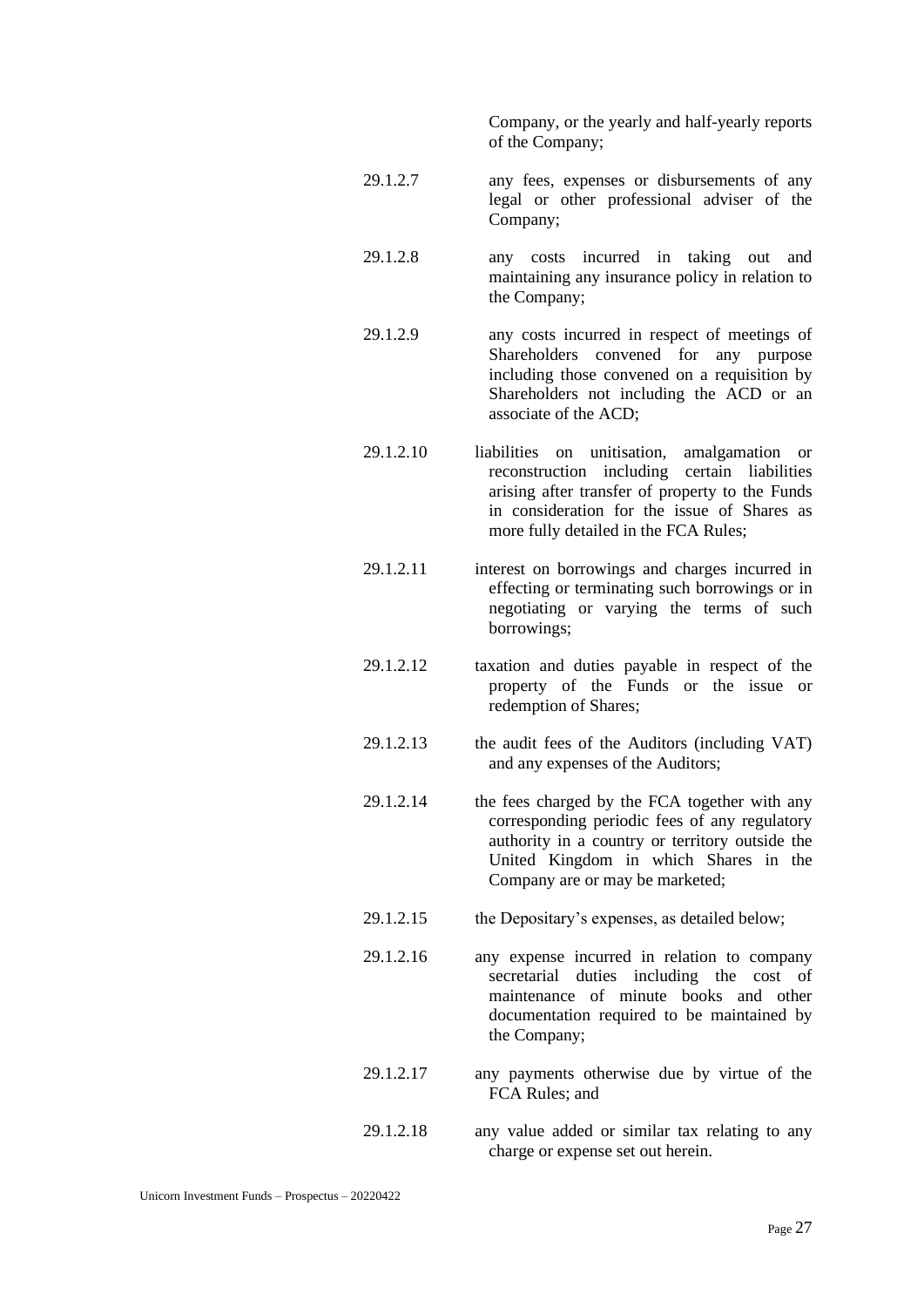Company, or the yearly and half-yearly reports of the Company;

29.1.2.7 any fees, expenses or disbursements of any legal or other professional adviser of the Company;

29.1.2.8 any costs incurred in taking out and maintaining any insurance policy in relation to the Company;

29.1.2.9 any costs incurred in respect of meetings of Shareholders convened for any purpose including those convened on a requisition by Shareholders not including the ACD or an associate of the ACD;

29.1.2.10 liabilities on unitisation, amalgamation or reconstruction including certain liabilities arising after transfer of property to the Funds in consideration for the issue of Shares as more fully detailed in the FCA Rules;

29.1.2.11 interest on borrowings and charges incurred in effecting or terminating such borrowings or in negotiating or varying the terms of such borrowings;

29.1.2.12 taxation and duties payable in respect of the property of the Funds or the issue or redemption of Shares;

29.1.2.13 the audit fees of the Auditors (including VAT) and any expenses of the Auditors;

29.1.2.14 the fees charged by the FCA together with any corresponding periodic fees of any regulatory authority in a country or territory outside the United Kingdom in which Shares in the Company are or may be marketed;

29.1.2.15 the Depositary's expenses, as detailed below;

29.1.2.16 any expense incurred in relation to company secretarial duties including the cost of maintenance of minute books and other documentation required to be maintained by the Company;

29.1.2.17 any payments otherwise due by virtue of the FCA Rules; and

29.1.2.18 any value added or similar tax relating to any charge or expense set out herein.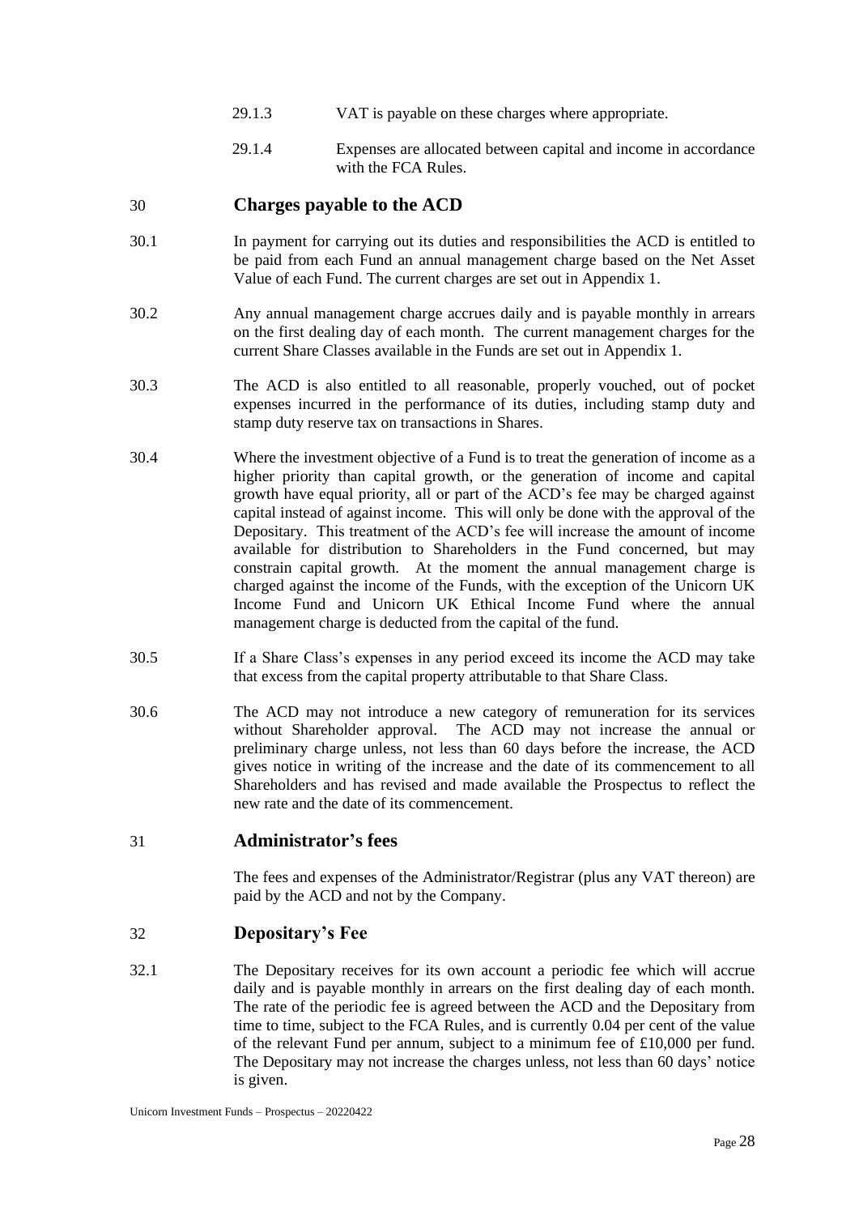29.1.3 VAT is payable on these charges where appropriate.

29.1.4 Expenses are allocated between capital and income in accordance with the FCA Rules.

## 30 Charges payable to the ACD

30.1 In payment for carrying out its duties and responsibilities the ACD is entitled to be paid from each Fund an annual management charge based on the Net Asset Value of each Fund. The current charges are set out in Appendix 1.

30.2 Any annual management charge accrues daily and is payable monthly in arrears on the first dealing day of each month. The current management charges for the current Share Classes available in the Funds are set out in Appendix 1.

30.3 The ACD is also entitled to all reasonable, properly vouched, out of pocket expenses incurred in the performance of its duties, including stamp duty and stamp duty reserve tax on transactions in Shares.

30.4 Where the investment objective of a Fund is to treat the generation of income as a higher priority than capital growth, or the generation of income and capital growth have equal priority, all or part of the ACD's fee may be charged against capital instead of against income. This will only be done with the approval of the Depositary. This treatment of the ACD's fee will increase the amount of income available for distribution to Shareholders in the Fund concerned, but may constrain capital growth. At the moment the annual management charge is charged against the income of the Funds, with the exception of the Unicorn UK Income Fund and Unicorn UK Ethical Income Fund where the annual management charge is deducted from the capital of the fund.

30.5 If a Share Class's expenses in any period exceed its income the ACD may take that excess from the capital property attributable to that Share Class.

30.6 The ACD may not introduce a new category of remuneration for its services without Shareholder approval. The ACD may not increase the annual or preliminary charge unless, not less than 60 days before the increase, the ACD gives notice in writing of the increase and the date of its commencement to all Shareholders and has revised and made available the Prospectus to reflect the new rate and the date of its commencement.

## 31 Administrator's fees

The fees and expenses of the Administrator/Registrar (plus any VAT thereon) are paid by the ACD and not by the Company.

## 32 Depositary's Fee

32.1 The Depositary receives for its own account a periodic fee which will accrue daily and is payable monthly in arrears on the first dealing day of each month. The rate of the periodic fee is agreed between the ACD and the Depositary from time to time, subject to the FCA Rules, and is currently 0.04 per cent of the value of the relevant Fund per annum, subject to a minimum fee of £10,000 per fund. The Depositary may not increase the charges unless, not less than 60 days' notice is given.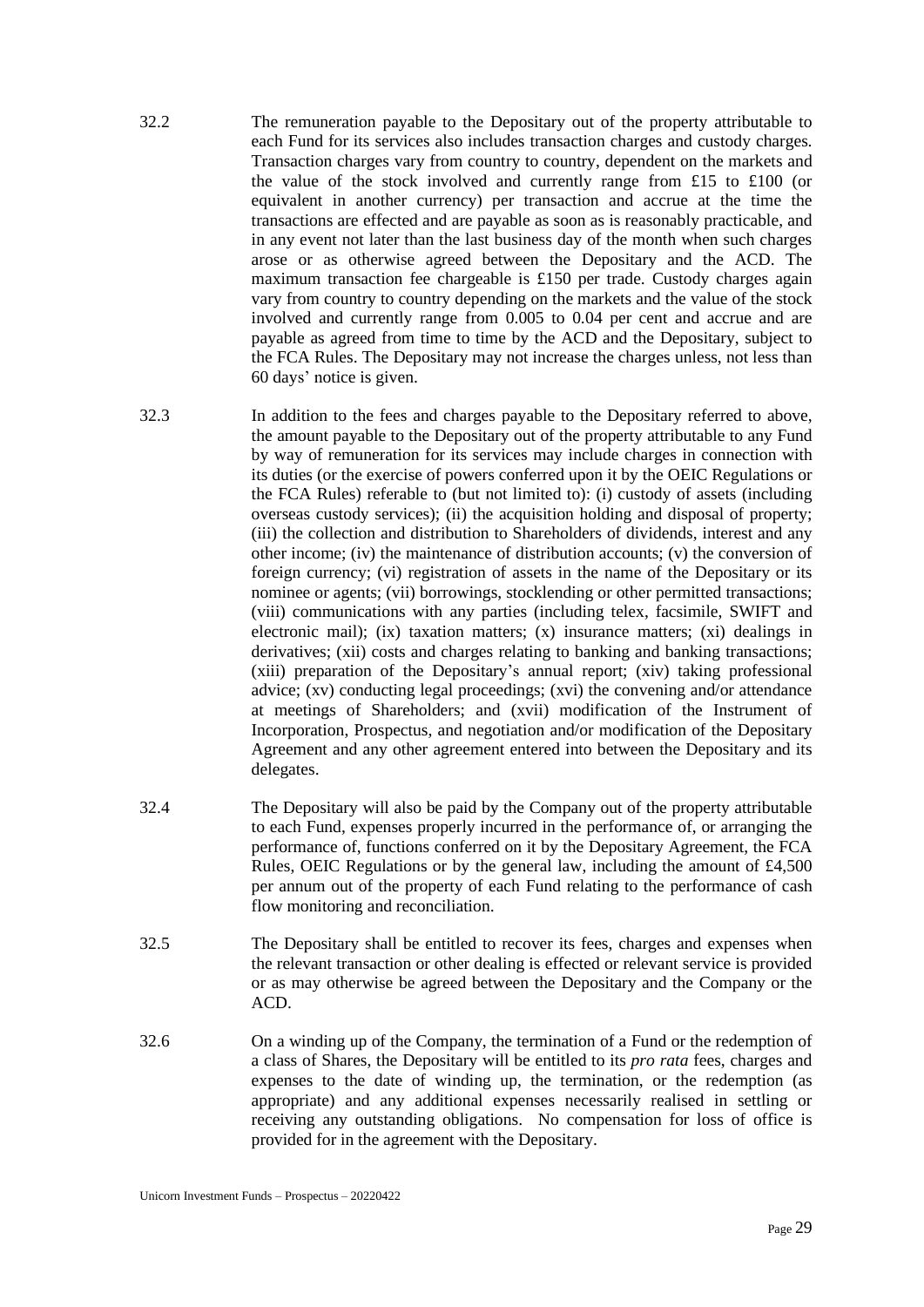32.2 The remuneration payable to the Depositary out of the property attributable to each Fund for its services also includes transaction charges and custody charges. Transaction charges vary from country to country, dependent on the markets and the value of the stock involved and currently range from £15 to £100 (or equivalent in another currency) per transaction and accrue at the time the transactions are effected and are payable as soon as is reasonably practicable, and in any event not later than the last business day of the month when such charges arose or as otherwise agreed between the Depositary and the ACD. The maximum transaction fee chargeable is £150 per trade. Custody charges again vary from country to country depending on the markets and the value of the stock involved and currently range from 0.005 to 0.04 per cent and accrue and are payable as agreed from time to time by the ACD and the Depositary, subject to the FCA Rules. The Depositary may not increase the charges unless, not less than 60 days' notice is given.

32.3 In addition to the fees and charges payable to the Depositary referred to above, the amount payable to the Depositary out of the property attributable to any Fund by way of remuneration for its services may include charges in connection with its duties (or the exercise of powers conferred upon it by the OEIC Regulations or the FCA Rules) referable to (but not limited to): (i) custody of assets (including overseas custody services); (ii) the acquisition holding and disposal of property; (iii) the collection and distribution to Shareholders of dividends, interest and any other income; (iv) the maintenance of distribution accounts; (v) the conversion of foreign currency; (vi) registration of assets in the name of the Depositary or its nominee or agents; (vii) borrowings, stocklending or other permitted transactions; (viii) communications with any parties (including telex, facsimile, SWIFT and electronic mail); (ix) taxation matters; (x) insurance matters; (xi) dealings in derivatives; (xii) costs and charges relating to banking and banking transactions; (xiii) preparation of the Depositary's annual report; (xiv) taking professional advice; (xv) conducting legal proceedings; (xvi) the convening and/or attendance at meetings of Shareholders; and (xvii) modification of the Instrument of Incorporation, Prospectus, and negotiation and/or modification of the Depositary Agreement and any other agreement entered into between the Depositary and its delegates.

32.4 The Depositary will also be paid by the Company out of the property attributable to each Fund, expenses properly incurred in the performance of, or arranging the performance of, functions conferred on it by the Depositary Agreement, the FCA Rules, OEIC Regulations or by the general law, including the amount of £4,500 per annum out of the property of each Fund relating to the performance of cash flow monitoring and reconciliation.

32.5 The Depositary shall be entitled to recover its fees, charges and expenses when the relevant transaction or other dealing is effected or relevant service is provided or as may otherwise be agreed between the Depositary and the Company or the ACD.

32.6 On a winding up of the Company, the termination of a Fund or the redemption of a class of Shares, the Depositary will be entitled to its *pro rata* fees, charges and expenses to the date of winding up, the termination, or the redemption (as appropriate) and any additional expenses necessarily realised in settling or receiving any outstanding obligations. No compensation for loss of office is provided for in the agreement with the Depositary.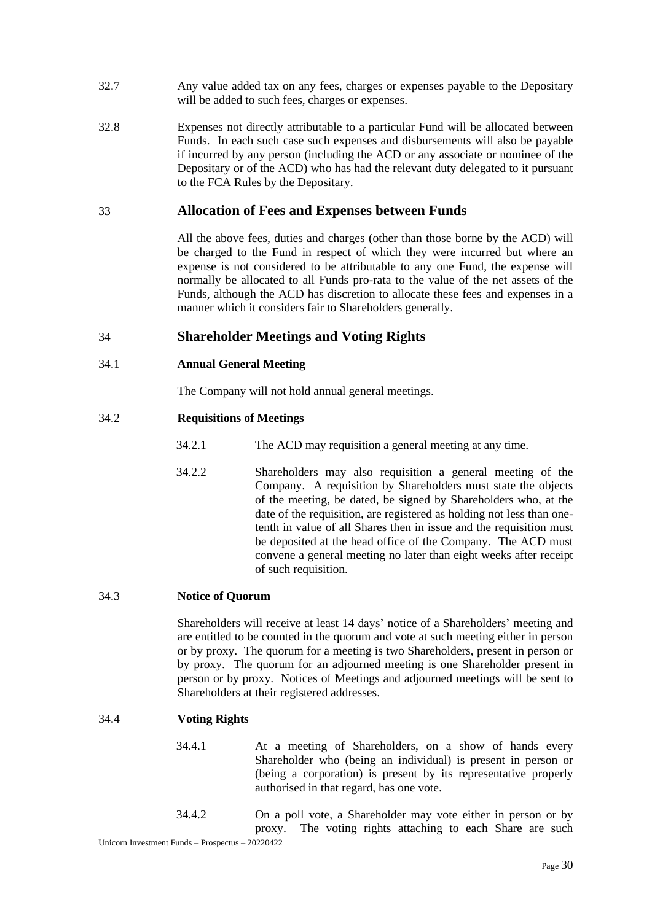32.7 Any value added tax on any fees, charges or expenses payable to the Depositary will be added to such fees, charges or expenses.

32.8 Expenses not directly attributable to a particular Fund will be allocated between Funds. In each such case such expenses and disbursements will also be payable if incurred by any person (including the ACD or any associate or nominee of the Depositary or of the ACD) who has had the relevant duty delegated to it pursuant to the FCA Rules by the Depositary.

## 33 Allocation of Fees and Expenses between Funds

All the above fees, duties and charges (other than those borne by the ACD) will be charged to the Fund in respect of which they were incurred but where an expense is not considered to be attributable to any one Fund, the expense will normally be allocated to all Funds pro-rata to the value of the net assets of the Funds, although the ACD has discretion to allocate these fees and expenses in a manner which it considers fair to Shareholders generally.

## 34 Shareholder Meetings and Voting Rights

### 34.1 Annual General Meeting

The Company will not hold annual general meetings.

### 34.2 Requisitions of Meetings

34.2.1 The ACD may requisition a general meeting at any time.

34.2.2 Shareholders may also requisition a general meeting of the Company. A requisition by Shareholders must state the objects of the meeting, be dated, be signed by Shareholders who, at the date of the requisition, are registered as holding not less than one-tenth in value of all Shares then in issue and the requisition must be deposited at the head office of the Company. The ACD must convene a general meeting no later than eight weeks after receipt of such requisition.

### 34.3 Notice of Quorum

Shareholders will receive at least 14 days' notice of a Shareholders' meeting and are entitled to be counted in the quorum and vote at such meeting either in person or by proxy. The quorum for a meeting is two Shareholders, present in person or by proxy. The quorum for an adjourned meeting is one Shareholder present in person or by proxy. Notices of Meetings and adjourned meetings will be sent to Shareholders at their registered addresses.

### 34.4 Voting Rights

34.4.1 At a meeting of Shareholders, on a show of hands every Shareholder who (being an individual) is present in person or (being a corporation) is present by its representative properly authorised in that regard, has one vote.

34.4.2 On a poll vote, a Shareholder may vote either in person or by proxy. The voting rights attaching to each Share are such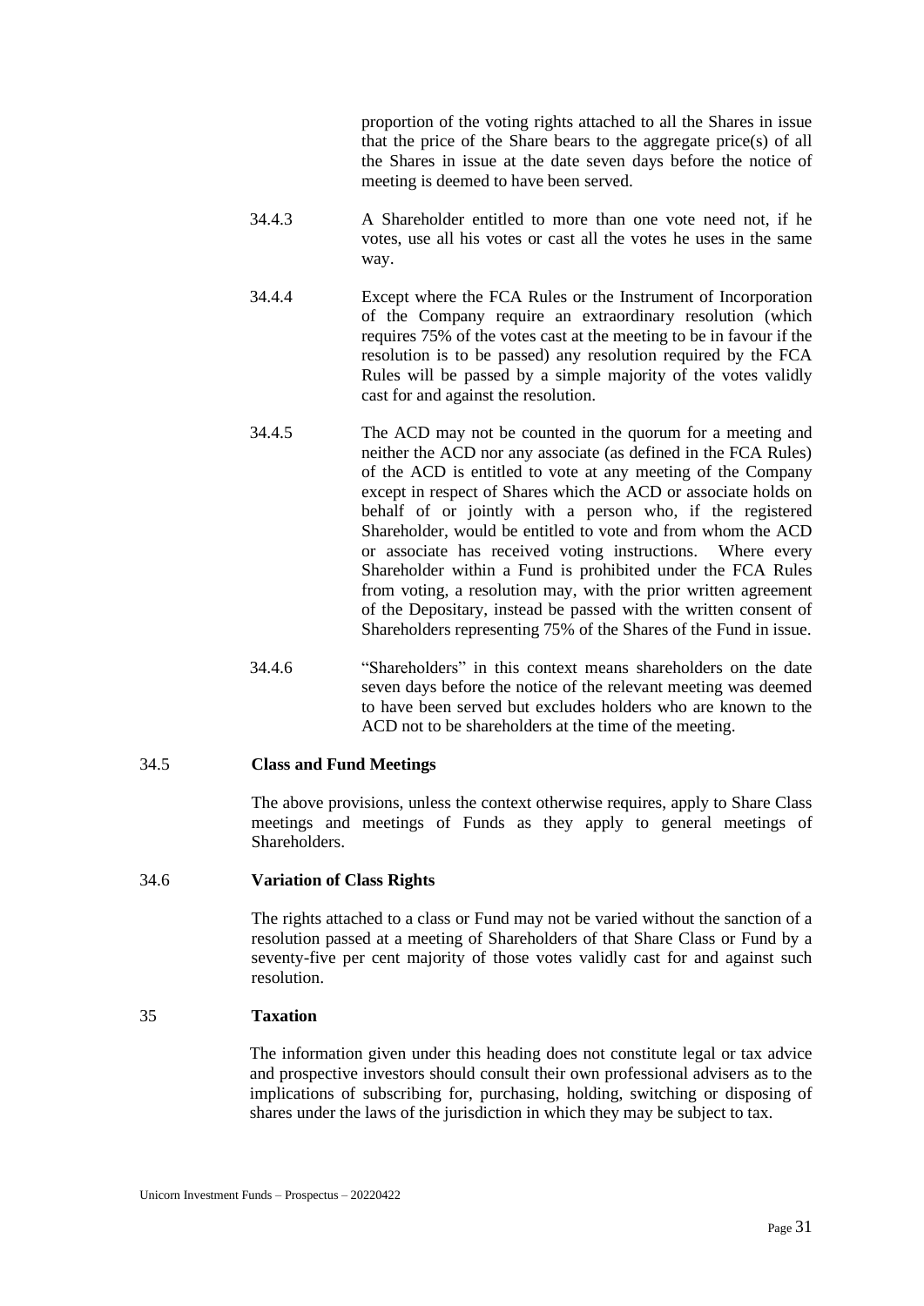proportion of the voting rights attached to all the Shares in issue that the price of the Share bears to the aggregate price(s) of all the Shares in issue at the date seven days before the notice of meeting is deemed to have been served.

34.4.3 A Shareholder entitled to more than one vote need not, if he votes, use all his votes or cast all the votes he uses in the same way.

34.4.4 Except where the FCA Rules or the Instrument of Incorporation of the Company require an extraordinary resolution (which requires 75% of the votes cast at the meeting to be in favour if the resolution is to be passed) any resolution required by the FCA Rules will be passed by a simple majority of the votes validly cast for and against the resolution.

34.4.5 The ACD may not be counted in the quorum for a meeting and neither the ACD nor any associate (as defined in the FCA Rules) of the ACD is entitled to vote at any meeting of the Company except in respect of Shares which the ACD or associate holds on behalf of or jointly with a person who, if the registered Shareholder, would be entitled to vote and from whom the ACD or associate has received voting instructions. Where every Shareholder within a Fund is prohibited under the FCA Rules from voting, a resolution may, with the prior written agreement of the Depositary, instead be passed with the written consent of Shareholders representing 75% of the Shares of the Fund in issue.

34.4.6 "Shareholders" in this context means shareholders on the date seven days before the notice of the relevant meeting was deemed to have been served but excludes holders who are known to the ACD not to be shareholders at the time of the meeting.

### 34.5 Class and Fund Meetings

The above provisions, unless the context otherwise requires, apply to Share Class meetings and meetings of Funds as they apply to general meetings of Shareholders.

### 34.6 Variation of Class Rights

The rights attached to a class or Fund may not be varied without the sanction of a resolution passed at a meeting of Shareholders of that Share Class or Fund by a seventy-five per cent majority of those votes validly cast for and against such resolution.

## 35 Taxation

The information given under this heading does not constitute legal or tax advice and prospective investors should consult their own professional advisers as to the implications of subscribing for, purchasing, holding, switching or disposing of shares under the laws of the jurisdiction in which they may be subject to tax.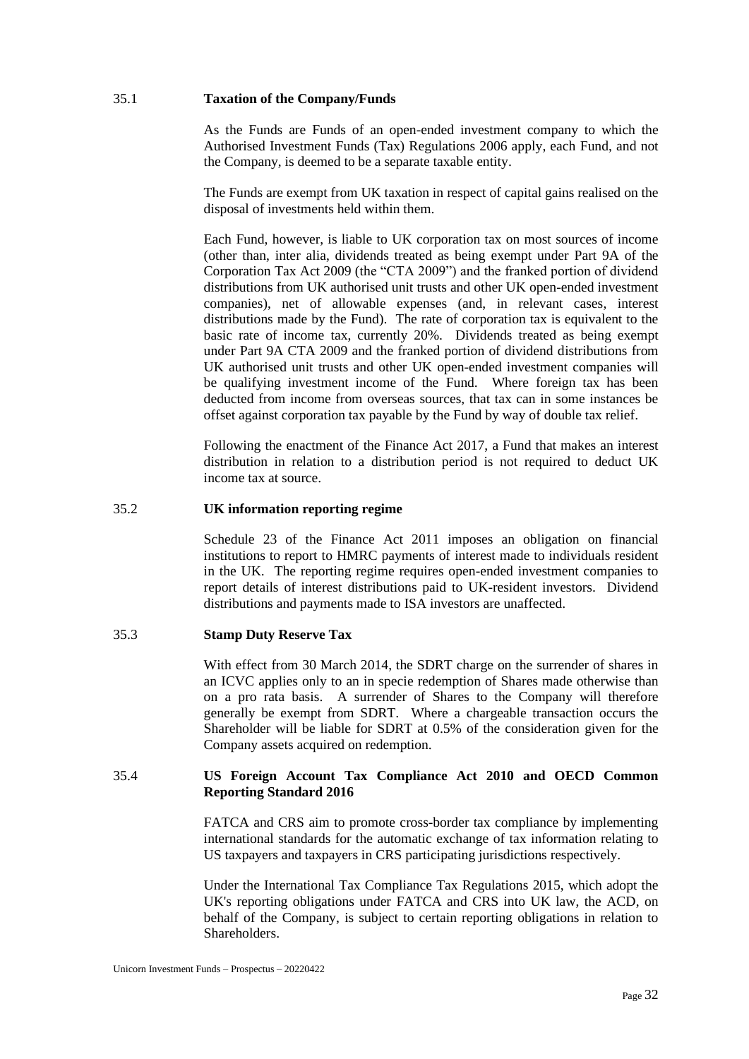### 35.1 Taxation of the Company/Funds

As the Funds are Funds of an open-ended investment company to which the Authorised Investment Funds (Tax) Regulations 2006 apply, each Fund, and not the Company, is deemed to be a separate taxable entity.

The Funds are exempt from UK taxation in respect of capital gains realised on the disposal of investments held within them.

Each Fund, however, is liable to UK corporation tax on most sources of income (other than, inter alia, dividends treated as being exempt under Part 9A of the Corporation Tax Act 2009 (the "CTA 2009") and the franked portion of dividend distributions from UK authorised unit trusts and other UK open-ended investment companies), net of allowable expenses (and, in relevant cases, interest distributions made by the Fund). The rate of corporation tax is equivalent to the basic rate of income tax, currently 20%. Dividends treated as being exempt under Part 9A CTA 2009 and the franked portion of dividend distributions from UK authorised unit trusts and other UK open-ended investment companies will be qualifying investment income of the Fund. Where foreign tax has been deducted from income from overseas sources, that tax can in some instances be offset against corporation tax payable by the Fund by way of double tax relief.

Following the enactment of the Finance Act 2017, a Fund that makes an interest distribution in relation to a distribution period is not required to deduct UK income tax at source.

### 35.2 UK information reporting regime

Schedule 23 of the Finance Act 2011 imposes an obligation on financial institutions to report to HMRC payments of interest made to individuals resident in the UK. The reporting regime requires open-ended investment companies to report details of interest distributions paid to UK-resident investors. Dividend distributions and payments made to ISA investors are unaffected.

### 35.3 Stamp Duty Reserve Tax

With effect from 30 March 2014, the SDRT charge on the surrender of shares in an ICVC applies only to an in specie redemption of Shares made otherwise than on a pro rata basis. A surrender of Shares to the Company will therefore generally be exempt from SDRT. Where a chargeable transaction occurs the Shareholder will be liable for SDRT at 0.5% of the consideration given for the Company assets acquired on redemption.

### 35.4 US Foreign Account Tax Compliance Act 2010 and OECD Common Reporting Standard 2016

FATCA and CRS aim to promote cross-border tax compliance by implementing international standards for the automatic exchange of tax information relating to US taxpayers and taxpayers in CRS participating jurisdictions respectively.

Under the International Tax Compliance Tax Regulations 2015, which adopt the UK's reporting obligations under FATCA and CRS into UK law, the ACD, on behalf of the Company, is subject to certain reporting obligations in relation to Shareholders.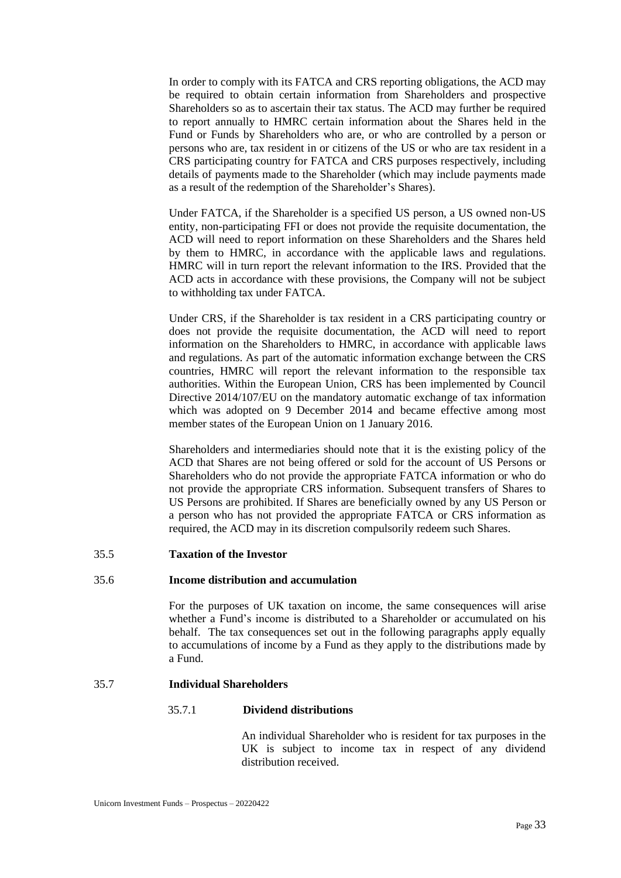In order to comply with its FATCA and CRS reporting obligations, the ACD may be required to obtain certain information from Shareholders and prospective Shareholders so as to ascertain their tax status. The ACD may further be required to report annually to HMRC certain information about the Shares held in the Fund or Funds by Shareholders who are, or who are controlled by a person or persons who are, tax resident in or citizens of the US or who are tax resident in a CRS participating country for FATCA and CRS purposes respectively, including details of payments made to the Shareholder (which may include payments made as a result of the redemption of the Shareholder's Shares).

Under FATCA, if the Shareholder is a specified US person, a US owned non-US entity, non-participating FFI or does not provide the requisite documentation, the ACD will need to report information on these Shareholders and the Shares held by them to HMRC, in accordance with the applicable laws and regulations. HMRC will in turn report the relevant information to the IRS. Provided that the ACD acts in accordance with these provisions, the Company will not be subject to withholding tax under FATCA.

Under CRS, if the Shareholder is tax resident in a CRS participating country or does not provide the requisite documentation, the ACD will need to report information on the Shareholders to HMRC, in accordance with applicable laws and regulations. As part of the automatic information exchange between the CRS countries, HMRC will report the relevant information to the responsible tax authorities. Within the European Union, CRS has been implemented by Council Directive 2014/107/EU on the mandatory automatic exchange of tax information which was adopted on 9 December 2014 and became effective among most member states of the European Union on 1 January 2016.

Shareholders and intermediaries should note that it is the existing policy of the ACD that Shares are not being offered or sold for the account of US Persons or Shareholders who do not provide the appropriate FATCA information or who do not provide the appropriate CRS information. Subsequent transfers of Shares to US Persons are prohibited. If Shares are beneficially owned by any US Person or a person who has not provided the appropriate FATCA or CRS information as required, the ACD may in its discretion compulsorily redeem such Shares.

### 35.5 Taxation of the Investor

### 35.6 Income distribution and accumulation

For the purposes of UK taxation on income, the same consequences will arise whether a Fund's income is distributed to a Shareholder or accumulated on his behalf. The tax consequences set out in the following paragraphs apply equally to accumulations of income by a Fund as they apply to the distributions made by a Fund.

### 35.7 Individual Shareholders

#### 35.7.1 Dividend distributions

An individual Shareholder who is resident for tax purposes in the UK is subject to income tax in respect of any dividend distribution received.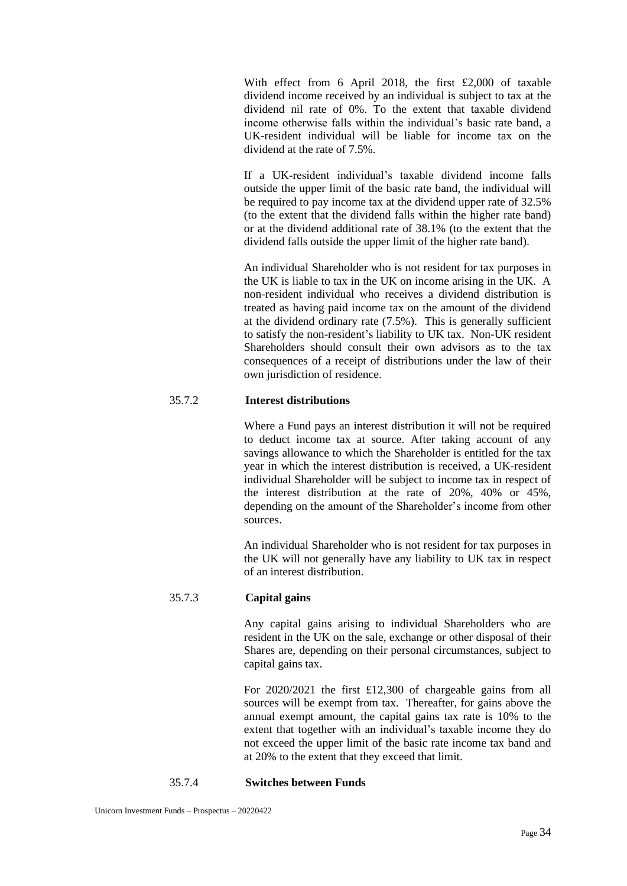With effect from 6 April 2018, the first £2,000 of taxable dividend income received by an individual is subject to tax at the dividend nil rate of 0%. To the extent that taxable dividend income otherwise falls within the individual's basic rate band, a UK-resident individual will be liable for income tax on the dividend at the rate of 7.5%.

If a UK-resident individual's taxable dividend income falls outside the upper limit of the basic rate band, the individual will be required to pay income tax at the dividend upper rate of 32.5% (to the extent that the dividend falls within the higher rate band) or at the dividend additional rate of 38.1% (to the extent that the dividend falls outside the upper limit of the higher rate band).

An individual Shareholder who is not resident for tax purposes in the UK is liable to tax in the UK on income arising in the UK. A non-resident individual who receives a dividend distribution is treated as having paid income tax on the amount of the dividend at the dividend ordinary rate (7.5%). This is generally sufficient to satisfy the non-resident's liability to UK tax. Non-UK resident Shareholders should consult their own advisors as to the tax consequences of a receipt of distributions under the law of their own jurisdiction of residence.

35.7.2 **Interest distributions**

Where a Fund pays an interest distribution it will not be required to deduct income tax at source. After taking account of any savings allowance to which the Shareholder is entitled for the tax year in which the interest distribution is received, a UK-resident individual Shareholder will be subject to income tax in respect of the interest distribution at the rate of 20%, 40% or 45%, depending on the amount of the Shareholder's income from other sources.

An individual Shareholder who is not resident for tax purposes in the UK will not generally have any liability to UK tax in respect of an interest distribution.

35.7.3 **Capital gains**

Any capital gains arising to individual Shareholders who are resident in the UK on the sale, exchange or other disposal of their Shares are, depending on their personal circumstances, subject to capital gains tax.

For 2020/2021 the first £12,300 of chargeable gains from all sources will be exempt from tax. Thereafter, for gains above the annual exempt amount, the capital gains tax rate is 10% to the extent that together with an individual's taxable income they do not exceed the upper limit of the basic rate income tax band and at 20% to the extent that they exceed that limit.

35.7.4 **Switches between Funds**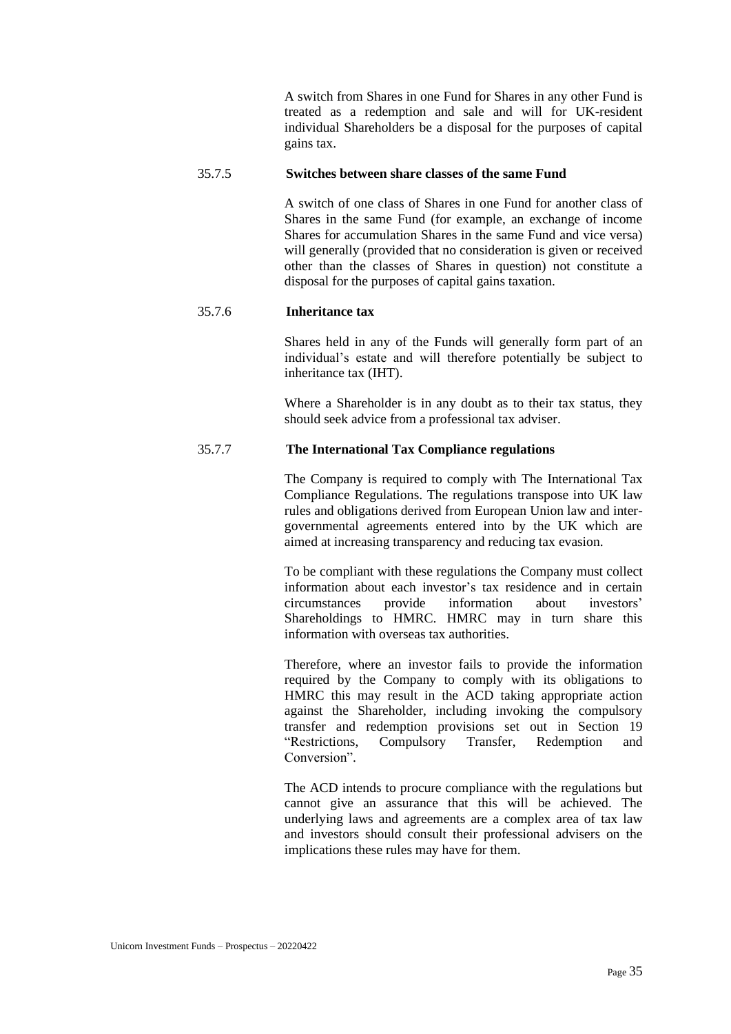A switch from Shares in one Fund for Shares in any other Fund is treated as a redemption and sale and will for UK-resident individual Shareholders be a disposal for the purposes of capital gains tax.

#### 35.7.5 Switches between share classes of the same Fund

A switch of one class of Shares in one Fund for another class of Shares in the same Fund (for example, an exchange of income Shares for accumulation Shares in the same Fund and vice versa) will generally (provided that no consideration is given or received other than the classes of Shares in question) not constitute a disposal for the purposes of capital gains taxation.

#### 35.7.6 Inheritance tax

Shares held in any of the Funds will generally form part of an individual's estate and will therefore potentially be subject to inheritance tax (IHT).

Where a Shareholder is in any doubt as to their tax status, they should seek advice from a professional tax adviser.

#### 35.7.7 The International Tax Compliance regulations

The Company is required to comply with The International Tax Compliance Regulations. The regulations transpose into UK law rules and obligations derived from European Union law and inter-governmental agreements entered into by the UK which are aimed at increasing transparency and reducing tax evasion.

To be compliant with these regulations the Company must collect information about each investor's tax residence and in certain circumstances provide information about investors' Shareholdings to HMRC. HMRC may in turn share this information with overseas tax authorities.

Therefore, where an investor fails to provide the information required by the Company to comply with its obligations to HMRC this may result in the ACD taking appropriate action against the Shareholder, including invoking the compulsory transfer and redemption provisions set out in Section 19 "Restrictions, Compulsory Transfer, Redemption and Conversion".

The ACD intends to procure compliance with the regulations but cannot give an assurance that this will be achieved. The underlying laws and agreements are a complex area of tax law and investors should consult their professional advisers on the implications these rules may have for them.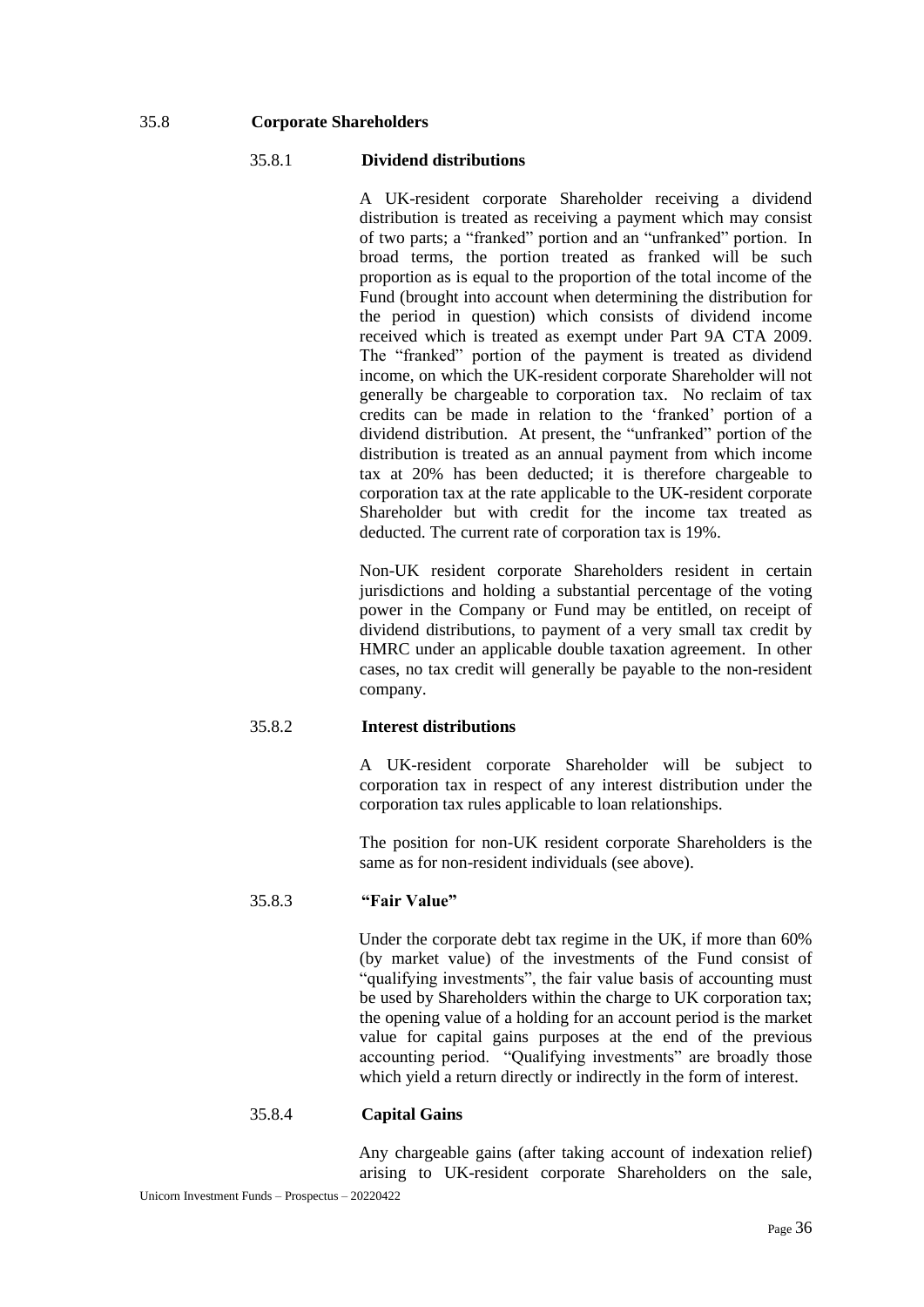## 35.8 Corporate Shareholders

### 35.8.1 Dividend distributions

A UK-resident corporate Shareholder receiving a dividend distribution is treated as receiving a payment which may consist of two parts; a "franked" portion and an "unfranked" portion. In broad terms, the portion treated as franked will be such proportion as is equal to the proportion of the total income of the Fund (brought into account when determining the distribution for the period in question) which consists of dividend income received which is treated as exempt under Part 9A CTA 2009. The "franked" portion of the payment is treated as dividend income, on which the UK-resident corporate Shareholder will not generally be chargeable to corporation tax. No reclaim of tax credits can be made in relation to the 'franked' portion of a dividend distribution. At present, the "unfranked" portion of the distribution is treated as an annual payment from which income tax at 20% has been deducted; it is therefore chargeable to corporation tax at the rate applicable to the UK-resident corporate Shareholder but with credit for the income tax treated as deducted. The current rate of corporation tax is 19%.

Non-UK resident corporate Shareholders resident in certain jurisdictions and holding a substantial percentage of the voting power in the Company or Fund may be entitled, on receipt of dividend distributions, to payment of a very small tax credit by HMRC under an applicable double taxation agreement. In other cases, no tax credit will generally be payable to the non-resident company.

### 35.8.2 Interest distributions

A UK-resident corporate Shareholder will be subject to corporation tax in respect of any interest distribution under the corporation tax rules applicable to loan relationships.

The position for non-UK resident corporate Shareholders is the same as for non-resident individuals (see above).

### 35.8.3 "Fair Value"

Under the corporate debt tax regime in the UK, if more than 60% (by market value) of the investments of the Fund consist of "qualifying investments", the fair value basis of accounting must be used by Shareholders within the charge to UK corporation tax; the opening value of a holding for an account period is the market value for capital gains purposes at the end of the previous accounting period. "Qualifying investments" are broadly those which yield a return directly or indirectly in the form of interest.

### 35.8.4 Capital Gains

Any chargeable gains (after taking account of indexation relief) arising to UK-resident corporate Shareholders on the sale,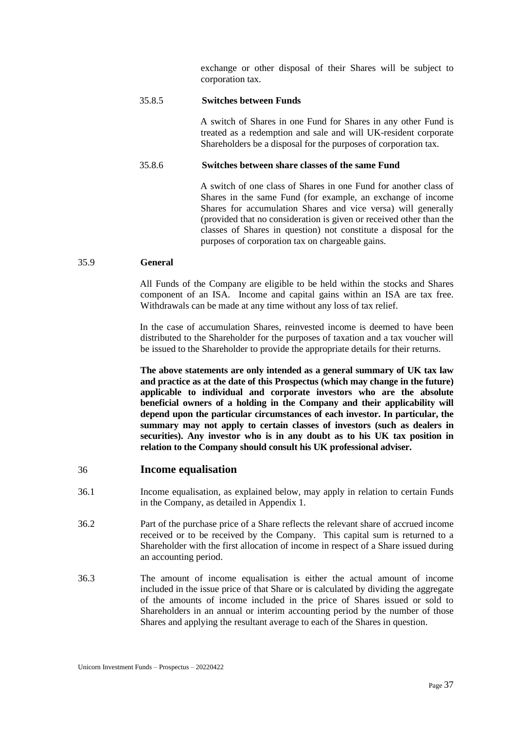exchange or other disposal of their Shares will be subject to corporation tax.

35.8.5 **Switches between Funds**

A switch of Shares in one Fund for Shares in any other Fund is treated as a redemption and sale and will UK-resident corporate Shareholders be a disposal for the purposes of corporation tax.

35.8.6 **Switches between share classes of the same Fund**

A switch of one class of Shares in one Fund for another class of Shares in the same Fund (for example, an exchange of income Shares for accumulation Shares and vice versa) will generally (provided that no consideration is given or received other than the classes of Shares in question) not constitute a disposal for the purposes of corporation tax on chargeable gains.

35.9 **General**

All Funds of the Company are eligible to be held within the stocks and Shares component of an ISA. Income and capital gains within an ISA are tax free. Withdrawals can be made at any time without any loss of tax relief.

In the case of accumulation Shares, reinvested income is deemed to have been distributed to the Shareholder for the purposes of taxation and a tax voucher will be issued to the Shareholder to provide the appropriate details for their returns.

**The above statements are only intended as a general summary of UK tax law and practice as at the date of this Prospectus (which may change in the future) applicable to individual and corporate investors who are the absolute beneficial owners of a holding in the Company and their applicability will depend upon the particular circumstances of each investor. In particular, the summary may not apply to certain classes of investors (such as dealers in securities). Any investor who is in any doubt as to his UK tax position in relation to the Company should consult his UK professional adviser.**

## 36 Income equalisation

36.1 Income equalisation, as explained below, may apply in relation to certain Funds in the Company, as detailed in Appendix 1.

36.2 Part of the purchase price of a Share reflects the relevant share of accrued income received or to be received by the Company. This capital sum is returned to a Shareholder with the first allocation of income in respect of a Share issued during an accounting period.

36.3 The amount of income equalisation is either the actual amount of income included in the issue price of that Share or is calculated by dividing the aggregate of the amounts of income included in the price of Shares issued or sold to Shareholders in an annual or interim accounting period by the number of those Shares and applying the resultant average to each of the Shares in question.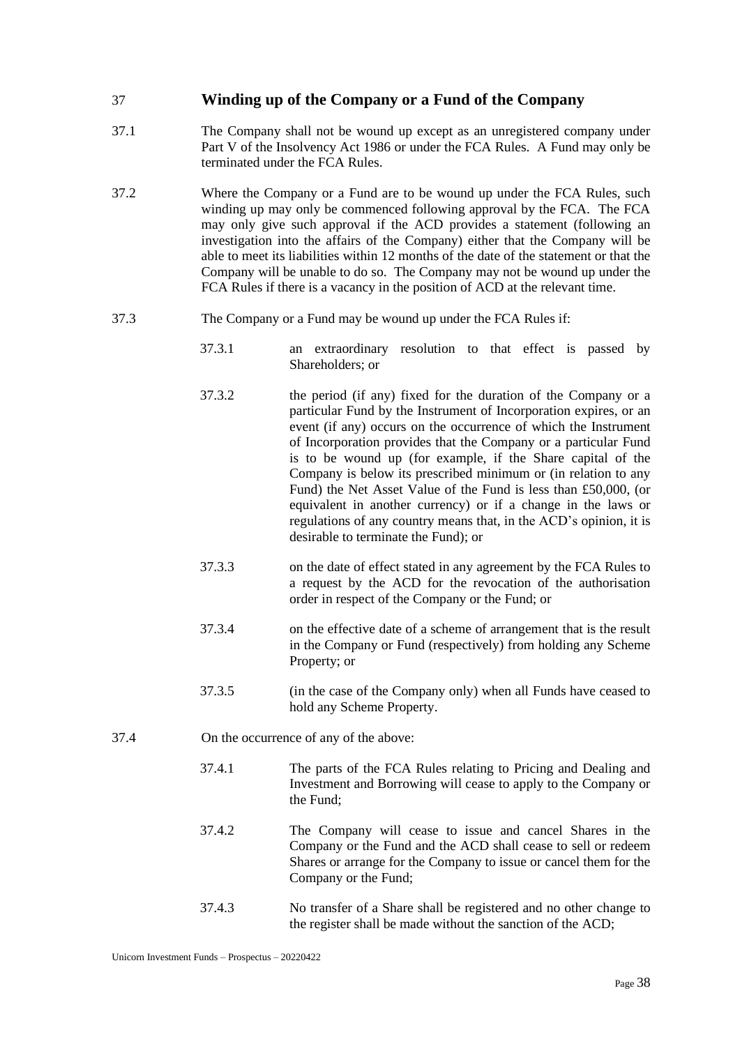## 37 Winding up of the Company or a Fund of the Company

37.1 The Company shall not be wound up except as an unregistered company under Part V of the Insolvency Act 1986 or under the FCA Rules. A Fund may only be terminated under the FCA Rules.

37.2 Where the Company or a Fund are to be wound up under the FCA Rules, such winding up may only be commenced following approval by the FCA. The FCA may only give such approval if the ACD provides a statement (following an investigation into the affairs of the Company) either that the Company will be able to meet its liabilities within 12 months of the date of the statement or that the Company will be unable to do so. The Company may not be wound up under the FCA Rules if there is a vacancy in the position of ACD at the relevant time.

37.3 The Company or a Fund may be wound up under the FCA Rules if:

37.3.1 an extraordinary resolution to that effect is passed by Shareholders; or

37.3.2 the period (if any) fixed for the duration of the Company or a particular Fund by the Instrument of Incorporation expires, or an event (if any) occurs on the occurrence of which the Instrument of Incorporation provides that the Company or a particular Fund is to be wound up (for example, if the Share capital of the Company is below its prescribed minimum or (in relation to any Fund) the Net Asset Value of the Fund is less than £50,000, (or equivalent in another currency) or if a change in the laws or regulations of any country means that, in the ACD's opinion, it is desirable to terminate the Fund); or

37.3.3 on the date of effect stated in any agreement by the FCA Rules to a request by the ACD for the revocation of the authorisation order in respect of the Company or the Fund; or

37.3.4 on the effective date of a scheme of arrangement that is the result in the Company or Fund (respectively) from holding any Scheme Property; or

37.3.5 (in the case of the Company only) when all Funds have ceased to hold any Scheme Property.

37.4 On the occurrence of any of the above:

37.4.1 The parts of the FCA Rules relating to Pricing and Dealing and Investment and Borrowing will cease to apply to the Company or the Fund;

37.4.2 The Company will cease to issue and cancel Shares in the Company or the Fund and the ACD shall cease to sell or redeem Shares or arrange for the Company to issue or cancel them for the Company or the Fund;

37.4.3 No transfer of a Share shall be registered and no other change to the register shall be made without the sanction of the ACD;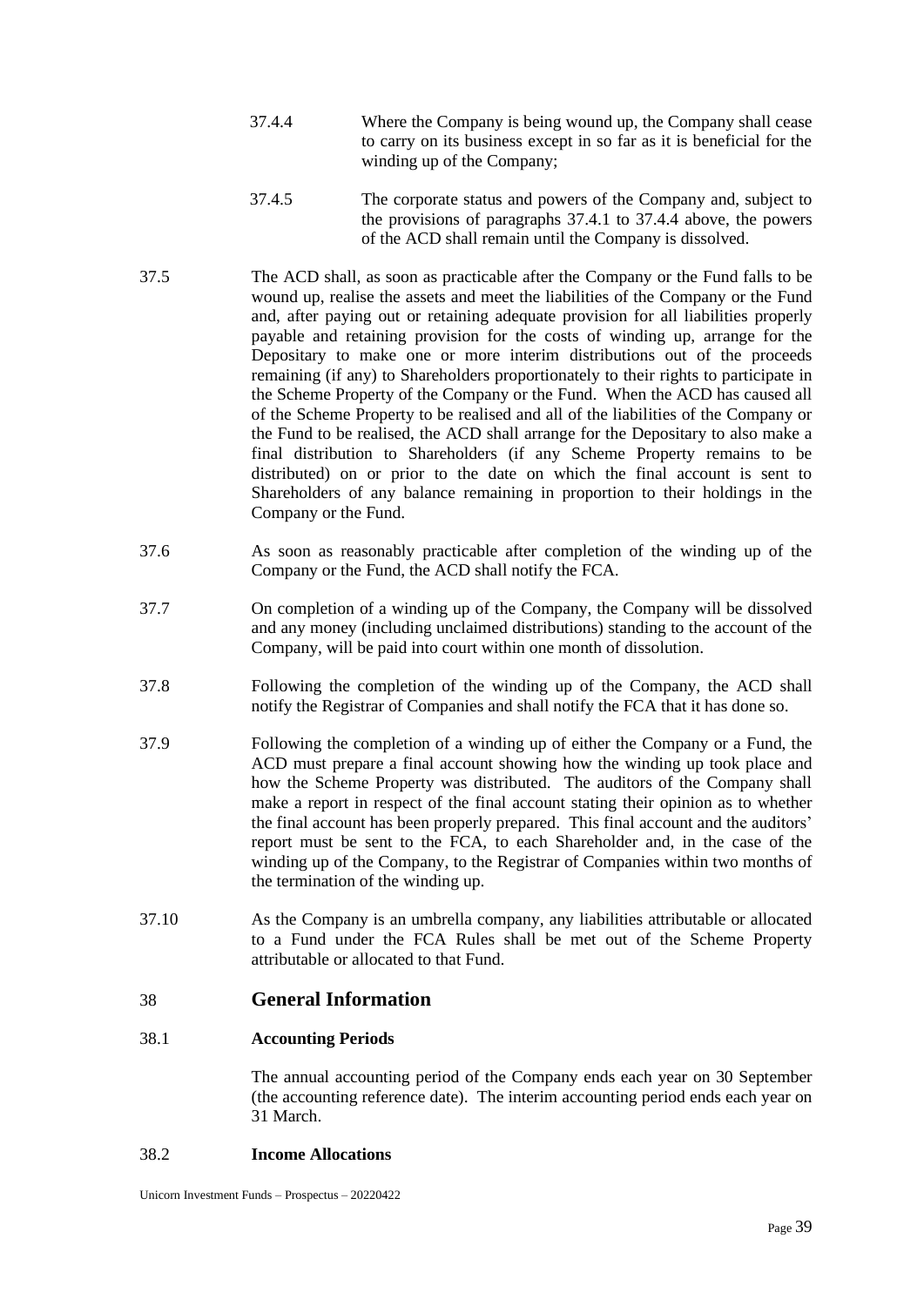37.4.4 Where the Company is being wound up, the Company shall cease to carry on its business except in so far as it is beneficial for the winding up of the Company;

37.4.5 The corporate status and powers of the Company and, subject to the provisions of paragraphs 37.4.1 to 37.4.4 above, the powers of the ACD shall remain until the Company is dissolved.

37.5 The ACD shall, as soon as practicable after the Company or the Fund falls to be wound up, realise the assets and meet the liabilities of the Company or the Fund and, after paying out or retaining adequate provision for all liabilities properly payable and retaining provision for the costs of winding up, arrange for the Depositary to make one or more interim distributions out of the proceeds remaining (if any) to Shareholders proportionately to their rights to participate in the Scheme Property of the Company or the Fund. When the ACD has caused all of the Scheme Property to be realised and all of the liabilities of the Company or the Fund to be realised, the ACD shall arrange for the Depositary to also make a final distribution to Shareholders (if any Scheme Property remains to be distributed) on or prior to the date on which the final account is sent to Shareholders of any balance remaining in proportion to their holdings in the Company or the Fund.

37.6 As soon as reasonably practicable after completion of the winding up of the Company or the Fund, the ACD shall notify the FCA.

37.7 On completion of a winding up of the Company, the Company will be dissolved and any money (including unclaimed distributions) standing to the account of the Company, will be paid into court within one month of dissolution.

37.8 Following the completion of the winding up of the Company, the ACD shall notify the Registrar of Companies and shall notify the FCA that it has done so.

37.9 Following the completion of a winding up of either the Company or a Fund, the ACD must prepare a final account showing how the winding up took place and how the Scheme Property was distributed. The auditors of the Company shall make a report in respect of the final account stating their opinion as to whether the final account has been properly prepared. This final account and the auditors' report must be sent to the FCA, to each Shareholder and, in the case of the winding up of the Company, to the Registrar of Companies within two months of the termination of the winding up.

37.10 As the Company is an umbrella company, any liabilities attributable or allocated to a Fund under the FCA Rules shall be met out of the Scheme Property attributable or allocated to that Fund.

## 38 General Information

### 38.1 Accounting Periods

The annual accounting period of the Company ends each year on 30 September (the accounting reference date). The interim accounting period ends each year on 31 March.

### 38.2 Income Allocations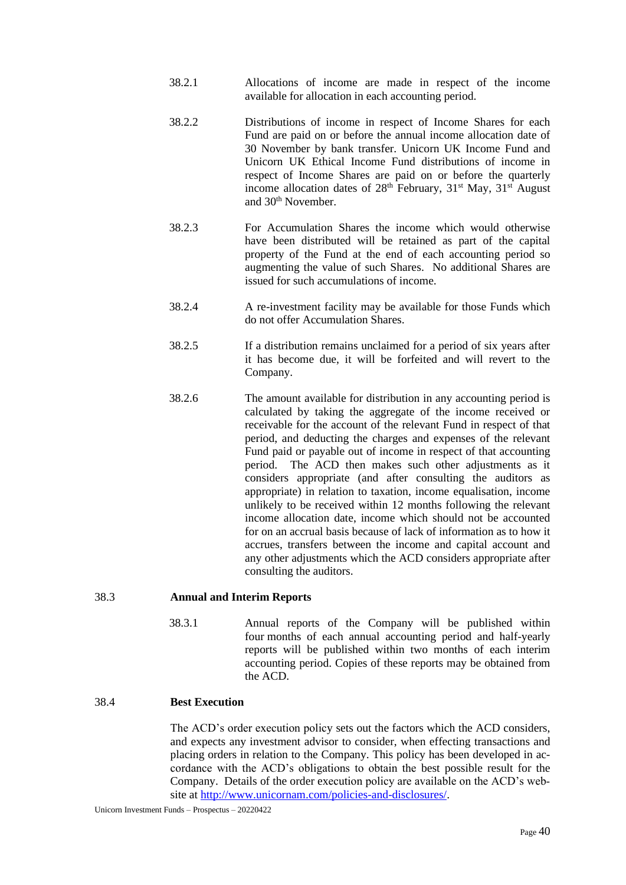38.2.1 Allocations of income are made in respect of the income available for allocation in each accounting period.

38.2.2 Distributions of income in respect of Income Shares for each Fund are paid on or before the annual income allocation date of 30 November by bank transfer. Unicorn UK Income Fund and Unicorn UK Ethical Income Fund distributions of income in respect of Income Shares are paid on or before the quarterly income allocation dates of 28th February, 31st May, 31st August and 30th November.

38.2.3 For Accumulation Shares the income which would otherwise have been distributed will be retained as part of the capital property of the Fund at the end of each accounting period so augmenting the value of such Shares. No additional Shares are issued for such accumulations of income.

38.2.4 A re-investment facility may be available for those Funds which do not offer Accumulation Shares.

38.2.5 If a distribution remains unclaimed for a period of six years after it has become due, it will be forfeited and will revert to the Company.

38.2.6 The amount available for distribution in any accounting period is calculated by taking the aggregate of the income received or receivable for the account of the relevant Fund in respect of that period, and deducting the charges and expenses of the relevant Fund paid or payable out of income in respect of that accounting period. The ACD then makes such other adjustments as it considers appropriate (and after consulting the auditors as appropriate) in relation to taxation, income equalisation, income unlikely to be received within 12 months following the relevant income allocation date, income which should not be accounted for on an accrual basis because of lack of information as to how it accrues, transfers between the income and capital account and any other adjustments which the ACD considers appropriate after consulting the auditors.

## 38.3 Annual and Interim Reports

38.3.1 Annual reports of the Company will be published within four months of each annual accounting period and half-yearly reports will be published within two months of each interim accounting period. Copies of these reports may be obtained from the ACD.

## 38.4 Best Execution

The ACD's order execution policy sets out the factors which the ACD considers, and expects any investment advisor to consider, when effecting transactions and placing orders in relation to the Company. This policy has been developed in accordance with the ACD's obligations to obtain the best possible result for the Company. Details of the order execution policy are available on the ACD's website at http://www.unicornam.com/policies-and-disclosures/.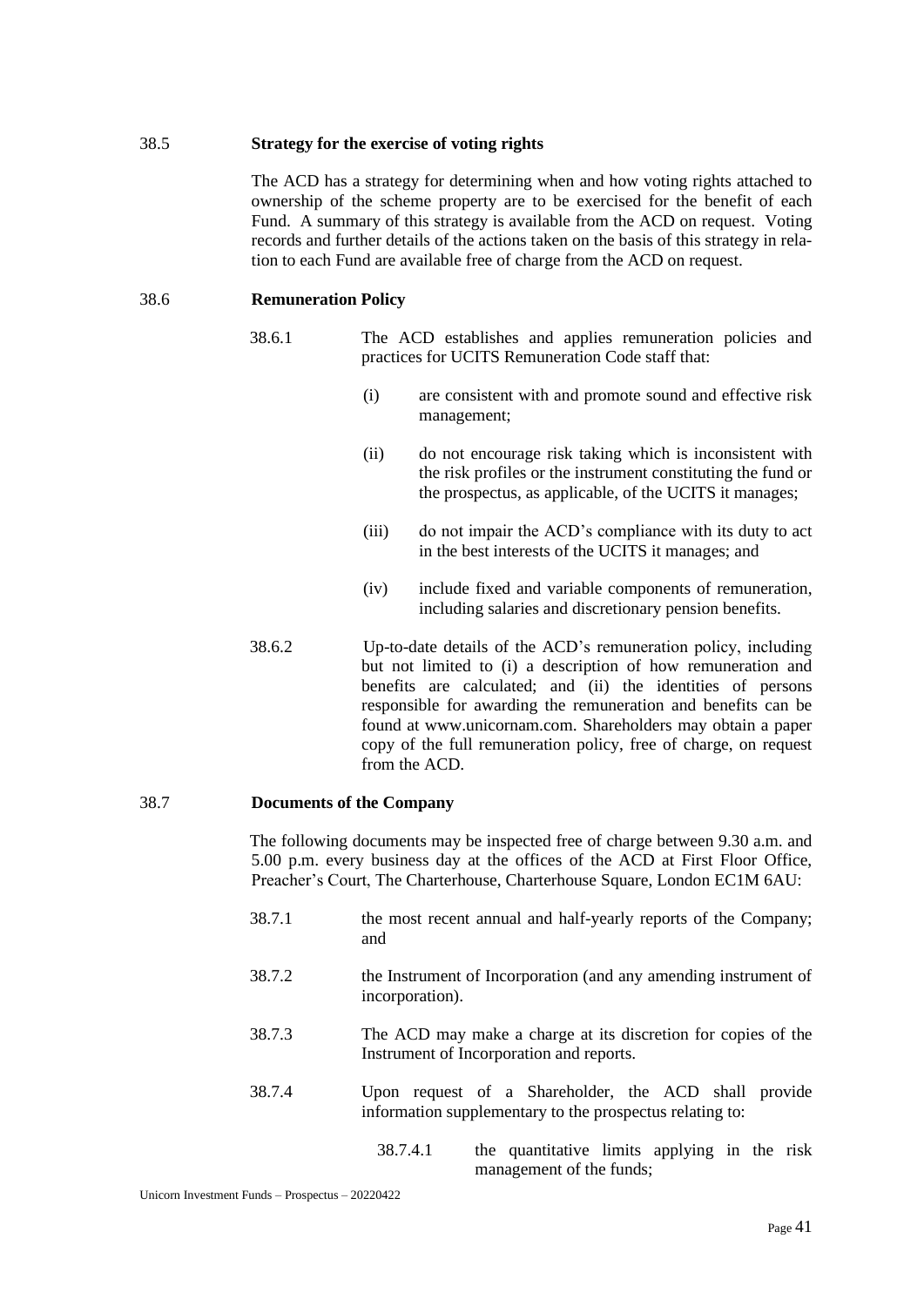### 38.5 Strategy for the exercise of voting rights

The ACD has a strategy for determining when and how voting rights attached to ownership of the scheme property are to be exercised for the benefit of each Fund. A summary of this strategy is available from the ACD on request. Voting records and further details of the actions taken on the basis of this strategy in relation to each Fund are available free of charge from the ACD on request.

### 38.6 Remuneration Policy

38.6.1 The ACD establishes and applies remuneration policies and practices for UCITS Remuneration Code staff that:

(i) are consistent with and promote sound and effective risk management;

(ii) do not encourage risk taking which is inconsistent with the risk profiles or the instrument constituting the fund or the prospectus, as applicable, of the UCITS it manages;

(iii) do not impair the ACD's compliance with its duty to act in the best interests of the UCITS it manages; and

(iv) include fixed and variable components of remuneration, including salaries and discretionary pension benefits.

38.6.2 Up-to-date details of the ACD's remuneration policy, including but not limited to (i) a description of how remuneration and benefits are calculated; and (ii) the identities of persons responsible for awarding the remuneration and benefits can be found at www.unicornam.com. Shareholders may obtain a paper copy of the full remuneration policy, free of charge, on request from the ACD.

### 38.7 Documents of the Company

The following documents may be inspected free of charge between 9.30 a.m. and 5.00 p.m. every business day at the offices of the ACD at First Floor Office, Preacher's Court, The Charterhouse, Charterhouse Square, London EC1M 6AU:

38.7.1 the most recent annual and half-yearly reports of the Company; and

38.7.2 the Instrument of Incorporation (and any amending instrument of incorporation).

38.7.3 The ACD may make a charge at its discretion for copies of the Instrument of Incorporation and reports.

38.7.4 Upon request of a Shareholder, the ACD shall provide information supplementary to the prospectus relating to:

38.7.4.1 the quantitative limits applying in the risk management of the funds;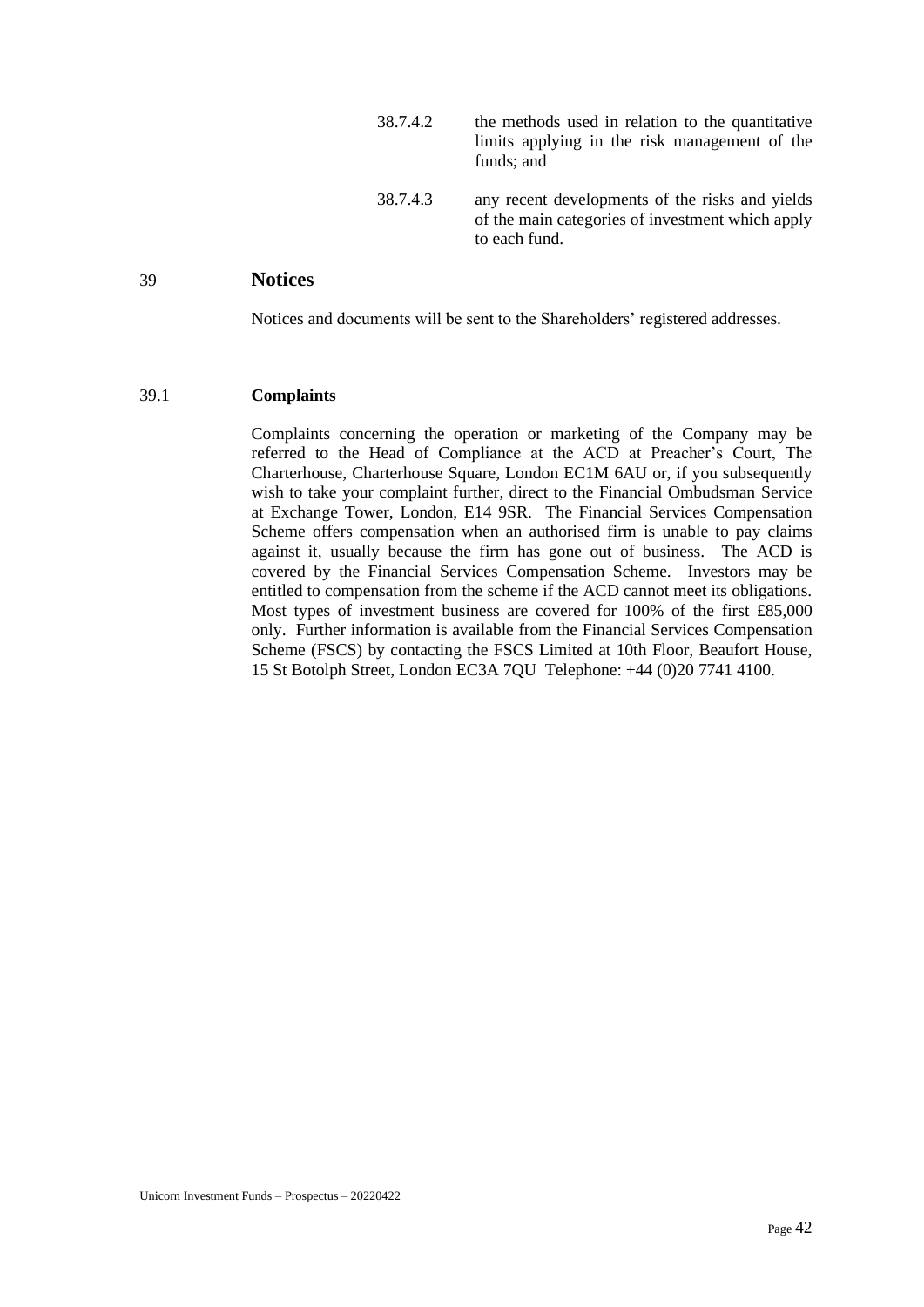38.7.4.2 the methods used in relation to the quantitative limits applying in the risk management of the funds; and

38.7.4.3 any recent developments of the risks and yields of the main categories of investment which apply to each fund.

## 39 Notices

Notices and documents will be sent to the Shareholders' registered addresses.

### 39.1 Complaints

Complaints concerning the operation or marketing of the Company may be referred to the Head of Compliance at the ACD at Preacher's Court, The Charterhouse, Charterhouse Square, London EC1M 6AU or, if you subsequently wish to take your complaint further, direct to the Financial Ombudsman Service at Exchange Tower, London, E14 9SR. The Financial Services Compensation Scheme offers compensation when an authorised firm is unable to pay claims against it, usually because the firm has gone out of business. The ACD is covered by the Financial Services Compensation Scheme. Investors may be entitled to compensation from the scheme if the ACD cannot meet its obligations. Most types of investment business are covered for 100% of the first £85,000 only. Further information is available from the Financial Services Compensation Scheme (FSCS) by contacting the FSCS Limited at 10th Floor, Beaufort House, 15 St Botolph Street, London EC3A 7QU Telephone: +44 (0)20 7741 4100.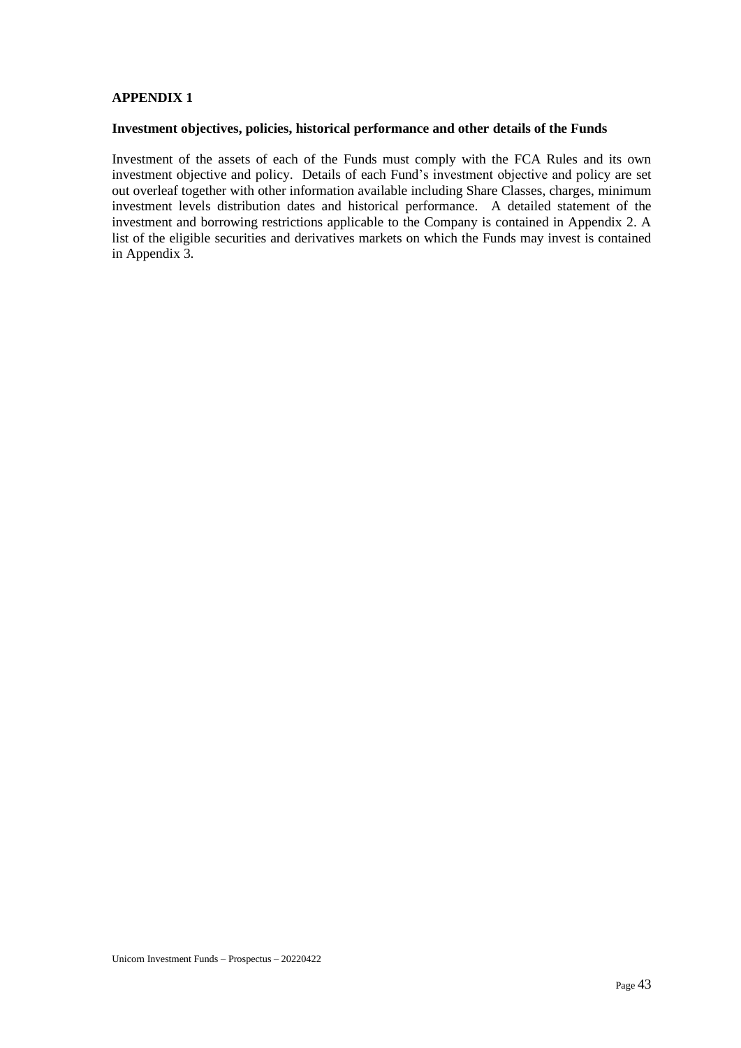## APPENDIX 1

### Investment objectives, policies, historical performance and other details of the Funds

Investment of the assets of each of the Funds must comply with the FCA Rules and its own investment objective and policy. Details of each Fund's investment objective and policy are set out overleaf together with other information available including Share Classes, charges, minimum investment levels distribution dates and historical performance. A detailed statement of the investment and borrowing restrictions applicable to the Company is contained in Appendix 2. A list of the eligible securities and derivatives markets on which the Funds may invest is contained in Appendix 3.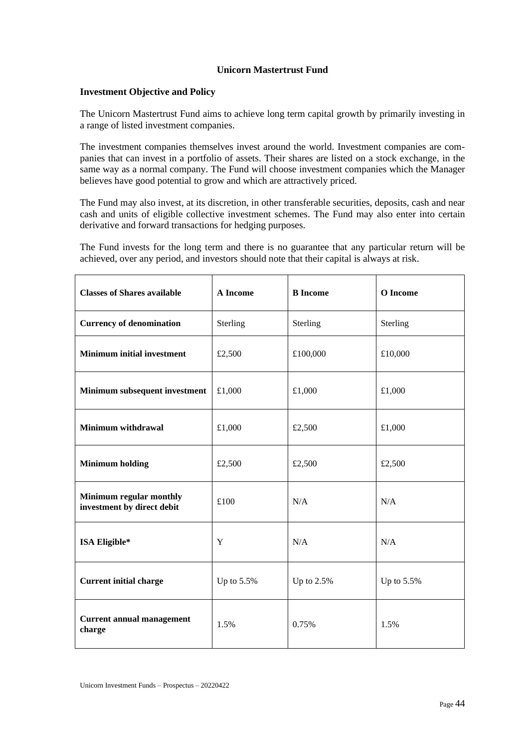## Unicorn Mastertrust Fund

### Investment Objective and Policy

The Unicorn Mastertrust Fund aims to achieve long term capital growth by primarily investing in a range of listed investment companies.

The investment companies themselves invest around the world. Investment companies are companies that can invest in a portfolio of assets. Their shares are listed on a stock exchange, in the same way as a normal company. The Fund will choose investment companies which the Manager believes have good potential to grow and which are attractively priced.

The Fund may also invest, at its discretion, in other transferable securities, deposits, cash and near cash and units of eligible collective investment schemes. The Fund may also enter into certain derivative and forward transactions for hedging purposes.

The Fund invests for the long term and there is no guarantee that any particular return will be achieved, over any period, and investors should note that their capital is always at risk.

| **Classes of Shares available** | **A Income** | **B Income** | **O Income** |
|---|---|---|---|
| **Currency of denomination** | Sterling | Sterling | Sterling |
| **Minimum initial investment** | £2,500 | £100,000 | £10,000 |
| **Minimum subsequent investment** | £1,000 | £1,000 | £1,000 |
| **Minimum withdrawal** | £1,000 | £2,500 | £1,000 |
| **Minimum holding** | £2,500 | £2,500 | £2,500 |
| **Minimum regular monthly investment by direct debit** | £100 | N/A | N/A |
| **ISA Eligible*** | Y | N/A | N/A |
| **Current initial charge** | Up to 5.5% | Up to 2.5% | Up to 5.5% |
| **Current annual management charge** | 1.5% | 0.75% | 1.5% |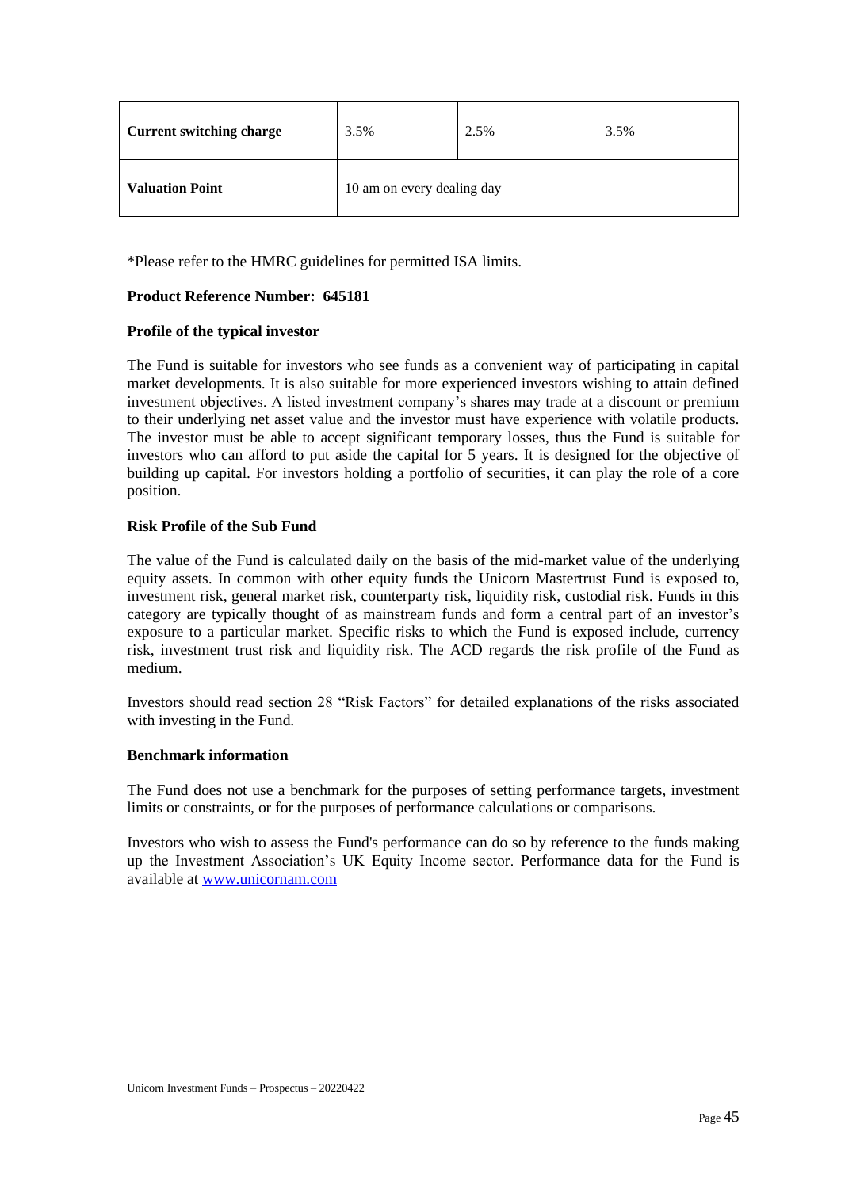| Current switching charge | 3.5% | 2.5% | 3.5% |
|---|---|---|---|
| Valuation Point | 10 am on every dealing day | | |

*Please refer to the HMRC guidelines for permitted ISA limits.

**Product Reference Number: 645181**

**Profile of the typical investor**

The Fund is suitable for investors who see funds as a convenient way of participating in capital market developments. It is also suitable for more experienced investors wishing to attain defined investment objectives. A listed investment company's shares may trade at a discount or premium to their underlying net asset value and the investor must have experience with volatile products. The investor must be able to accept significant temporary losses, thus the Fund is suitable for investors who can afford to put aside the capital for 5 years. It is designed for the objective of building up capital. For investors holding a portfolio of securities, it can play the role of a core position.

**Risk Profile of the Sub Fund**

The value of the Fund is calculated daily on the basis of the mid-market value of the underlying equity assets. In common with other equity funds the Unicorn Mastertrust Fund is exposed to, investment risk, general market risk, counterparty risk, liquidity risk, custodial risk. Funds in this category are typically thought of as mainstream funds and form a central part of an investor's exposure to a particular market. Specific risks to which the Fund is exposed include, currency risk, investment trust risk and liquidity risk. The ACD regards the risk profile of the Fund as medium.

Investors should read section 28 "Risk Factors" for detailed explanations of the risks associated with investing in the Fund.

**Benchmark information**

The Fund does not use a benchmark for the purposes of setting performance targets, investment limits or constraints, or for the purposes of performance calculations or comparisons.

Investors who wish to assess the Fund's performance can do so by reference to the funds making up the Investment Association's UK Equity Income sector. Performance data for the Fund is available at [www.unicornam.com](http://www.unicornam.com)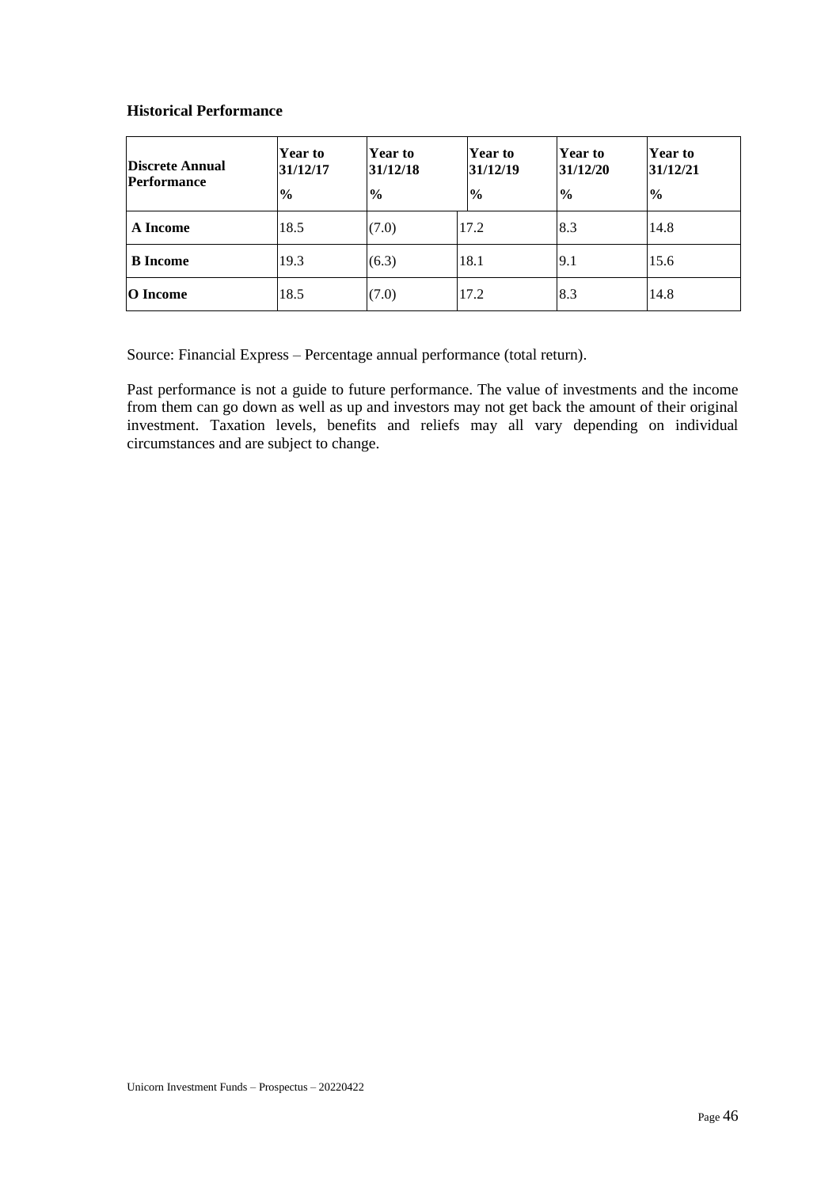### Historical Performance

| Discrete Annual Performance | Year to 31/12/17<br>% | Year to 31/12/18<br>% | Year to 31/12/19<br>% | Year to 31/12/20<br>% | Year to 31/12/21<br>% |
|---|---|---|---|---|---|
| **A Income** | 18.5 | (7.0) | 17.2 | 8.3 | 14.8 |
| **B Income** | 19.3 | (6.3) | 18.1 | 9.1 | 15.6 |
| **O Income** | 18.5 | (7.0) | 17.2 | 8.3 | 14.8 |

Source: Financial Express – Percentage annual performance (total return).

Past performance is not a guide to future performance. The value of investments and the income from them can go down as well as up and investors may not get back the amount of their original investment. Taxation levels, benefits and reliefs may all vary depending on individual circumstances and are subject to change.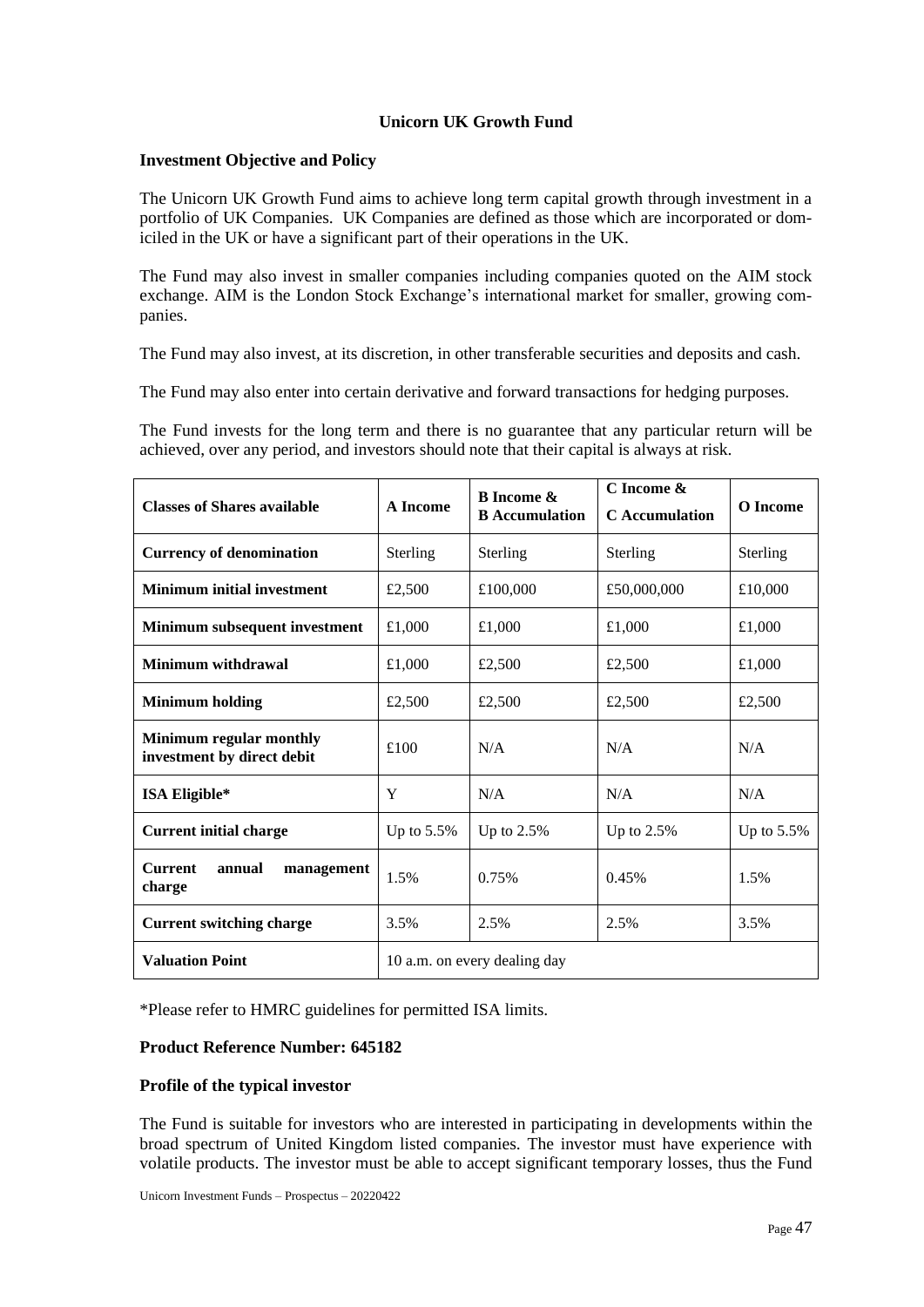## Unicorn UK Growth Fund

### Investment Objective and Policy

The Unicorn UK Growth Fund aims to achieve long term capital growth through investment in a portfolio of UK Companies. UK Companies are defined as those which are incorporated or domiciled in the UK or have a significant part of their operations in the UK.

The Fund may also invest in smaller companies including companies quoted on the AIM stock exchange. AIM is the London Stock Exchange's international market for smaller, growing companies.

The Fund may also invest, at its discretion, in other transferable securities and deposits and cash.

The Fund may also enter into certain derivative and forward transactions for hedging purposes.

The Fund invests for the long term and there is no guarantee that any particular return will be achieved, over any period, and investors should note that their capital is always at risk.

| Classes of Shares available | A Income | B Income & B Accumulation | C Income & C Accumulation | O Income |
|---|---|---|---|---|
| **Currency of denomination** | Sterling | Sterling | Sterling | Sterling |
| **Minimum initial investment** | £2,500 | £100,000 | £50,000,000 | £10,000 |
| **Minimum subsequent investment** | £1,000 | £1,000 | £1,000 | £1,000 |
| **Minimum withdrawal** | £1,000 | £2,500 | £2,500 | £1,000 |
| **Minimum holding** | £2,500 | £2,500 | £2,500 | £2,500 |
| **Minimum regular monthly investment by direct debit** | £100 | N/A | N/A | N/A |
| **ISA Eligible*** | Y | N/A | N/A | N/A |
| **Current initial charge** | Up to 5.5% | Up to 2.5% | Up to 2.5% | Up to 5.5% |
| **Current annual management charge** | 1.5% | 0.75% | 0.45% | 1.5% |
| **Current switching charge** | 3.5% | 2.5% | 2.5% | 3.5% |
| **Valuation Point** | 10 a.m. on every dealing day | | | |

*Please refer to HMRC guidelines for permitted ISA limits.

**Product Reference Number: 645182**

### Profile of the typical investor

The Fund is suitable for investors who are interested in participating in developments within the broad spectrum of United Kingdom listed companies. The investor must have experience with volatile products. The investor must be able to accept significant temporary losses, thus the Fund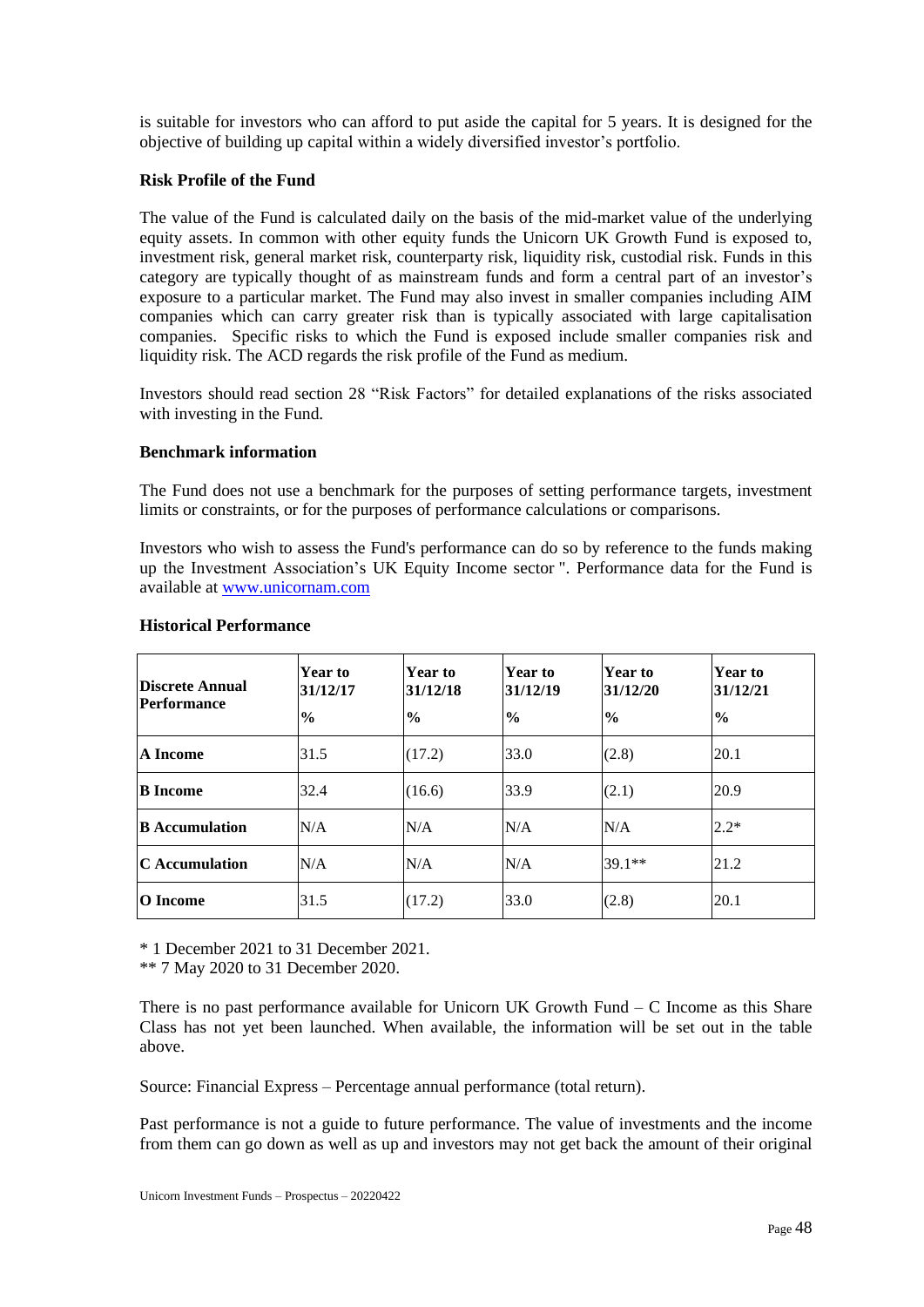is suitable for investors who can afford to put aside the capital for 5 years. It is designed for the objective of building up capital within a widely diversified investor's portfolio.

**Risk Profile of the Fund**

The value of the Fund is calculated daily on the basis of the mid-market value of the underlying equity assets. In common with other equity funds the Unicorn UK Growth Fund is exposed to, investment risk, general market risk, counterparty risk, liquidity risk, custodial risk. Funds in this category are typically thought of as mainstream funds and form a central part of an investor's exposure to a particular market. The Fund may also invest in smaller companies including AIM companies which can carry greater risk than is typically associated with large capitalisation companies. Specific risks to which the Fund is exposed include smaller companies risk and liquidity risk. The ACD regards the risk profile of the Fund as medium.

Investors should read section 28 "Risk Factors" for detailed explanations of the risks associated with investing in the Fund.

**Benchmark information**

The Fund does not use a benchmark for the purposes of setting performance targets, investment limits or constraints, or for the purposes of performance calculations or comparisons.

Investors who wish to assess the Fund's performance can do so by reference to the funds making up the Investment Association's UK Equity Income sector ". Performance data for the Fund is available at www.unicornam.com

**Historical Performance**

| Discrete Annual Performance | Year to 31/12/17 % | Year to 31/12/18 % | Year to 31/12/19 % | Year to 31/12/20 % | Year to 31/12/21 % |
|---|---|---|---|---|---|
| **A Income** | 31.5 | (17.2) | 33.0 | (2.8) | 20.1 |
| **B Income** | 32.4 | (16.6) | 33.9 | (2.1) | 20.9 |
| **B Accumulation** | N/A | N/A | N/A | N/A | 2.2* |
| **C Accumulation** | N/A | N/A | N/A | 39.1** | 21.2 |
| **O Income** | 31.5 | (17.2) | 33.0 | (2.8) | 20.1 |

\* 1 December 2021 to 31 December 2021.

\*\* 7 May 2020 to 31 December 2020.

There is no past performance available for Unicorn UK Growth Fund – C Income as this Share Class has not yet been launched. When available, the information will be set out in the table above.

Source: Financial Express – Percentage annual performance (total return).

Past performance is not a guide to future performance. The value of investments and the income from them can go down as well as up and investors may not get back the amount of their original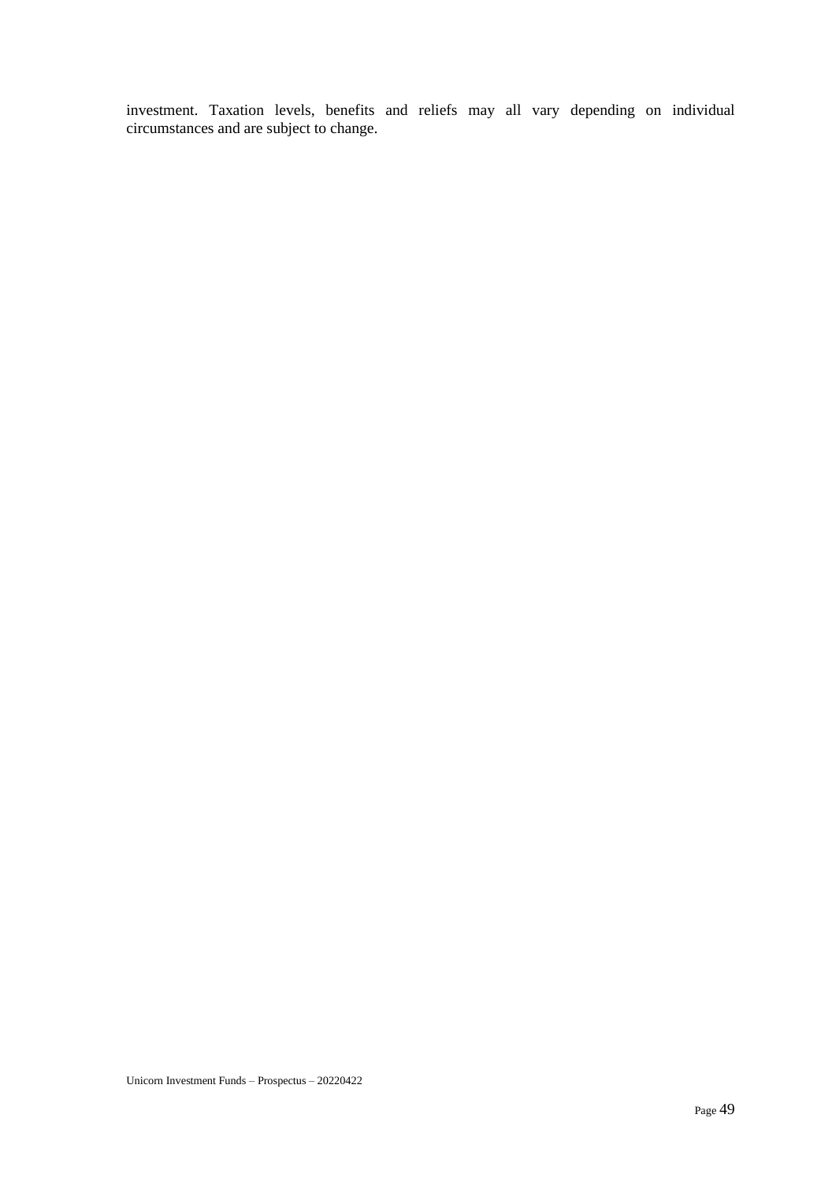investment. Taxation levels, benefits and reliefs may all vary depending on individual circumstances and are subject to change.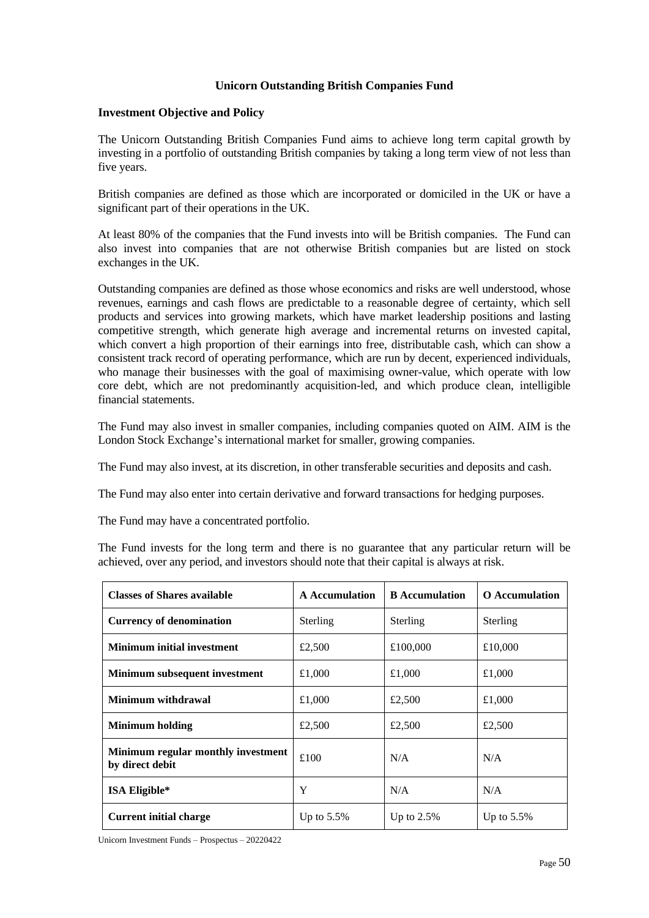## Unicorn Outstanding British Companies Fund

### Investment Objective and Policy

The Unicorn Outstanding British Companies Fund aims to achieve long term capital growth by investing in a portfolio of outstanding British companies by taking a long term view of not less than five years.

British companies are defined as those which are incorporated or domiciled in the UK or have a significant part of their operations in the UK.

At least 80% of the companies that the Fund invests into will be British companies. The Fund can also invest into companies that are not otherwise British companies but are listed on stock exchanges in the UK.

Outstanding companies are defined as those whose economics and risks are well understood, whose revenues, earnings and cash flows are predictable to a reasonable degree of certainty, which sell products and services into growing markets, which have market leadership positions and lasting competitive strength, which generate high average and incremental returns on invested capital, which convert a high proportion of their earnings into free, distributable cash, which can show a consistent track record of operating performance, which are run by decent, experienced individuals, who manage their businesses with the goal of maximising owner-value, which operate with low core debt, which are not predominantly acquisition-led, and which produce clean, intelligible financial statements.

The Fund may also invest in smaller companies, including companies quoted on AIM. AIM is the London Stock Exchange's international market for smaller, growing companies.

The Fund may also invest, at its discretion, in other transferable securities and deposits and cash.

The Fund may also enter into certain derivative and forward transactions for hedging purposes.

The Fund may have a concentrated portfolio.

The Fund invests for the long term and there is no guarantee that any particular return will be achieved, over any period, and investors should note that their capital is always at risk.

| Classes of Shares available | A Accumulation | B Accumulation | O Accumulation |
|---|---|---|---|
| **Currency of denomination** | Sterling | Sterling | Sterling |
| **Minimum initial investment** | £2,500 | £100,000 | £10,000 |
| **Minimum subsequent investment** | £1,000 | £1,000 | £1,000 |
| **Minimum withdrawal** | £1,000 | £2,500 | £1,000 |
| **Minimum holding** | £2,500 | £2,500 | £2,500 |
| **Minimum regular monthly investment by direct debit** | £100 | N/A | N/A |
| **ISA Eligible*** | Y | N/A | N/A |
| **Current initial charge** | Up to 5.5% | Up to 2.5% | Up to 5.5% |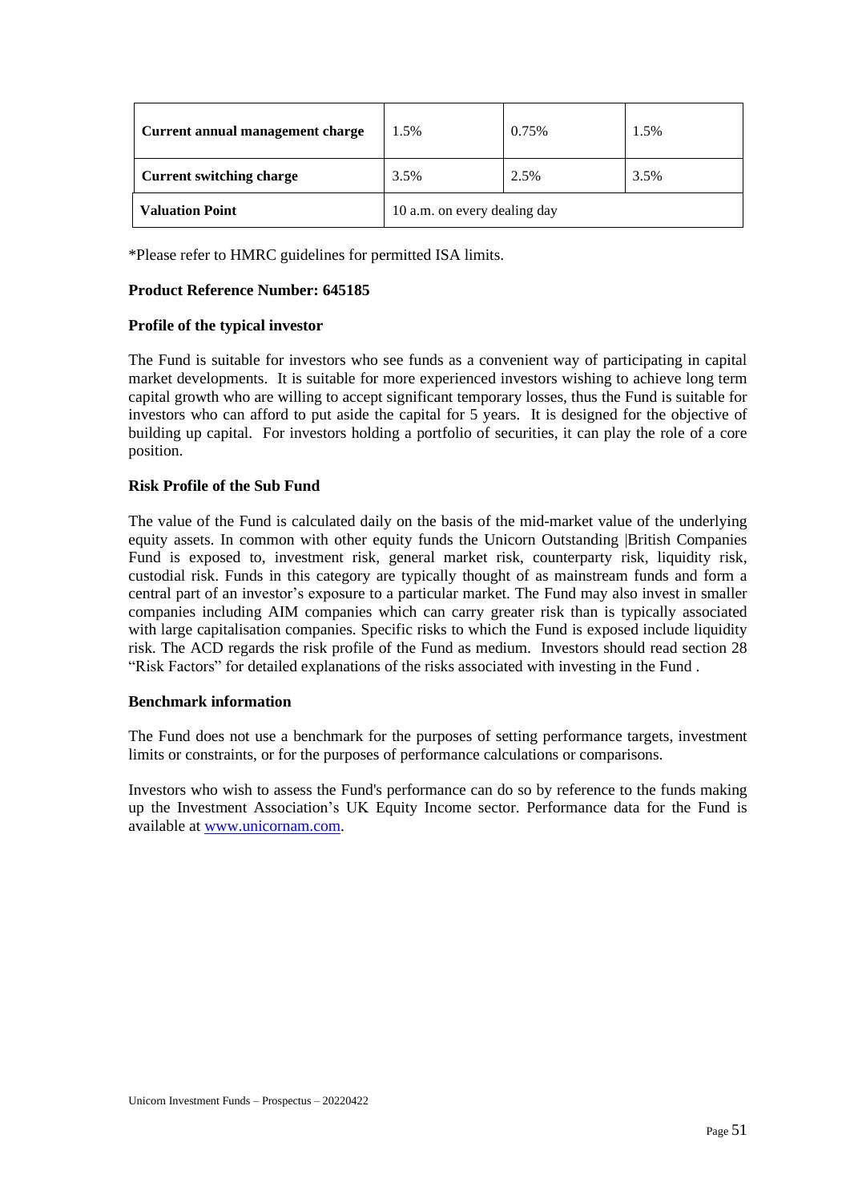| Current annual management charge | 1.5% | 0.75% | 1.5% |
| --- | --- | --- | --- |
| Current switching charge | 3.5% | 2.5% | 3.5% |
| Valuation Point | 10 a.m. on every dealing day | | |

*Please refer to HMRC guidelines for permitted ISA limits.

**Product Reference Number: 645185**

**Profile of the typical investor**

The Fund is suitable for investors who see funds as a convenient way of participating in capital market developments. It is suitable for more experienced investors wishing to achieve long term capital growth who are willing to accept significant temporary losses, thus the Fund is suitable for investors who can afford to put aside the capital for 5 years. It is designed for the objective of building up capital. For investors holding a portfolio of securities, it can play the role of a core position.

**Risk Profile of the Sub Fund**

The value of the Fund is calculated daily on the basis of the mid-market value of the underlying equity assets. In common with other equity funds the Unicorn Outstanding |British Companies Fund is exposed to, investment risk, general market risk, counterparty risk, liquidity risk, custodial risk. Funds in this category are typically thought of as mainstream funds and form a central part of an investor's exposure to a particular market. The Fund may also invest in smaller companies including AIM companies which can carry greater risk than is typically associated with large capitalisation companies. Specific risks to which the Fund is exposed include liquidity risk. The ACD regards the risk profile of the Fund as medium. Investors should read section 28 "Risk Factors" for detailed explanations of the risks associated with investing in the Fund .

**Benchmark information**

The Fund does not use a benchmark for the purposes of setting performance targets, investment limits or constraints, or for the purposes of performance calculations or comparisons.

Investors who wish to assess the Fund's performance can do so by reference to the funds making up the Investment Association's UK Equity Income sector. Performance data for the Fund is available at www.unicornam.com.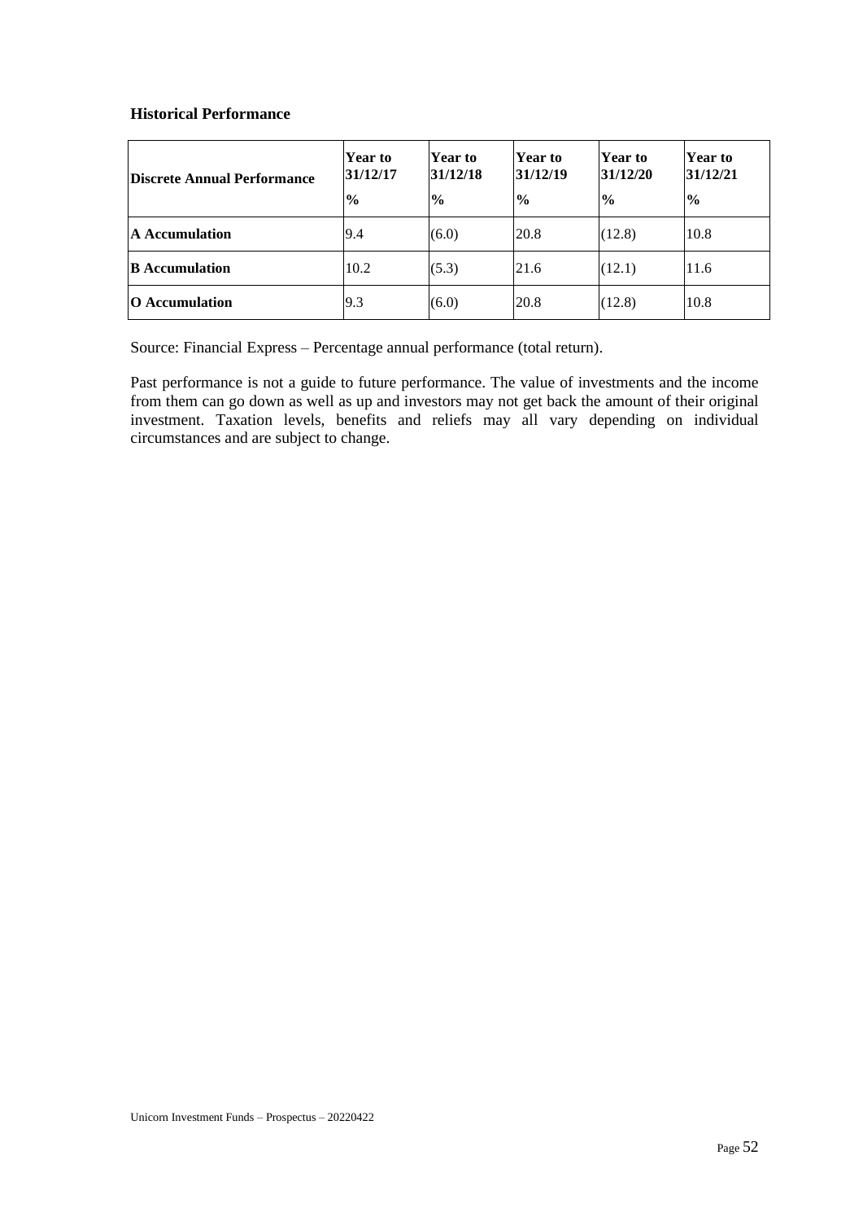### Historical Performance

| Discrete Annual Performance | Year to 31/12/17 % | Year to 31/12/18 % | Year to 31/12/19 % | Year to 31/12/20 % | Year to 31/12/21 % |
|---|---|---|---|---|---|
| **A Accumulation** | 9.4 | (6.0) | 20.8 | (12.8) | 10.8 |
| **B Accumulation** | 10.2 | (5.3) | 21.6 | (12.1) | 11.6 |
| **O Accumulation** | 9.3 | (6.0) | 20.8 | (12.8) | 10.8 |

Source: Financial Express – Percentage annual performance (total return).

Past performance is not a guide to future performance. The value of investments and the income from them can go down as well as up and investors may not get back the amount of their original investment. Taxation levels, benefits and reliefs may all vary depending on individual circumstances and are subject to change.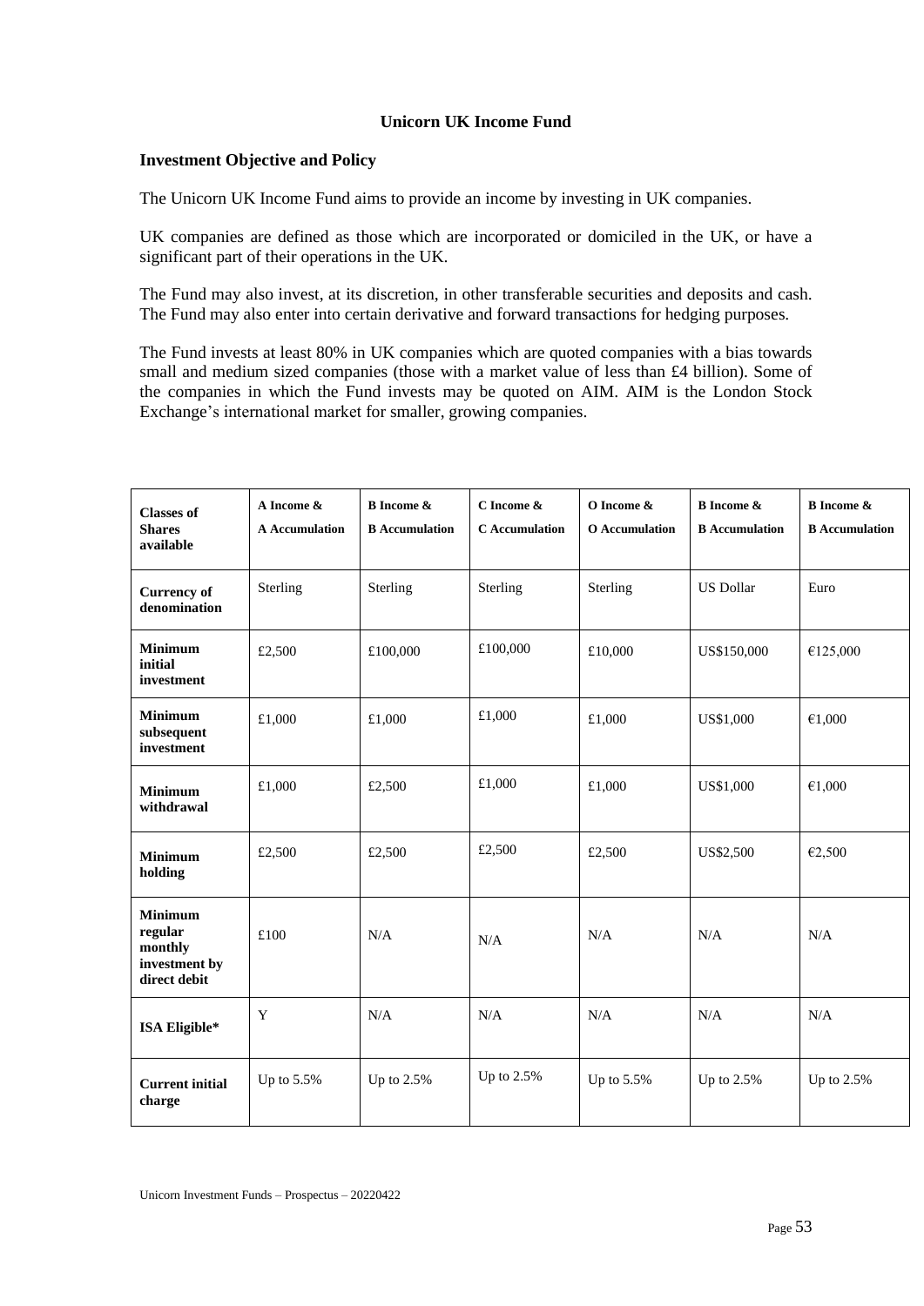## Unicorn UK Income Fund

### Investment Objective and Policy

The Unicorn UK Income Fund aims to provide an income by investing in UK companies.

UK companies are defined as those which are incorporated or domiciled in the UK, or have a significant part of their operations in the UK.

The Fund may also invest, at its discretion, in other transferable securities and deposits and cash. The Fund may also enter into certain derivative and forward transactions for hedging purposes.

The Fund invests at least 80% in UK companies which are quoted companies with a bias towards small and medium sized companies (those with a market value of less than £4 billion). Some of the companies in which the Fund invests may be quoted on AIM. AIM is the London Stock Exchange's international market for smaller, growing companies.

| Classes of Shares available | A Income & A Accumulation | B Income & B Accumulation | C Income & C Accumulation | O Income & O Accumulation | B Income & B Accumulation | B Income & B Accumulation |
|---|---|---|---|---|---|---|
| Currency of denomination | Sterling | Sterling | Sterling | Sterling | US Dollar | Euro |
| Minimum initial investment | £2,500 | £100,000 | £100,000 | £10,000 | US$150,000 | €125,000 |
| Minimum subsequent investment | £1,000 | £1,000 | £1,000 | £1,000 | US$1,000 | €1,000 |
| Minimum withdrawal | £1,000 | £2,500 | £1,000 | £1,000 | US$1,000 | €1,000 |
| Minimum holding | £2,500 | £2,500 | £2,500 | £2,500 | US$2,500 | €2,500 |
| Minimum regular monthly investment by direct debit | £100 | N/A | N/A | N/A | N/A | N/A |
| ISA Eligible* | Y | N/A | N/A | N/A | N/A | N/A |
| Current initial charge | Up to 5.5% | Up to 2.5% | Up to 2.5% | Up to 5.5% | Up to 2.5% | Up to 2.5% |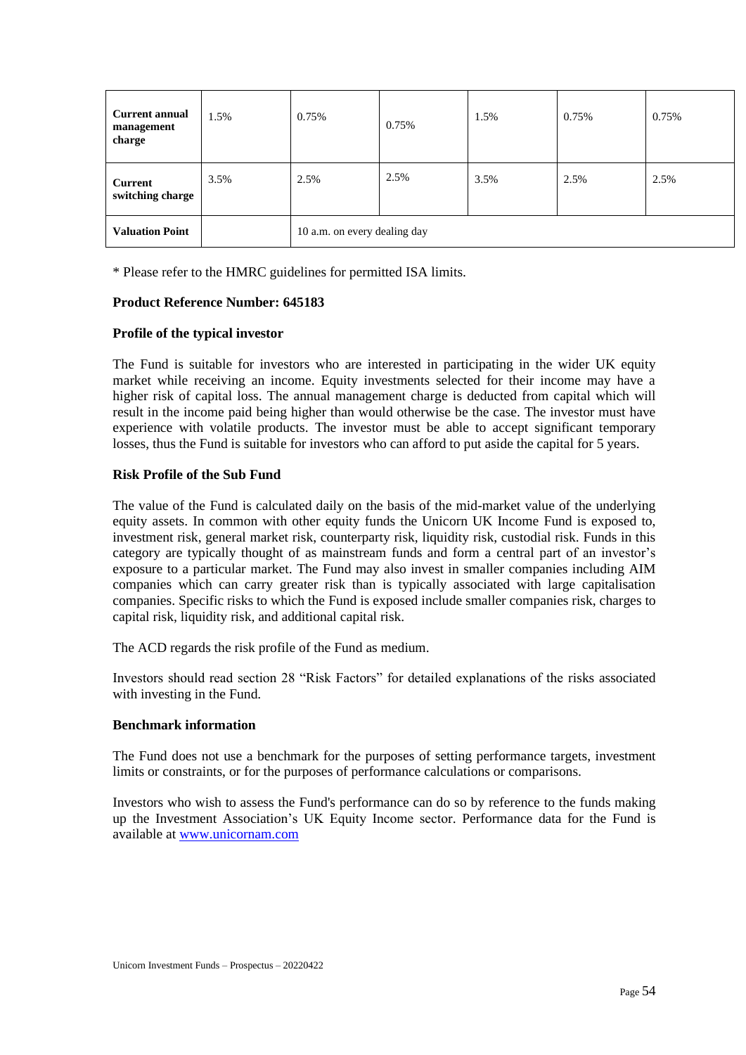| Current annual management charge | 1.5% | 0.75% | 0.75% | 1.5% | 0.75% | 0.75% |
|---|---|---|---|---|---|---|
| Current switching charge | 3.5% | 2.5% | 2.5% | 3.5% | 2.5% | 2.5% |
| Valuation Point | | 10 a.m. on every dealing day | | | | |

* Please refer to the HMRC guidelines for permitted ISA limits.

**Product Reference Number: 645183**

**Profile of the typical investor**

The Fund is suitable for investors who are interested in participating in the wider UK equity market while receiving an income. Equity investments selected for their income may have a higher risk of capital loss. The annual management charge is deducted from capital which will result in the income paid being higher than would otherwise be the case. The investor must have experience with volatile products. The investor must be able to accept significant temporary losses, thus the Fund is suitable for investors who can afford to put aside the capital for 5 years.

**Risk Profile of the Sub Fund**

The value of the Fund is calculated daily on the basis of the mid-market value of the underlying equity assets. In common with other equity funds the Unicorn UK Income Fund is exposed to, investment risk, general market risk, counterparty risk, liquidity risk, custodial risk. Funds in this category are typically thought of as mainstream funds and form a central part of an investor's exposure to a particular market. The Fund may also invest in smaller companies including AIM companies which can carry greater risk than is typically associated with large capitalisation companies. Specific risks to which the Fund is exposed include smaller companies risk, charges to capital risk, liquidity risk, and additional capital risk.

The ACD regards the risk profile of the Fund as medium.

Investors should read section 28 "Risk Factors" for detailed explanations of the risks associated with investing in the Fund.

**Benchmark information**

The Fund does not use a benchmark for the purposes of setting performance targets, investment limits or constraints, or for the purposes of performance calculations or comparisons.

Investors who wish to assess the Fund's performance can do so by reference to the funds making up the Investment Association's UK Equity Income sector. Performance data for the Fund is available at www.unicornam.com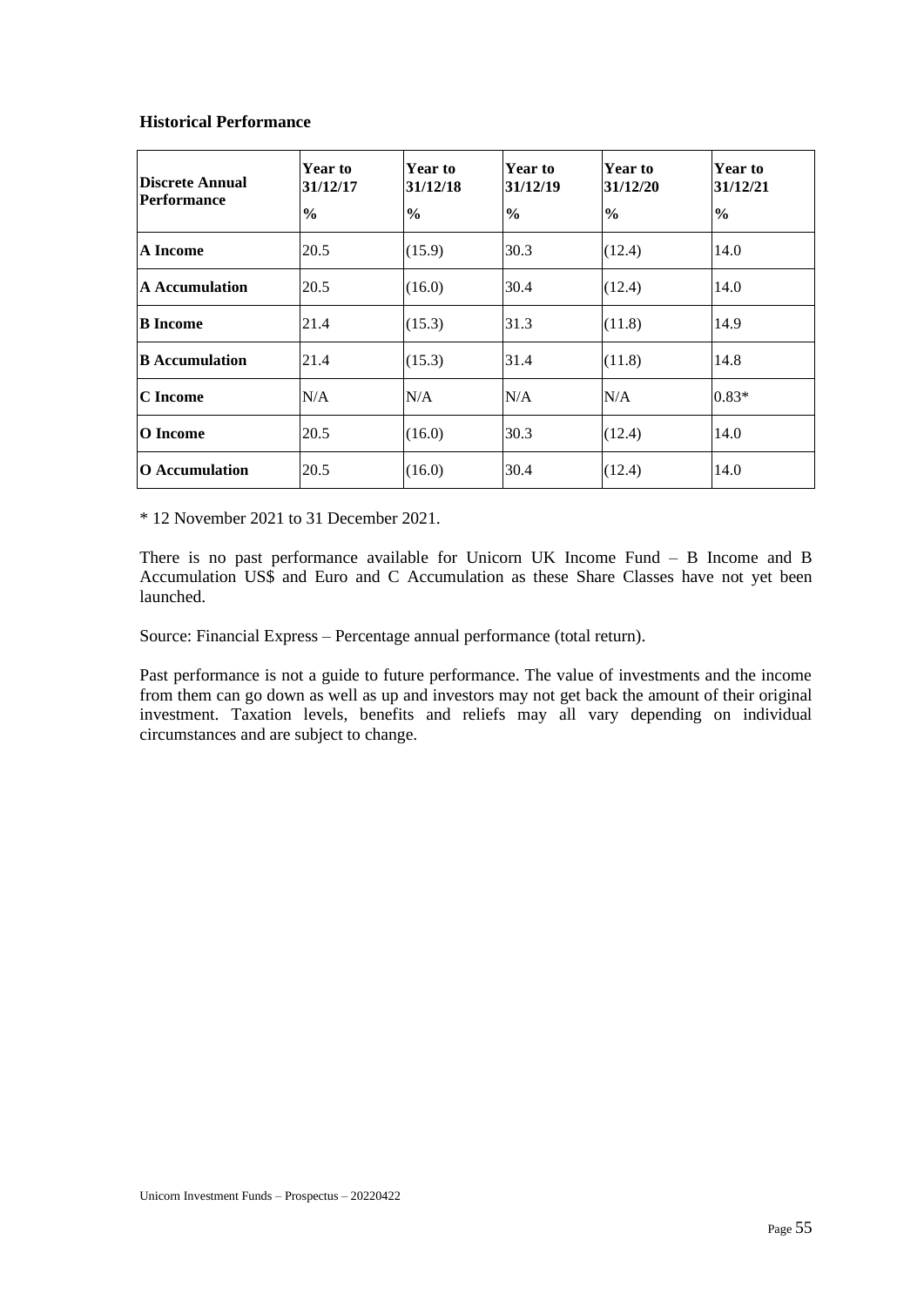**Historical Performance**

| Discrete Annual Performance | Year to 31/12/17<br>% | Year to 31/12/18<br>% | Year to 31/12/19<br>% | Year to 31/12/20<br>% | Year to 31/12/21<br>% |
|---|---|---|---|---|---|
| **A Income** | 20.5 | (15.9) | 30.3 | (12.4) | 14.0 |
| **A Accumulation** | 20.5 | (16.0) | 30.4 | (12.4) | 14.0 |
| **B Income** | 21.4 | (15.3) | 31.3 | (11.8) | 14.9 |
| **B Accumulation** | 21.4 | (15.3) | 31.4 | (11.8) | 14.8 |
| **C Income** | N/A | N/A | N/A | N/A | 0.83* |
| **O Income** | 20.5 | (16.0) | 30.3 | (12.4) | 14.0 |
| **O Accumulation** | 20.5 | (16.0) | 30.4 | (12.4) | 14.0 |

* 12 November 2021 to 31 December 2021.

There is no past performance available for Unicorn UK Income Fund – B Income and B Accumulation US$ and Euro and C Accumulation as these Share Classes have not yet been launched.

Source: Financial Express – Percentage annual performance (total return).

Past performance is not a guide to future performance. The value of investments and the income from them can go down as well as up and investors may not get back the amount of their original investment. Taxation levels, benefits and reliefs may all vary depending on individual circumstances and are subject to change.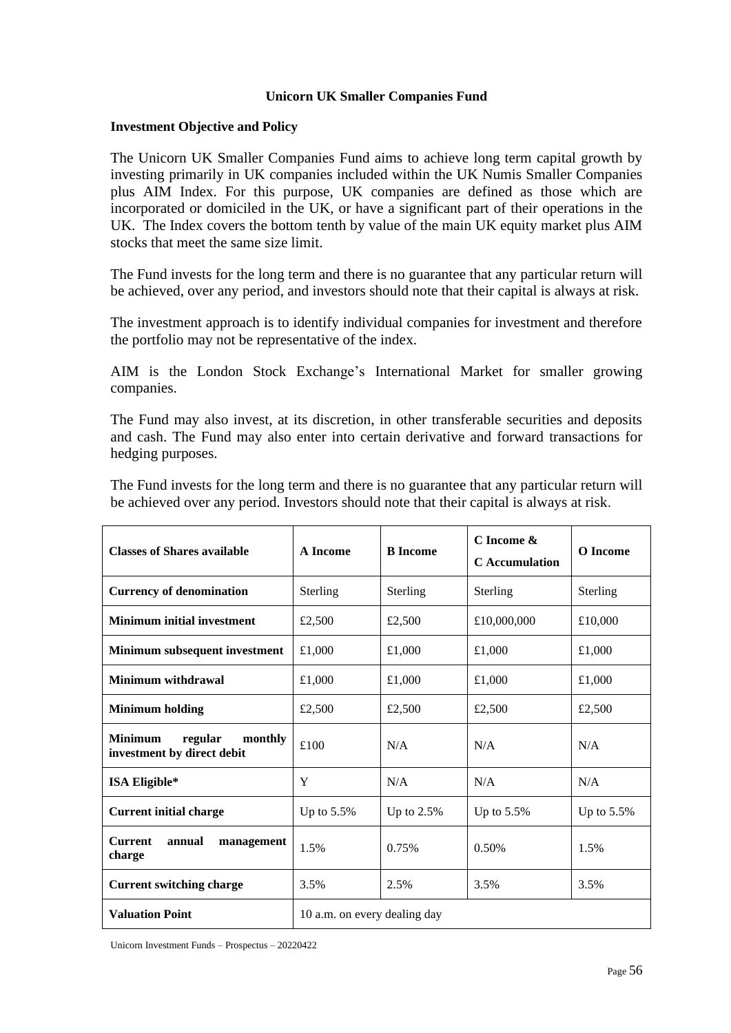## Unicorn UK Smaller Companies Fund

**Investment Objective and Policy**

The Unicorn UK Smaller Companies Fund aims to achieve long term capital growth by investing primarily in UK companies included within the UK Numis Smaller Companies plus AIM Index. For this purpose, UK companies are defined as those which are incorporated or domiciled in the UK, or have a significant part of their operations in the UK. The Index covers the bottom tenth by value of the main UK equity market plus AIM stocks that meet the same size limit.

The Fund invests for the long term and there is no guarantee that any particular return will be achieved, over any period, and investors should note that their capital is always at risk.

The investment approach is to identify individual companies for investment and therefore the portfolio may not be representative of the index.

AIM is the London Stock Exchange's International Market for smaller growing companies.

The Fund may also invest, at its discretion, in other transferable securities and deposits and cash. The Fund may also enter into certain derivative and forward transactions for hedging purposes.

The Fund invests for the long term and there is no guarantee that any particular return will be achieved over any period. Investors should note that their capital is always at risk.

| Classes of Shares available | A Income | B Income | C Income & C Accumulation | O Income |
|---|---|---|---|---|
| **Currency of denomination** | Sterling | Sterling | Sterling | Sterling |
| **Minimum initial investment** | £2,500 | £2,500 | £10,000,000 | £10,000 |
| **Minimum subsequent investment** | £1,000 | £1,000 | £1,000 | £1,000 |
| **Minimum withdrawal** | £1,000 | £1,000 | £1,000 | £1,000 |
| **Minimum holding** | £2,500 | £2,500 | £2,500 | £2,500 |
| **Minimum regular monthly investment by direct debit** | £100 | N/A | N/A | N/A |
| **ISA Eligible*** | Y | N/A | N/A | N/A |
| **Current initial charge** | Up to 5.5% | Up to 2.5% | Up to 5.5% | Up to 5.5% |
| **Current annual management charge** | 1.5% | 0.75% | 0.50% | 1.5% |
| **Current switching charge** | 3.5% | 2.5% | 3.5% | 3.5% |
| **Valuation Point** | 10 a.m. on every dealing day | | | |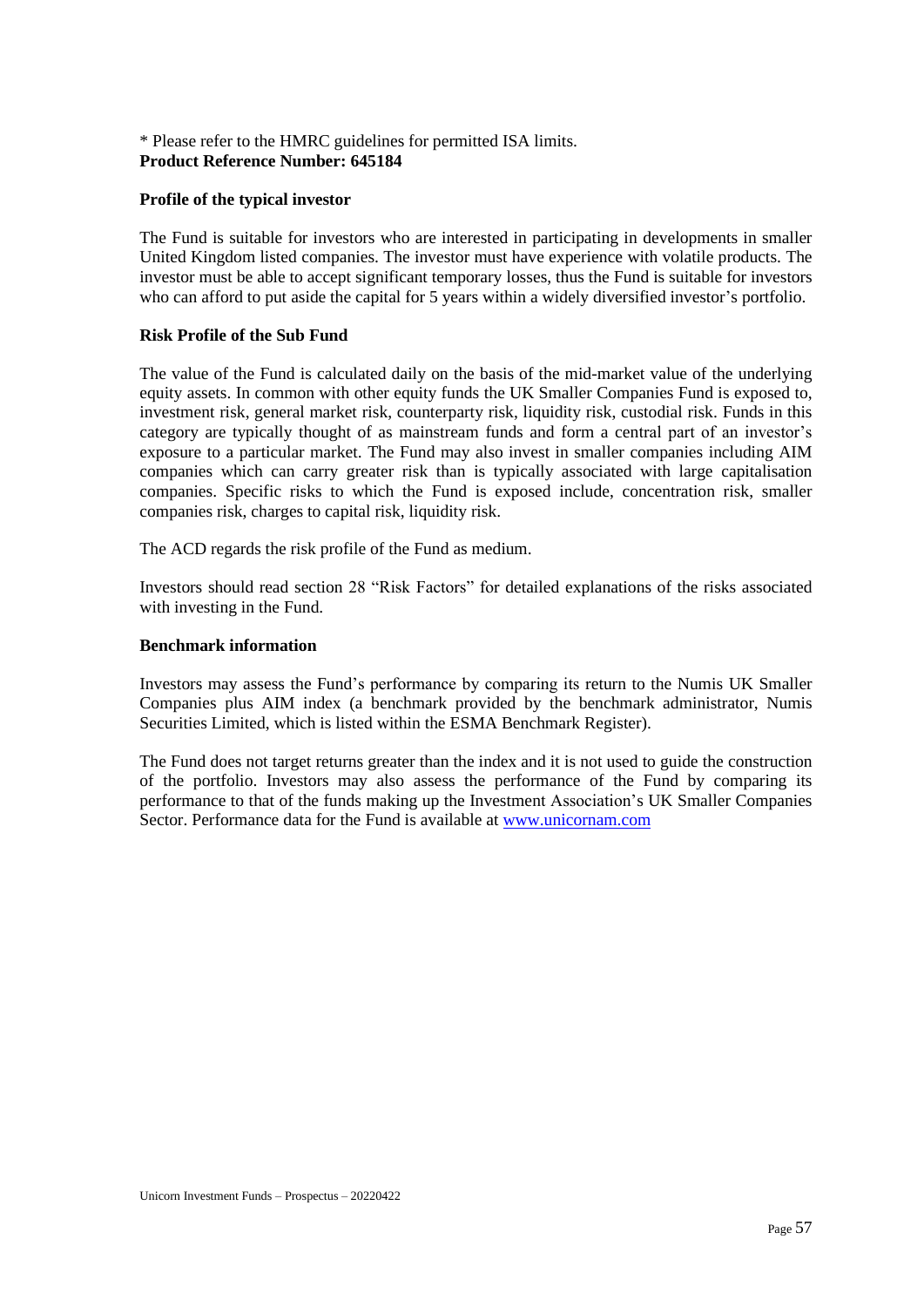* Please refer to the HMRC guidelines for permitted ISA limits.
**Product Reference Number: 645184**

**Profile of the typical investor**

The Fund is suitable for investors who are interested in participating in developments in smaller United Kingdom listed companies. The investor must have experience with volatile products. The investor must be able to accept significant temporary losses, thus the Fund is suitable for investors who can afford to put aside the capital for 5 years within a widely diversified investor's portfolio.

**Risk Profile of the Sub Fund**

The value of the Fund is calculated daily on the basis of the mid-market value of the underlying equity assets. In common with other equity funds the UK Smaller Companies Fund is exposed to, investment risk, general market risk, counterparty risk, liquidity risk, custodial risk. Funds in this category are typically thought of as mainstream funds and form a central part of an investor's exposure to a particular market. The Fund may also invest in smaller companies including AIM companies which can carry greater risk than is typically associated with large capitalisation companies. Specific risks to which the Fund is exposed include, concentration risk, smaller companies risk, charges to capital risk, liquidity risk.

The ACD regards the risk profile of the Fund as medium.

Investors should read section 28 "Risk Factors" for detailed explanations of the risks associated with investing in the Fund.

**Benchmark information**

Investors may assess the Fund's performance by comparing its return to the Numis UK Smaller Companies plus AIM index (a benchmark provided by the benchmark administrator, Numis Securities Limited, which is listed within the ESMA Benchmark Register).

The Fund does not target returns greater than the index and it is not used to guide the construction of the portfolio. Investors may also assess the performance of the Fund by comparing its performance to that of the funds making up the Investment Association's UK Smaller Companies Sector. Performance data for the Fund is available at [www.unicornam.com](http://www.unicornam.com)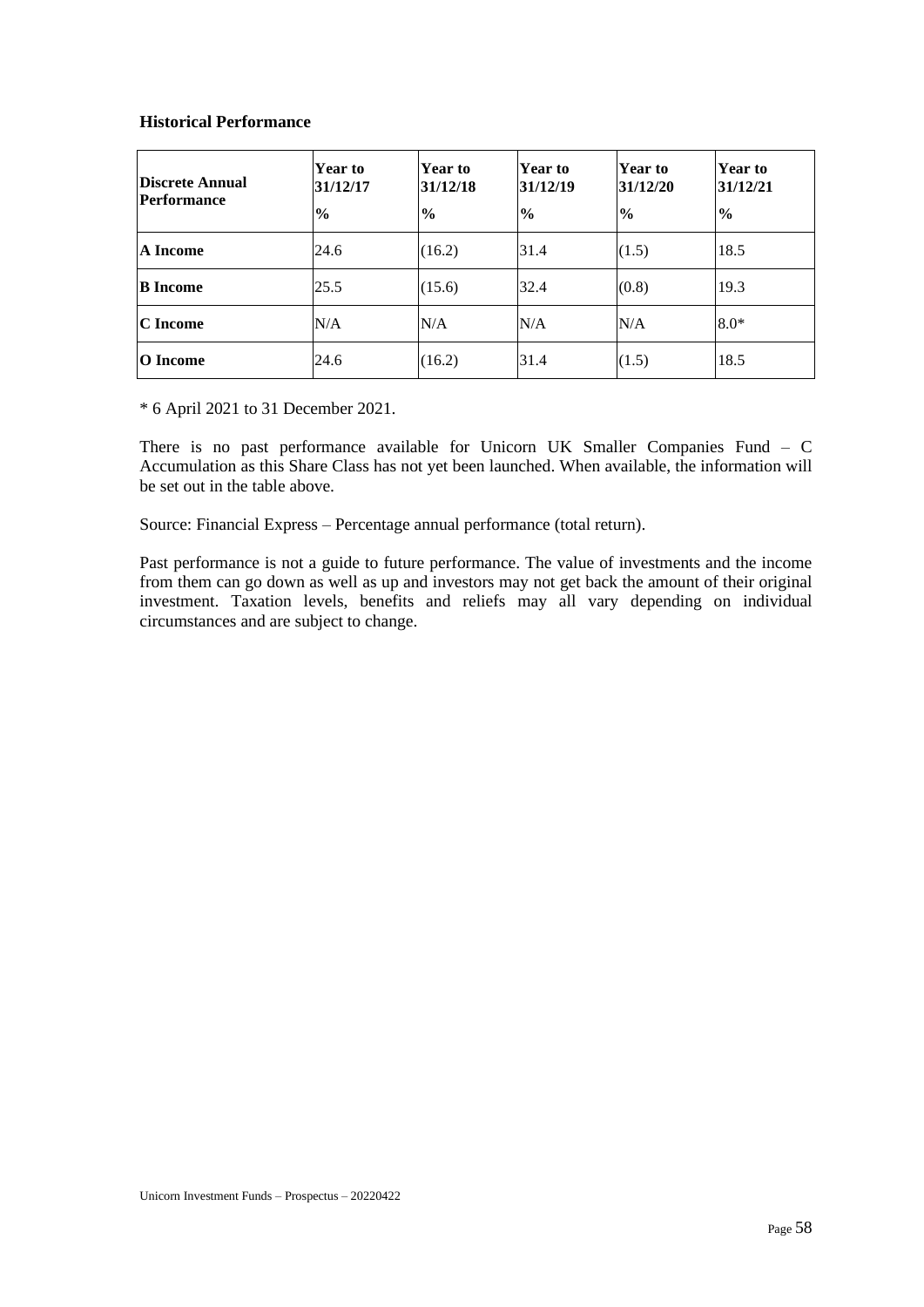**Historical Performance**

| Discrete Annual Performance | Year to 31/12/17<br>% | Year to 31/12/18<br>% | Year to 31/12/19<br>% | Year to 31/12/20<br>% | Year to 31/12/21<br>% |
|---|---|---|---|---|---|
| **A Income** | 24.6 | (16.2) | 31.4 | (1.5) | 18.5 |
| **B Income** | 25.5 | (15.6) | 32.4 | (0.8) | 19.3 |
| **C Income** | N/A | N/A | N/A | N/A | 8.0* |
| **O Income** | 24.6 | (16.2) | 31.4 | (1.5) | 18.5 |

* 6 April 2021 to 31 December 2021.

There is no past performance available for Unicorn UK Smaller Companies Fund – C Accumulation as this Share Class has not yet been launched. When available, the information will be set out in the table above.

Source: Financial Express – Percentage annual performance (total return).

Past performance is not a guide to future performance. The value of investments and the income from them can go down as well as up and investors may not get back the amount of their original investment. Taxation levels, benefits and reliefs may all vary depending on individual circumstances and are subject to change.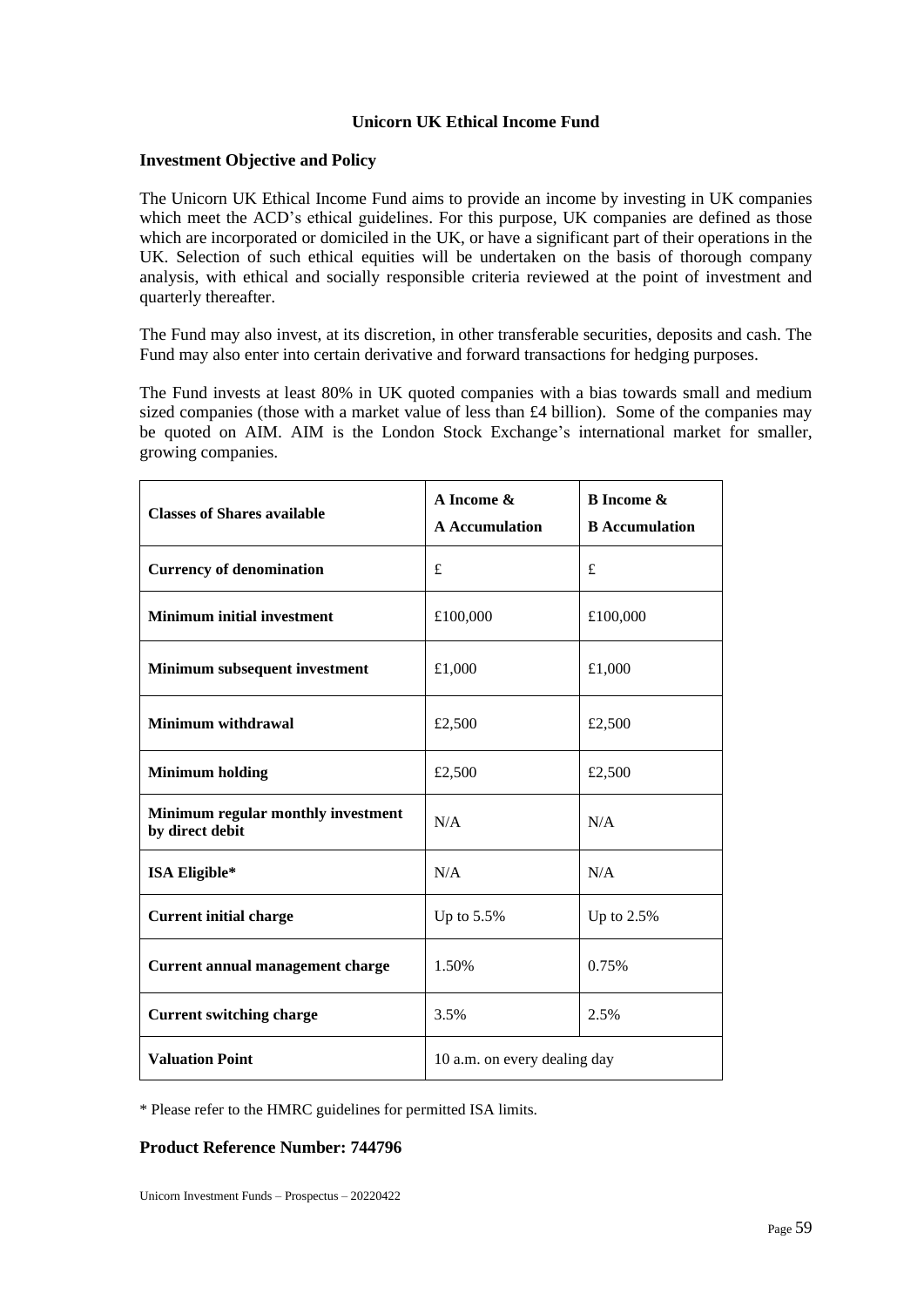## Unicorn UK Ethical Income Fund

### Investment Objective and Policy

The Unicorn UK Ethical Income Fund aims to provide an income by investing in UK companies which meet the ACD's ethical guidelines. For this purpose, UK companies are defined as those which are incorporated or domiciled in the UK, or have a significant part of their operations in the UK. Selection of such ethical equities will be undertaken on the basis of thorough company analysis, with ethical and socially responsible criteria reviewed at the point of investment and quarterly thereafter.

The Fund may also invest, at its discretion, in other transferable securities, deposits and cash. The Fund may also enter into certain derivative and forward transactions for hedging purposes.

The Fund invests at least 80% in UK quoted companies with a bias towards small and medium sized companies (those with a market value of less than £4 billion). Some of the companies may be quoted on AIM. AIM is the London Stock Exchange's international market for smaller, growing companies.

| Classes of Shares available | A Income & A Accumulation | B Income & B Accumulation |
|---|---|---|
| Currency of denomination | £ | £ |
| Minimum initial investment | £100,000 | £100,000 |
| Minimum subsequent investment | £1,000 | £1,000 |
| Minimum withdrawal | £2,500 | £2,500 |
| Minimum holding | £2,500 | £2,500 |
| Minimum regular monthly investment by direct debit | N/A | N/A |
| ISA Eligible* | N/A | N/A |
| Current initial charge | Up to 5.5% | Up to 2.5% |
| Current annual management charge | 1.50% | 0.75% |
| Current switching charge | 3.5% | 2.5% |
| Valuation Point | 10 a.m. on every dealing day | |

\* Please refer to the HMRC guidelines for permitted ISA limits.

**Product Reference Number: 744796**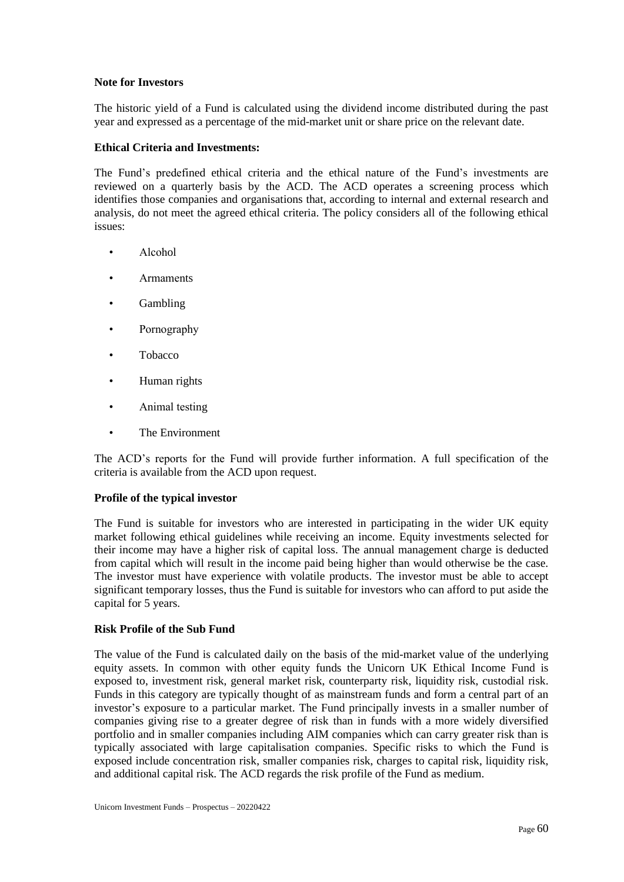**Note for Investors**

The historic yield of a Fund is calculated using the dividend income distributed during the past year and expressed as a percentage of the mid-market unit or share price on the relevant date.

**Ethical Criteria and Investments:**

The Fund's predefined ethical criteria and the ethical nature of the Fund's investments are reviewed on a quarterly basis by the ACD. The ACD operates a screening process which identifies those companies and organisations that, according to internal and external research and analysis, do not meet the agreed ethical criteria. The policy considers all of the following ethical issues:

- Alcohol
- Armaments
- Gambling
- Pornography
- Tobacco
- Human rights
- Animal testing
- The Environment

The ACD's reports for the Fund will provide further information. A full specification of the criteria is available from the ACD upon request.

**Profile of the typical investor**

The Fund is suitable for investors who are interested in participating in the wider UK equity market following ethical guidelines while receiving an income. Equity investments selected for their income may have a higher risk of capital loss. The annual management charge is deducted from capital which will result in the income paid being higher than would otherwise be the case. The investor must have experience with volatile products. The investor must be able to accept significant temporary losses, thus the Fund is suitable for investors who can afford to put aside the capital for 5 years.

**Risk Profile of the Sub Fund**

The value of the Fund is calculated daily on the basis of the mid-market value of the underlying equity assets. In common with other equity funds the Unicorn UK Ethical Income Fund is exposed to, investment risk, general market risk, counterparty risk, liquidity risk, custodial risk. Funds in this category are typically thought of as mainstream funds and form a central part of an investor's exposure to a particular market. The Fund principally invests in a smaller number of companies giving rise to a greater degree of risk than in funds with a more widely diversified portfolio and in smaller companies including AIM companies which can carry greater risk than is typically associated with large capitalisation companies. Specific risks to which the Fund is exposed include concentration risk, smaller companies risk, charges to capital risk, liquidity risk, and additional capital risk. The ACD regards the risk profile of the Fund as medium.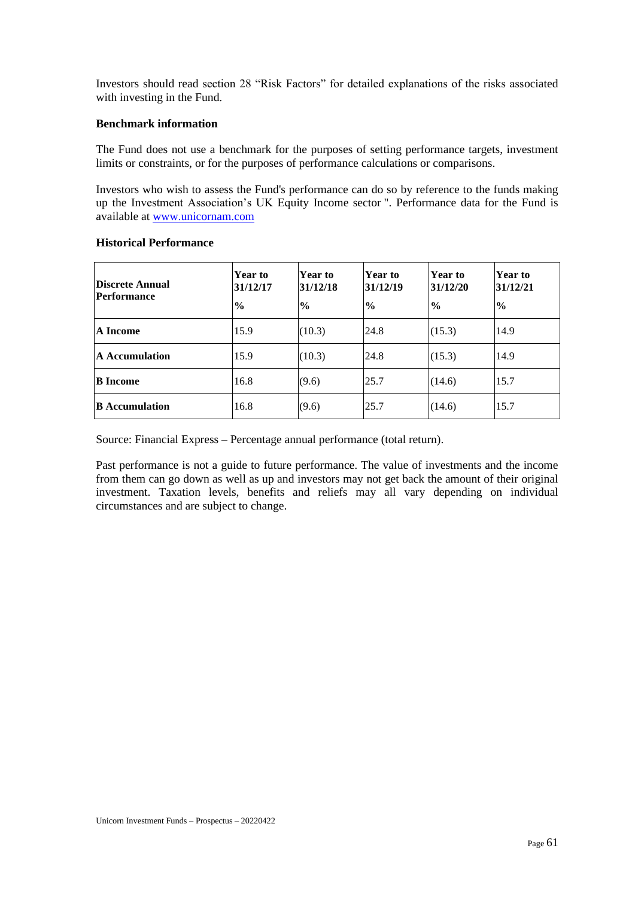Investors should read section 28 “Risk Factors” for detailed explanations of the risks associated with investing in the Fund.

**Benchmark information**

The Fund does not use a benchmark for the purposes of setting performance targets, investment limits or constraints, or for the purposes of performance calculations or comparisons.

Investors who wish to assess the Fund's performance can do so by reference to the funds making up the Investment Association’s UK Equity Income sector ". Performance data for the Fund is available at [www.unicornam.com](http://www.unicornam.com)

**Historical Performance**

| Discrete Annual Performance | Year to 31/12/17<br>% | Year to 31/12/18<br>% | Year to 31/12/19<br>% | Year to 31/12/20<br>% | Year to 31/12/21<br>% |
|---|---|---|---|---|---|
| **A Income** | 15.9 | (10.3) | 24.8 | (15.3) | 14.9 |
| **A Accumulation** | 15.9 | (10.3) | 24.8 | (15.3) | 14.9 |
| **B Income** | 16.8 | (9.6) | 25.7 | (14.6) | 15.7 |
| **B Accumulation** | 16.8 | (9.6) | 25.7 | (14.6) | 15.7 |

Source: Financial Express – Percentage annual performance (total return).

Past performance is not a guide to future performance. The value of investments and the income from them can go down as well as up and investors may not get back the amount of their original investment. Taxation levels, benefits and reliefs may all vary depending on individual circumstances and are subject to change.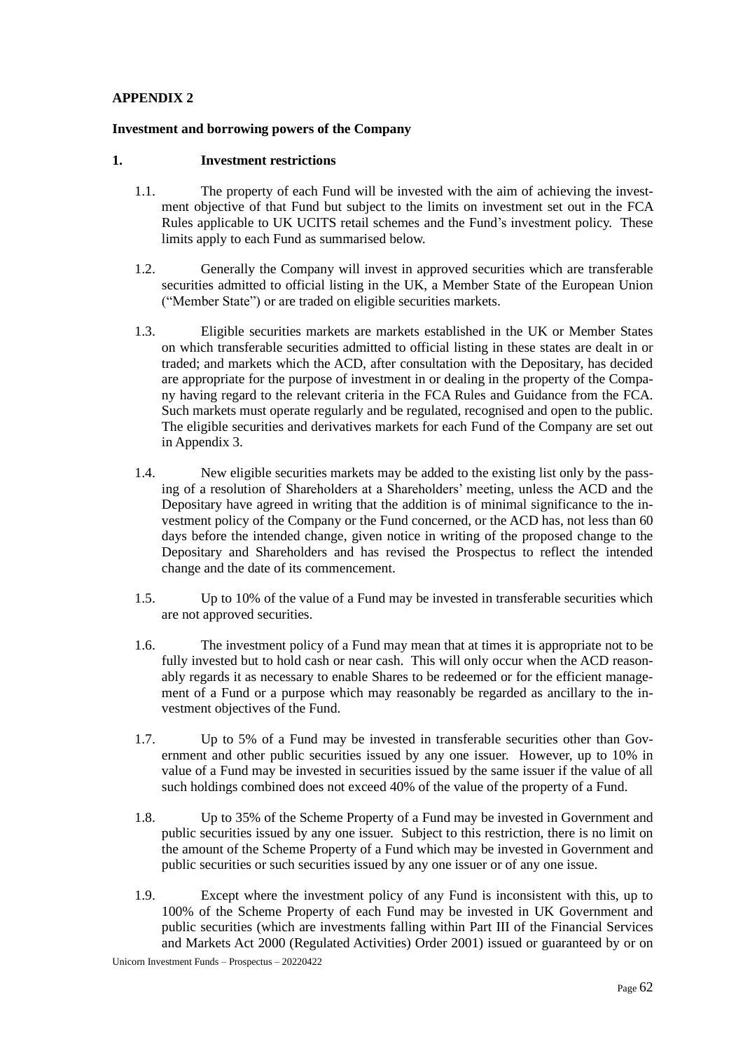**APPENDIX 2**

**Investment and borrowing powers of the Company**

**1. Investment restrictions**

1.1. The property of each Fund will be invested with the aim of achieving the investment objective of that Fund but subject to the limits on investment set out in the FCA Rules applicable to UK UCITS retail schemes and the Fund's investment policy. These limits apply to each Fund as summarised below.

1.2. Generally the Company will invest in approved securities which are transferable securities admitted to official listing in the UK, a Member State of the European Union ("Member State") or are traded on eligible securities markets.

1.3. Eligible securities markets are markets established in the UK or Member States on which transferable securities admitted to official listing in these states are dealt in or traded; and markets which the ACD, after consultation with the Depositary, has decided are appropriate for the purpose of investment in or dealing in the property of the Company having regard to the relevant criteria in the FCA Rules and Guidance from the FCA. Such markets must operate regularly and be regulated, recognised and open to the public. The eligible securities and derivatives markets for each Fund of the Company are set out in Appendix 3.

1.4. New eligible securities markets may be added to the existing list only by the passing of a resolution of Shareholders at a Shareholders' meeting, unless the ACD and the Depositary have agreed in writing that the addition is of minimal significance to the investment policy of the Company or the Fund concerned, or the ACD has, not less than 60 days before the intended change, given notice in writing of the proposed change to the Depositary and Shareholders and has revised the Prospectus to reflect the intended change and the date of its commencement.

1.5. Up to 10% of the value of a Fund may be invested in transferable securities which are not approved securities.

1.6. The investment policy of a Fund may mean that at times it is appropriate not to be fully invested but to hold cash or near cash. This will only occur when the ACD reasonably regards it as necessary to enable Shares to be redeemed or for the efficient management of a Fund or a purpose which may reasonably be regarded as ancillary to the investment objectives of the Fund.

1.7. Up to 5% of a Fund may be invested in transferable securities other than Government and other public securities issued by any one issuer. However, up to 10% in value of a Fund may be invested in securities issued by the same issuer if the value of all such holdings combined does not exceed 40% of the value of the property of a Fund.

1.8. Up to 35% of the Scheme Property of a Fund may be invested in Government and public securities issued by any one issuer. Subject to this restriction, there is no limit on the amount of the Scheme Property of a Fund which may be invested in Government and public securities or such securities issued by any one issuer or of any one issue.

1.9. Except where the investment policy of any Fund is inconsistent with this, up to 100% of the Scheme Property of each Fund may be invested in UK Government and public securities (which are investments falling within Part III of the Financial Services and Markets Act 2000 (Regulated Activities) Order 2001) issued or guaranteed by or on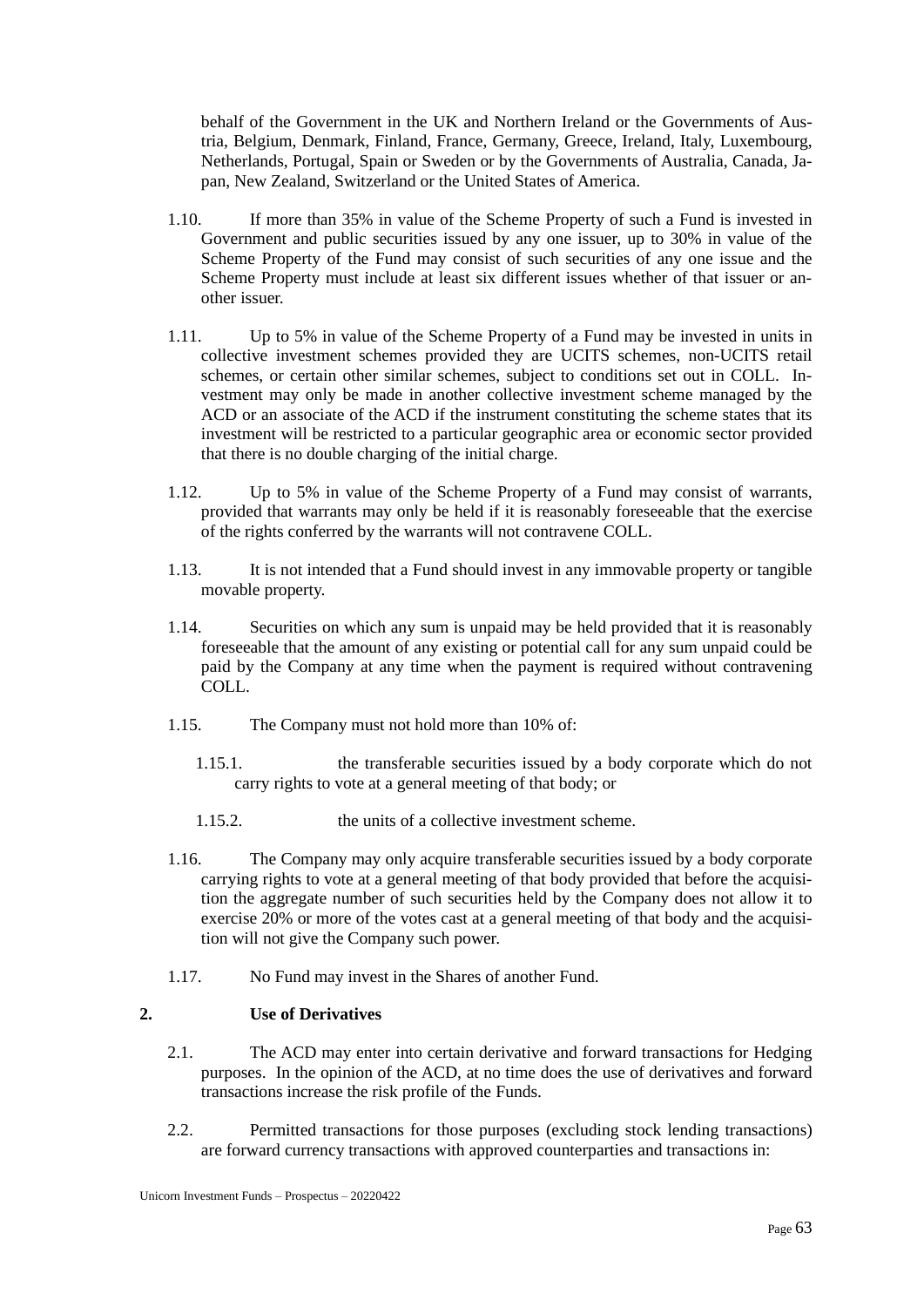behalf of the Government in the UK and Northern Ireland or the Governments of Austria, Belgium, Denmark, Finland, France, Germany, Greece, Ireland, Italy, Luxembourg, Netherlands, Portugal, Spain or Sweden or by the Governments of Australia, Canada, Japan, New Zealand, Switzerland or the United States of America.

1.10. If more than 35% in value of the Scheme Property of such a Fund is invested in Government and public securities issued by any one issuer, up to 30% in value of the Scheme Property of the Fund may consist of such securities of any one issue and the Scheme Property must include at least six different issues whether of that issuer or another issuer.

1.11. Up to 5% in value of the Scheme Property of a Fund may be invested in units in collective investment schemes provided they are UCITS schemes, non-UCITS retail schemes, or certain other similar schemes, subject to conditions set out in COLL. Investment may only be made in another collective investment scheme managed by the ACD or an associate of the ACD if the instrument constituting the scheme states that its investment will be restricted to a particular geographic area or economic sector provided that there is no double charging of the initial charge.

1.12. Up to 5% in value of the Scheme Property of a Fund may consist of warrants, provided that warrants may only be held if it is reasonably foreseeable that the exercise of the rights conferred by the warrants will not contravene COLL.

1.13. It is not intended that a Fund should invest in any immovable property or tangible movable property.

1.14. Securities on which any sum is unpaid may be held provided that it is reasonably foreseeable that the amount of any existing or potential call for any sum unpaid could be paid by the Company at any time when the payment is required without contravening COLL.

1.15. The Company must not hold more than 10% of:

1.15.1. the transferable securities issued by a body corporate which do not carry rights to vote at a general meeting of that body; or

1.15.2. the units of a collective investment scheme.

1.16. The Company may only acquire transferable securities issued by a body corporate carrying rights to vote at a general meeting of that body provided that before the acquisition the aggregate number of such securities held by the Company does not allow it to exercise 20% or more of the votes cast at a general meeting of that body and the acquisition will not give the Company such power.

1.17. No Fund may invest in the Shares of another Fund.

## 2. Use of Derivatives

2.1. The ACD may enter into certain derivative and forward transactions for Hedging purposes. In the opinion of the ACD, at no time does the use of derivatives and forward transactions increase the risk profile of the Funds.

2.2. Permitted transactions for those purposes (excluding stock lending transactions) are forward currency transactions with approved counterparties and transactions in: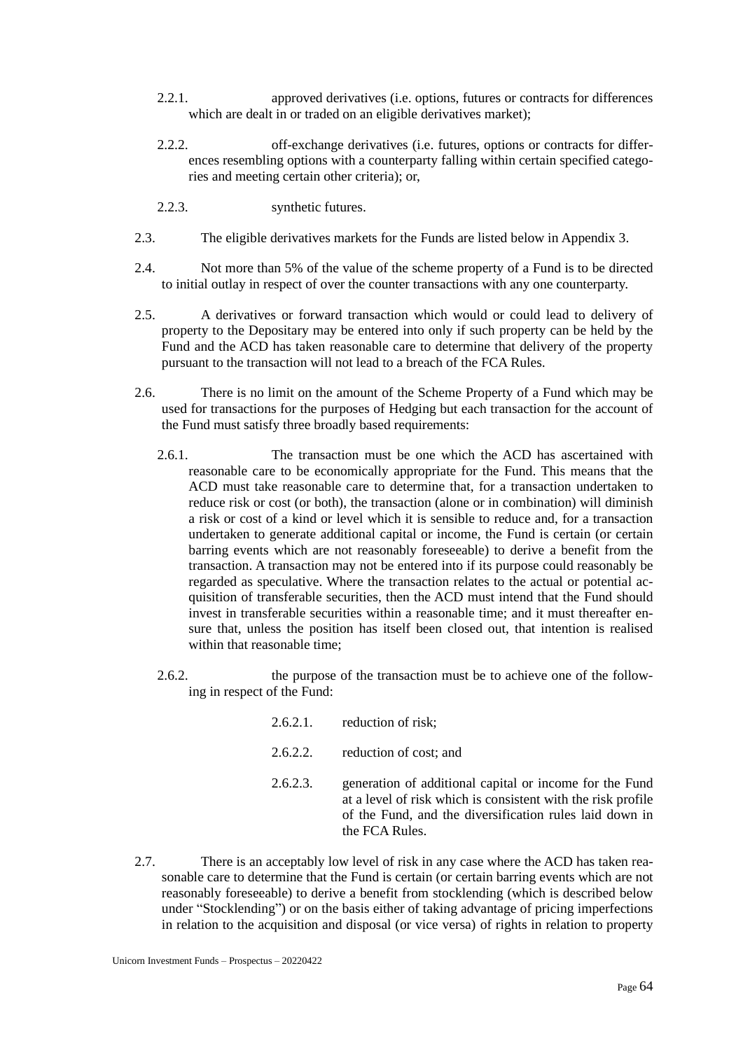2.2.1. approved derivatives (i.e. options, futures or contracts for differences which are dealt in or traded on an eligible derivatives market);

2.2.2. off-exchange derivatives (i.e. futures, options or contracts for differences resembling options with a counterparty falling within certain specified categories and meeting certain other criteria); or,

2.2.3. synthetic futures.

2.3. The eligible derivatives markets for the Funds are listed below in Appendix 3.

2.4. Not more than 5% of the value of the scheme property of a Fund is to be directed to initial outlay in respect of over the counter transactions with any one counterparty.

2.5. A derivatives or forward transaction which would or could lead to delivery of property to the Depositary may be entered into only if such property can be held by the Fund and the ACD has taken reasonable care to determine that delivery of the property pursuant to the transaction will not lead to a breach of the FCA Rules.

2.6. There is no limit on the amount of the Scheme Property of a Fund which may be used for transactions for the purposes of Hedging but each transaction for the account of the Fund must satisfy three broadly based requirements:

2.6.1. The transaction must be one which the ACD has ascertained with reasonable care to be economically appropriate for the Fund. This means that the ACD must take reasonable care to determine that, for a transaction undertaken to reduce risk or cost (or both), the transaction (alone or in combination) will diminish a risk or cost of a kind or level which it is sensible to reduce and, for a transaction undertaken to generate additional capital or income, the Fund is certain (or certain barring events which are not reasonably foreseeable) to derive a benefit from the transaction. A transaction may not be entered into if its purpose could reasonably be regarded as speculative. Where the transaction relates to the actual or potential acquisition of transferable securities, then the ACD must intend that the Fund should invest in transferable securities within a reasonable time; and it must thereafter ensure that, unless the position has itself been closed out, that intention is realised within that reasonable time;

2.6.2. the purpose of the transaction must be to achieve one of the following in respect of the Fund:

2.6.2.1. reduction of risk;

2.6.2.2. reduction of cost; and

2.6.2.3. generation of additional capital or income for the Fund at a level of risk which is consistent with the risk profile of the Fund, and the diversification rules laid down in the FCA Rules.

2.7. There is an acceptably low level of risk in any case where the ACD has taken reasonable care to determine that the Fund is certain (or certain barring events which are not reasonably foreseeable) to derive a benefit from stocklending (which is described below under "Stocklending") or on the basis either of taking advantage of pricing imperfections in relation to the acquisition and disposal (or vice versa) of rights in relation to property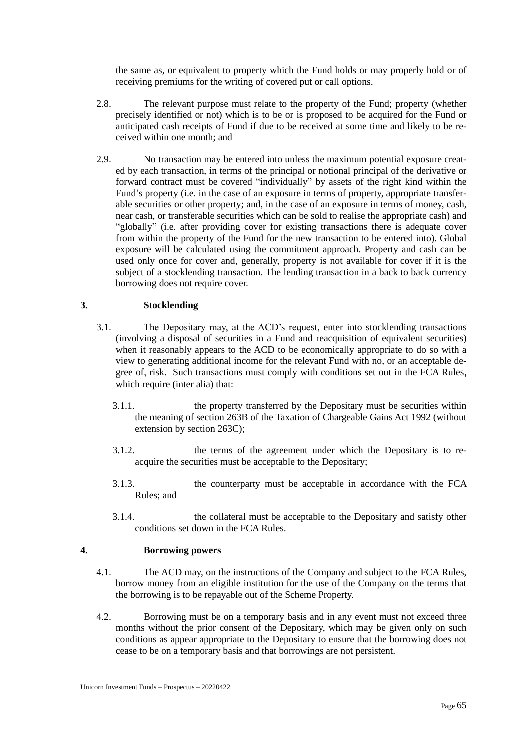the same as, or equivalent to property which the Fund holds or may properly hold or of receiving premiums for the writing of covered put or call options.

2.8. The relevant purpose must relate to the property of the Fund; property (whether precisely identified or not) which is to be or is proposed to be acquired for the Fund or anticipated cash receipts of Fund if due to be received at some time and likely to be received within one month; and

2.9. No transaction may be entered into unless the maximum potential exposure created by each transaction, in terms of the principal or notional principal of the derivative or forward contract must be covered "individually" by assets of the right kind within the Fund's property (i.e. in the case of an exposure in terms of property, appropriate transferable securities or other property; and, in the case of an exposure in terms of money, cash, near cash, or transferable securities which can be sold to realise the appropriate cash) and "globally" (i.e. after providing cover for existing transactions there is adequate cover from within the property of the Fund for the new transaction to be entered into). Global exposure will be calculated using the commitment approach. Property and cash can be used only once for cover and, generally, property is not available for cover if it is the subject of a stocklending transaction. The lending transaction in a back to back currency borrowing does not require cover.

## 3. Stocklending

3.1. The Depositary may, at the ACD's request, enter into stocklending transactions (involving a disposal of securities in a Fund and reacquisition of equivalent securities) when it reasonably appears to the ACD to be economically appropriate to do so with a view to generating additional income for the relevant Fund with no, or an acceptable degree of, risk. Such transactions must comply with conditions set out in the FCA Rules, which require (inter alia) that:

3.1.1. the property transferred by the Depositary must be securities within the meaning of section 263B of the Taxation of Chargeable Gains Act 1992 (without extension by section 263C);

3.1.2. the terms of the agreement under which the Depositary is to reacquire the securities must be acceptable to the Depositary;

3.1.3. the counterparty must be acceptable in accordance with the FCA Rules; and

3.1.4. the collateral must be acceptable to the Depositary and satisfy other conditions set down in the FCA Rules.

## 4. Borrowing powers

4.1. The ACD may, on the instructions of the Company and subject to the FCA Rules, borrow money from an eligible institution for the use of the Company on the terms that the borrowing is to be repayable out of the Scheme Property.

4.2. Borrowing must be on a temporary basis and in any event must not exceed three months without the prior consent of the Depositary, which may be given only on such conditions as appear appropriate to the Depositary to ensure that the borrowing does not cease to be on a temporary basis and that borrowings are not persistent.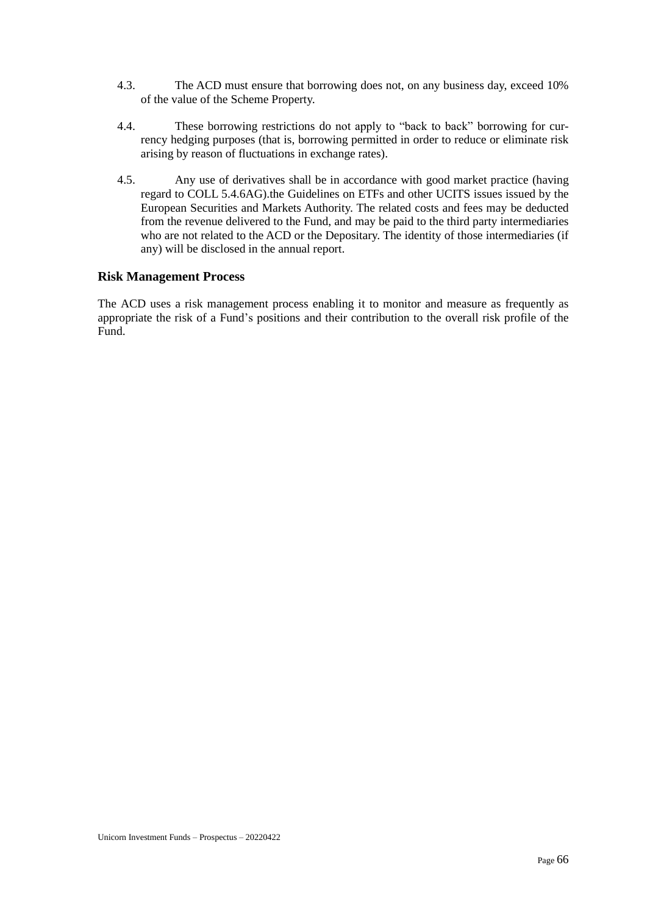4.3. The ACD must ensure that borrowing does not, on any business day, exceed 10% of the value of the Scheme Property.

4.4. These borrowing restrictions do not apply to "back to back" borrowing for currency hedging purposes (that is, borrowing permitted in order to reduce or eliminate risk arising by reason of fluctuations in exchange rates).

4.5. Any use of derivatives shall be in accordance with good market practice (having regard to COLL 5.4.6AG).the Guidelines on ETFs and other UCITS issues issued by the European Securities and Markets Authority. The related costs and fees may be deducted from the revenue delivered to the Fund, and may be paid to the third party intermediaries who are not related to the ACD or the Depositary. The identity of those intermediaries (if any) will be disclosed in the annual report.

### Risk Management Process

The ACD uses a risk management process enabling it to monitor and measure as frequently as appropriate the risk of a Fund's positions and their contribution to the overall risk profile of the Fund.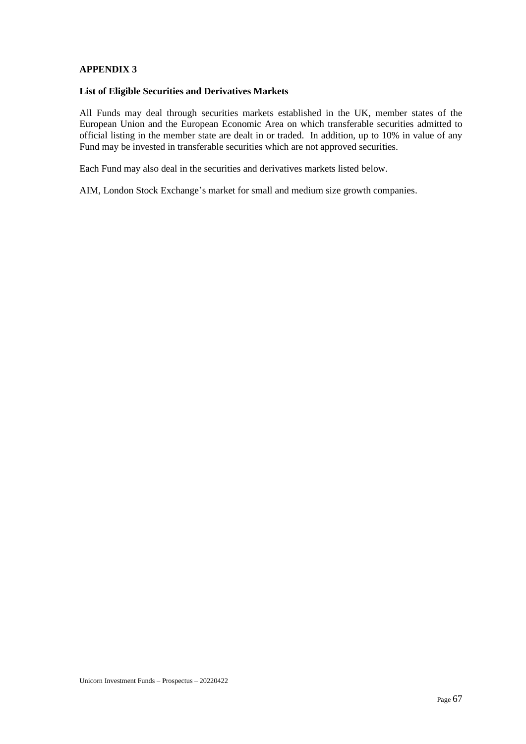# APPENDIX 3

## List of Eligible Securities and Derivatives Markets

All Funds may deal through securities markets established in the UK, member states of the European Union and the European Economic Area on which transferable securities admitted to official listing in the member state are dealt in or traded. In addition, up to 10% in value of any Fund may be invested in transferable securities which are not approved securities.

Each Fund may also deal in the securities and derivatives markets listed below.

AIM, London Stock Exchange's market for small and medium size growth companies.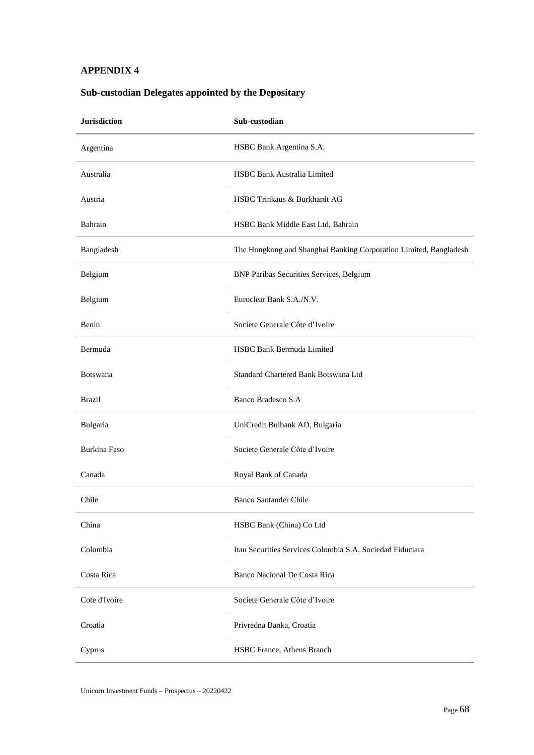## APPENDIX 4

### Sub-custodian Delegates appointed by the Depositary

| Jurisdiction | Sub-custodian |
|---|---|
| Argentina | HSBC Bank Argentina S.A. |
| Australia | HSBC Bank Australia Limited |
| Austria | HSBC Trinkaus & Burkhardt AG |
| Bahrain | HSBC Bank Middle East Ltd, Bahrain |
| Bangladesh | The Hongkong and Shanghai Banking Corporation Limited, Bangladesh |
| Belgium | BNP Paribas Securities Services, Belgium |
| Belgium | Euroclear Bank S.A./N.V. |
| Benin | Societe Generale Côte d'Ivoire |
| Bermuda | HSBC Bank Bermuda Limited |
| Botswana | Standard Chartered Bank Botswana Ltd |
| Brazil | Banco Bradesco S.A |
| Bulgaria | UniCredit Bulbank AD, Bulgaria |
| Burkina Faso | Societe Generale Côte d'Ivoire |
| Canada | Royal Bank of Canada |
| Chile | Banco Santander Chile |
| China | HSBC Bank (China) Co Ltd |
| Colombia | Itau Securities Services Colombia S.A. Sociedad Fiduciara |
| Costa Rica | Banco Nacional De Costa Rica |
| Cote d'Ivoire | Societe Generale Côte d'Ivoire |
| Croatia | Privredna Banka, Croatia |
| Cyprus | HSBC France, Athens Branch |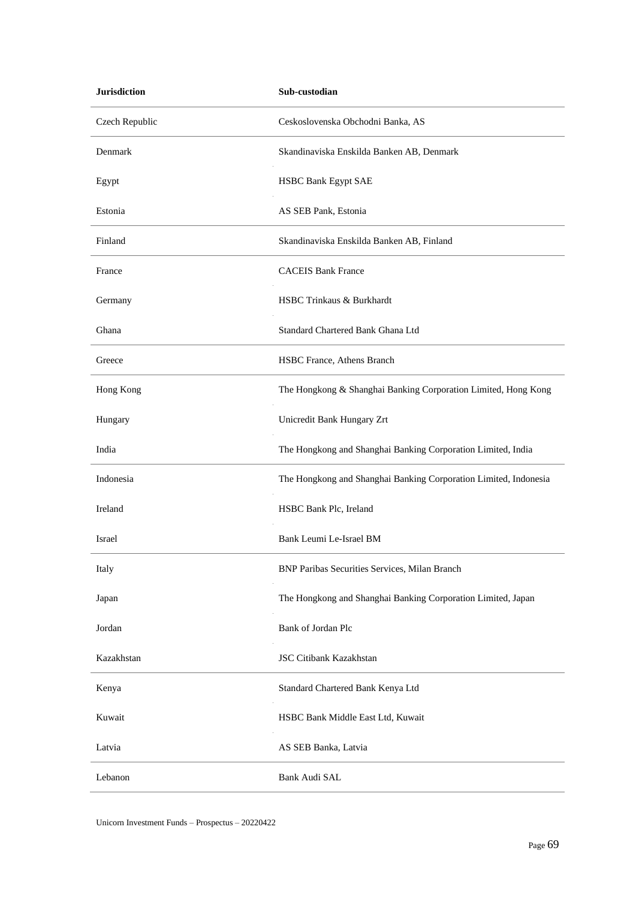| Jurisdiction | Sub-custodian |
| --- | --- |
| Czech Republic | Ceskoslovenska Obchodni Banka, AS |
| Denmark | Skandinaviska Enskilda Banken AB, Denmark |
| Egypt | HSBC Bank Egypt SAE |
| Estonia | AS SEB Pank, Estonia |
| Finland | Skandinaviska Enskilda Banken AB, Finland |
| France | CACEIS Bank France |
| Germany | HSBC Trinkaus & Burkhardt |
| Ghana | Standard Chartered Bank Ghana Ltd |
| Greece | HSBC France, Athens Branch |
| Hong Kong | The Hongkong & Shanghai Banking Corporation Limited, Hong Kong |
| Hungary | Unicredit Bank Hungary Zrt |
| India | The Hongkong and Shanghai Banking Corporation Limited, India |
| Indonesia | The Hongkong and Shanghai Banking Corporation Limited, Indonesia |
| Ireland | HSBC Bank Plc, Ireland |
| Israel | Bank Leumi Le-Israel BM |
| Italy | BNP Paribas Securities Services, Milan Branch |
| Japan | The Hongkong and Shanghai Banking Corporation Limited, Japan |
| Jordan | Bank of Jordan Plc |
| Kazakhstan | JSC Citibank Kazakhstan |
| Kenya | Standard Chartered Bank Kenya Ltd |
| Kuwait | HSBC Bank Middle East Ltd, Kuwait |
| Latvia | AS SEB Banka, Latvia |
| Lebanon | Bank Audi SAL |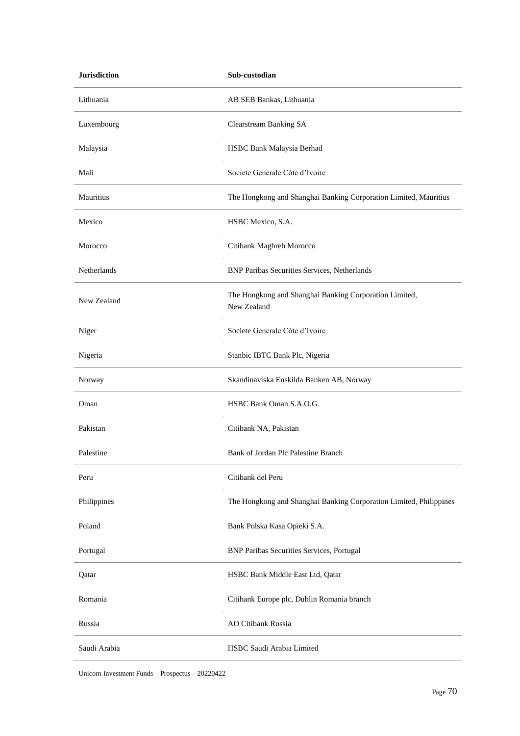| Jurisdiction | Sub-custodian |
|---|---|
| Lithuania | AB SEB Bankas, Lithuania |
| Luxembourg | Clearstream Banking SA |
| Malaysia | HSBC Bank Malaysia Berhad |
| Mali | Societe Generale Côte d'Ivoire |
| Mauritius | The Hongkong and Shanghai Banking Corporation Limited, Mauritius |
| Mexico | HSBC Mexico, S.A. |
| Morocco | Citibank Maghreb Morocco |
| Netherlands | BNP Paribas Securities Services, Netherlands |
| New Zealand | The Hongkong and Shanghai Banking Corporation Limited, New Zealand |
| Niger | Societe Generale Côte d'Ivoire |
| Nigeria | Stanbic IBTC Bank Plc, Nigeria |
| Norway | Skandinaviska Enskilda Banken AB, Norway |
| Oman | HSBC Bank Oman S.A.O.G. |
| Pakistan | Citibank NA, Pakistan |
| Palestine | Bank of Jordan Plc Palestine Branch |
| Peru | Citibank del Peru |
| Philippines | The Hongkong and Shanghai Banking Corporation Limited, Philippines |
| Poland | Bank Polska Kasa Opieki S.A. |
| Portugal | BNP Paribas Securities Services, Portugal |
| Qatar | HSBC Bank Middle East Ltd, Qatar |
| Romania | Citibank Europe plc, Dublin Romania branch |
| Russia | AO Citibank Russia |
| Saudi Arabia | HSBC Saudi Arabia Limited |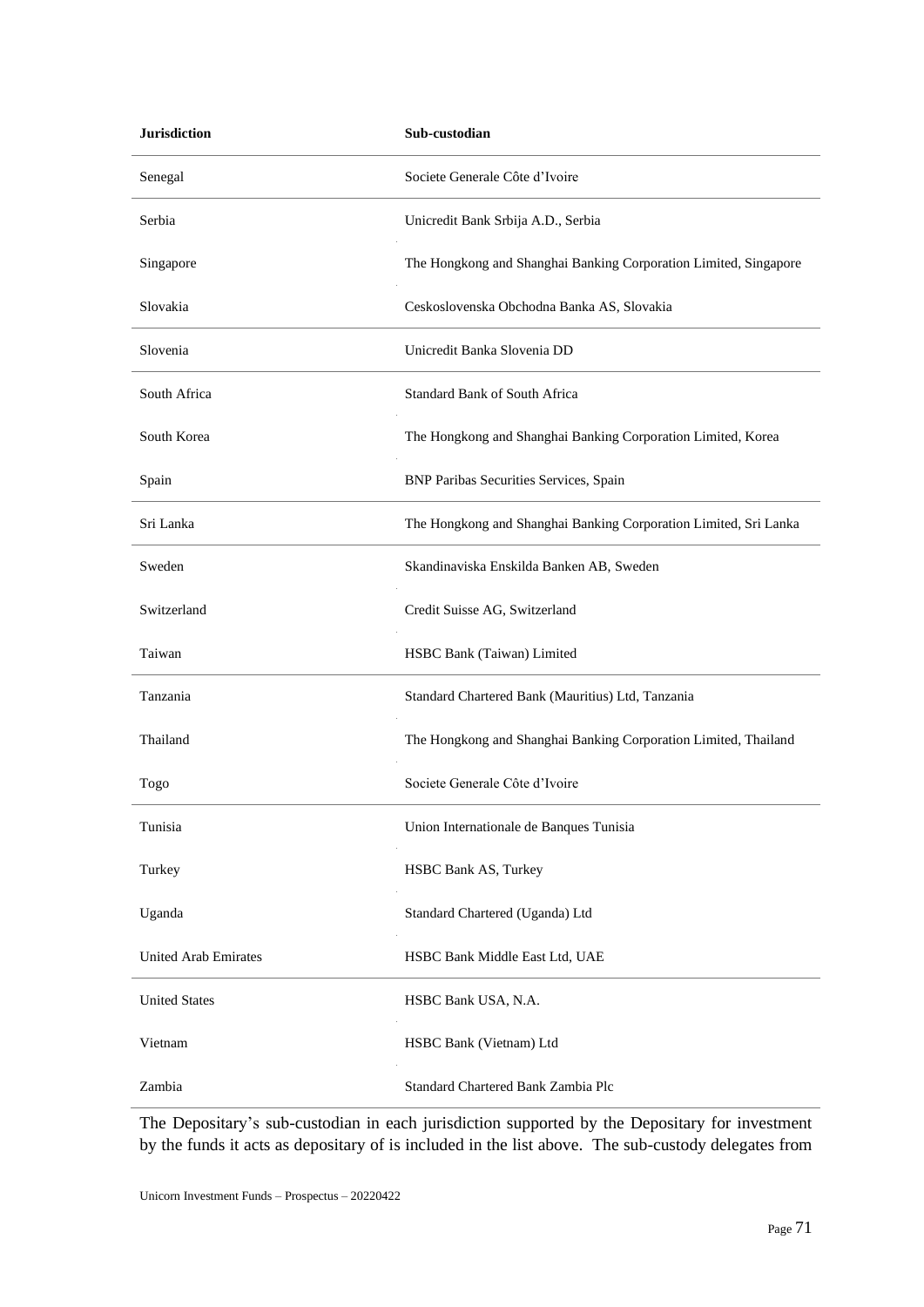| Jurisdiction | Sub-custodian |
|---|---|
| Senegal | Societe Generale Côte d'Ivoire |
| Serbia | Unicredit Bank Srbija A.D., Serbia |
| Singapore | The Hongkong and Shanghai Banking Corporation Limited, Singapore |
| Slovakia | Ceskoslovenska Obchodna Banka AS, Slovakia |
| Slovenia | Unicredit Banka Slovenia DD |
| South Africa | Standard Bank of South Africa |
| South Korea | The Hongkong and Shanghai Banking Corporation Limited, Korea |
| Spain | BNP Paribas Securities Services, Spain |
| Sri Lanka | The Hongkong and Shanghai Banking Corporation Limited, Sri Lanka |
| Sweden | Skandinaviska Enskilda Banken AB, Sweden |
| Switzerland | Credit Suisse AG, Switzerland |
| Taiwan | HSBC Bank (Taiwan) Limited |
| Tanzania | Standard Chartered Bank (Mauritius) Ltd, Tanzania |
| Thailand | The Hongkong and Shanghai Banking Corporation Limited, Thailand |
| Togo | Societe Generale Côte d'Ivoire |
| Tunisia | Union Internationale de Banques Tunisia |
| Turkey | HSBC Bank AS, Turkey |
| Uganda | Standard Chartered (Uganda) Ltd |
| United Arab Emirates | HSBC Bank Middle East Ltd, UAE |
| United States | HSBC Bank USA, N.A. |
| Vietnam | HSBC Bank (Vietnam) Ltd |
| Zambia | Standard Chartered Bank Zambia Plc |

The Depositary's sub-custodian in each jurisdiction supported by the Depositary for investment by the funds it acts as depositary of is included in the list above. The sub-custody delegates from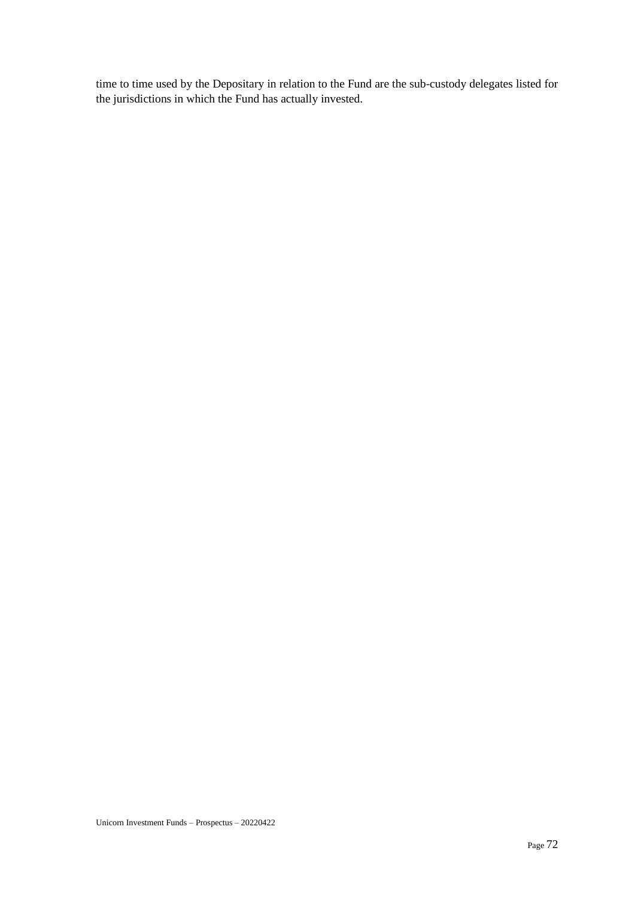time to time used by the Depositary in relation to the Fund are the sub-custody delegates listed for the jurisdictions in which the Fund has actually invested.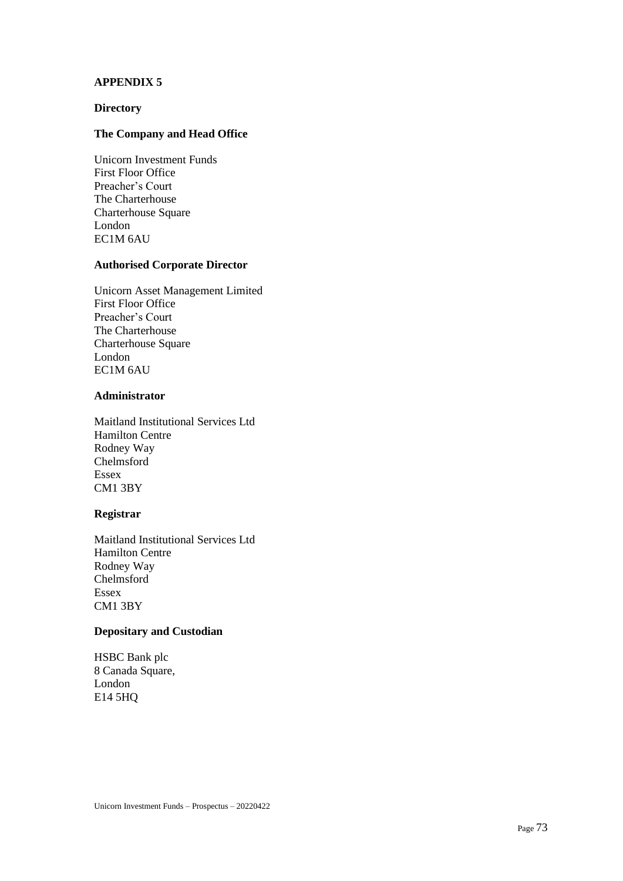# APPENDIX 5

## Directory

### The Company and Head Office

Unicorn Investment Funds
First Floor Office
Preacher's Court
The Charterhouse
Charterhouse Square
London
EC1M 6AU

### Authorised Corporate Director

Unicorn Asset Management Limited
First Floor Office
Preacher's Court
The Charterhouse
Charterhouse Square
London
EC1M 6AU

### Administrator

Maitland Institutional Services Ltd
Hamilton Centre
Rodney Way
Chelmsford
Essex
CM1 3BY

### Registrar

Maitland Institutional Services Ltd
Hamilton Centre
Rodney Way
Chelmsford
Essex
CM1 3BY

### Depositary and Custodian

HSBC Bank plc
8 Canada Square,
London
E14 5HQ